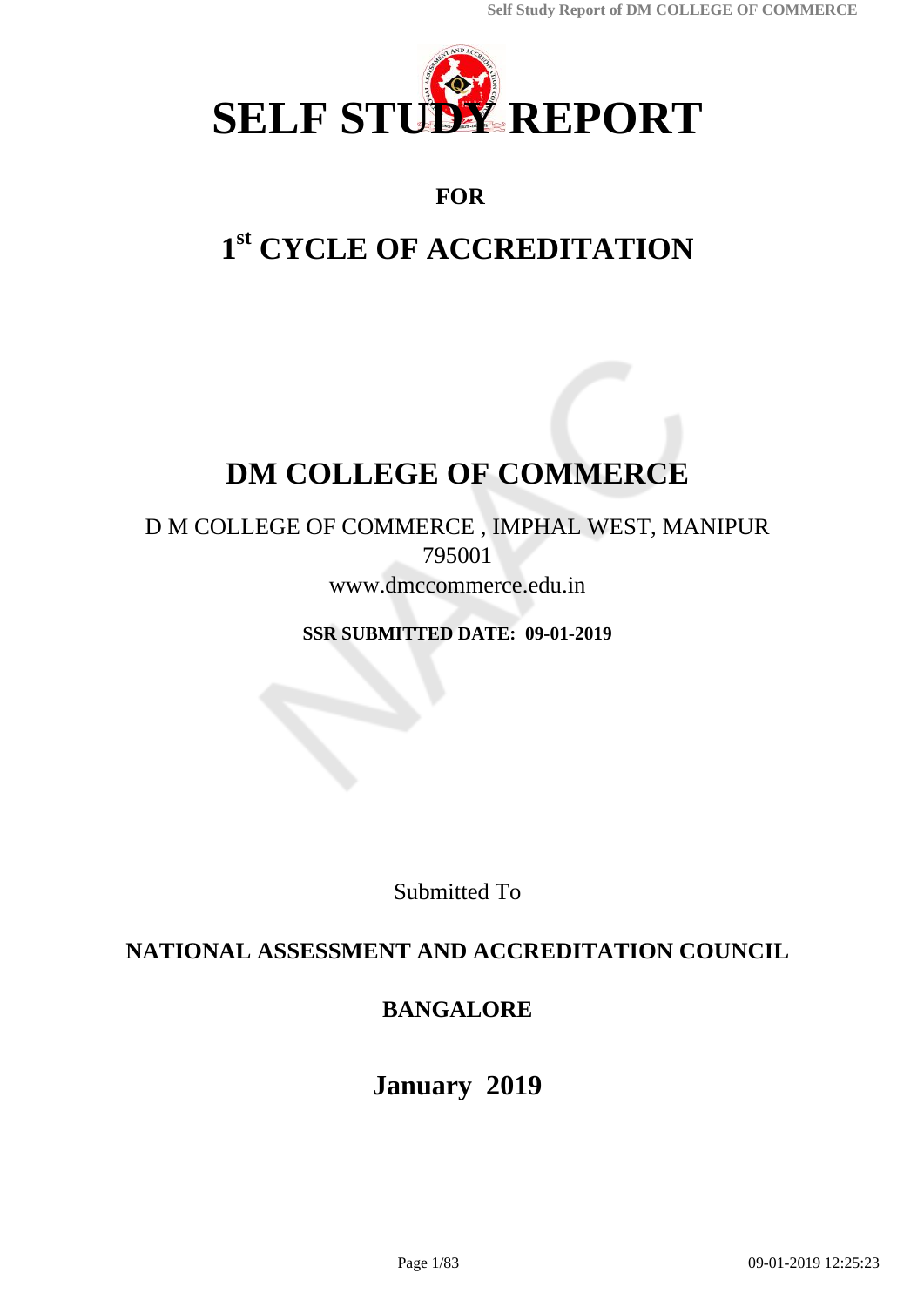# SELF STUDY REPORT

**FOR**

## $1^{st}$ CYCLE OF ACCREDITATION

# DM COLLEGE OF COMMERCE

D M COLLEGE OF COMMERCE , IMPHAL WEST, MANIPUR
795001
www.dmccommerce.edu.in

**SSR SUBMITTED DATE: 09-01-2019**

Submitted To

**NATIONAL ASSESSMENT AND ACCREDITATION COUNCIL**

**BANGALORE**

**January 2019**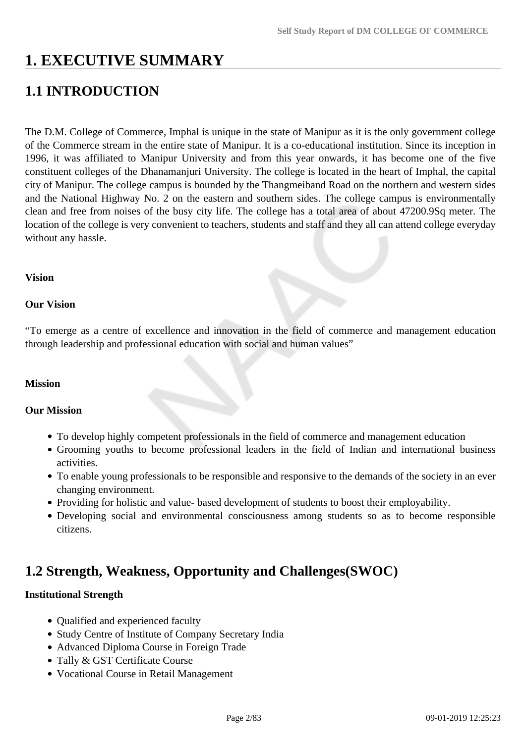# 1. EXECUTIVE SUMMARY

## 1.1 INTRODUCTION

The D.M. College of Commerce, Imphal is unique in the state of Manipur as it is the only government college of the Commerce stream in the entire state of Manipur. It is a co-educational institution. Since its inception in 1996, it was affiliated to Manipur University and from this year onwards, it has become one of the five constituent colleges of the Dhanamanjuri University. The college is located in the heart of Imphal, the capital city of Manipur. The college campus is bounded by the Thangmeiband Road on the northern and western sides and the National Highway No. 2 on the eastern and southern sides. The college campus is environmentally clean and free from noises of the busy city life. The college has a total area of about 47200.9Sq meter. The location of the college is very convenient to teachers, students and staff and they all can attend college everyday without any hassle.

**Vision**

**Our Vision**

"To emerge as a centre of excellence and innovation in the field of commerce and management education through leadership and professional education with social and human values"

**Mission**

**Our Mission**

- To develop highly competent professionals in the field of commerce and management education
- Grooming youths to become professional leaders in the field of Indian and international business activities.
- To enable young professionals to be responsible and responsive to the demands of the society in an ever changing environment.
- Providing for holistic and value- based development of students to boost their employability.
- Developing social and environmental consciousness among students so as to become responsible citizens.

## 1.2 Strength, Weakness, Opportunity and Challenges(SWOC)

**Institutional Strength**

- Qualified and experienced faculty
- Study Centre of Institute of Company Secretary India
- Advanced Diploma Course in Foreign Trade
- Tally & GST Certificate Course
- Vocational Course in Retail Management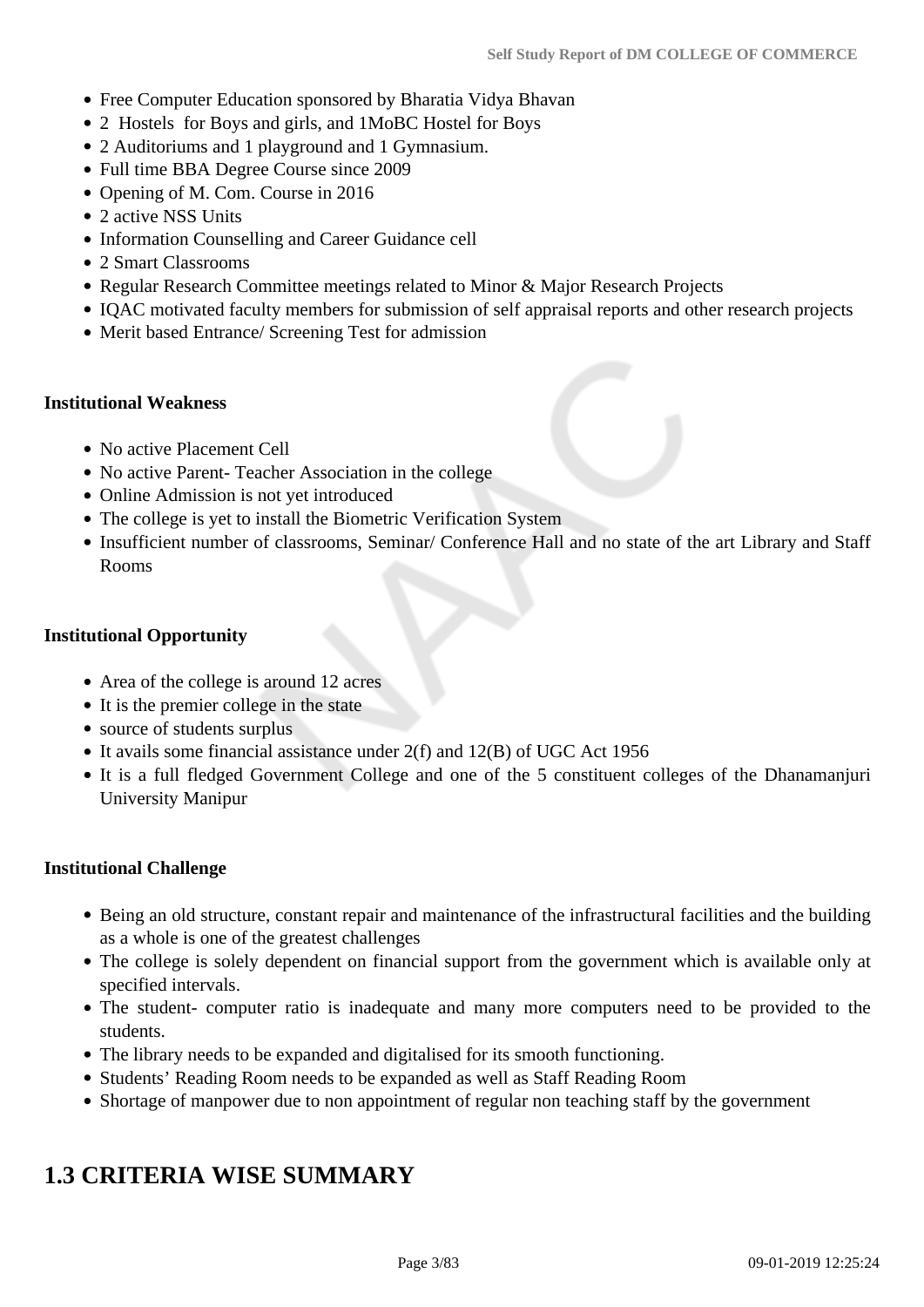- Free Computer Education sponsored by Bharatia Vidya Bhavan
- 2 Hostels for Boys and girls, and 1MoBC Hostel for Boys
- 2 Auditoriums and 1 playground and 1 Gymnasium.
- Full time BBA Degree Course since 2009
- Opening of M. Com. Course in 2016
- 2 active NSS Units
- Information Counselling and Career Guidance cell
- 2 Smart Classrooms
- Regular Research Committee meetings related to Minor & Major Research Projects
- IQAC motivated faculty members for submission of self appraisal reports and other research projects
- Merit based Entrance/ Screening Test for admission

**Institutional Weakness**

- No active Placement Cell
- No active Parent- Teacher Association in the college
- Online Admission is not yet introduced
- The college is yet to install the Biometric Verification System
- Insufficient number of classrooms, Seminar/ Conference Hall and no state of the art Library and Staff Rooms

**Institutional Opportunity**

- Area of the college is around 12 acres
- It is the premier college in the state
- source of students surplus
- It avails some financial assistance under 2(f) and 12(B) of UGC Act 1956
- It is a full fledged Government College and one of the 5 constituent colleges of the Dhanamanjuri University Manipur

**Institutional Challenge**

- Being an old structure, constant repair and maintenance of the infrastructural facilities and the building as a whole is one of the greatest challenges
- The college is solely dependent on financial support from the government which is available only at specified intervals.
- The student- computer ratio is inadequate and many more computers need to be provided to the students.
- The library needs to be expanded and digitalised for its smooth functioning.
- Students' Reading Room needs to be expanded as well as Staff Reading Room
- Shortage of manpower due to non appointment of regular non teaching staff by the government

## 1.3 CRITERIA WISE SUMMARY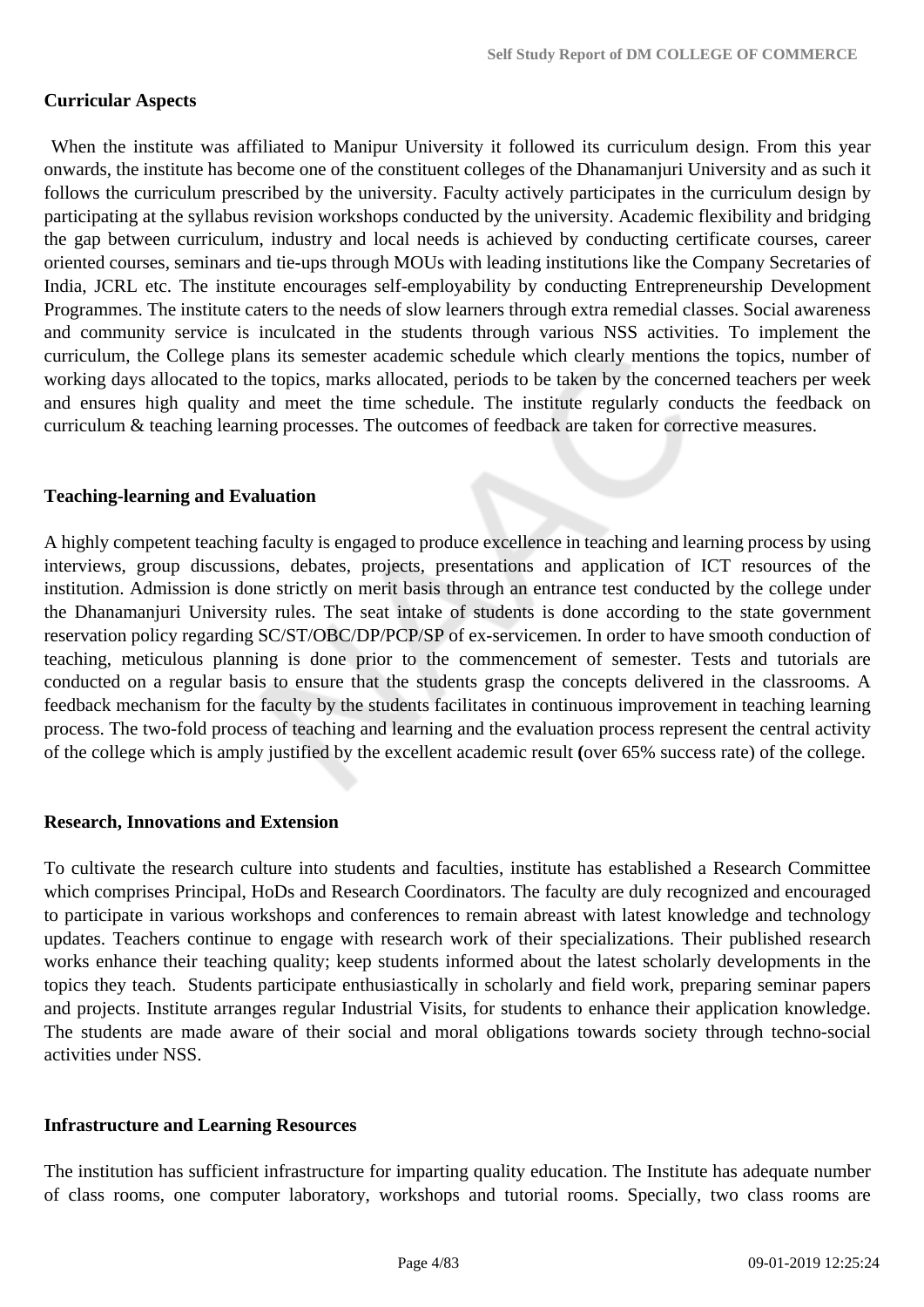**Curricular Aspects**

When the institute was affiliated to Manipur University it followed its curriculum design. From this year onwards, the institute has become one of the constituent colleges of the Dhanamanjuri University and as such it follows the curriculum prescribed by the university. Faculty actively participates in the curriculum design by participating at the syllabus revision workshops conducted by the university. Academic flexibility and bridging the gap between curriculum, industry and local needs is achieved by conducting certificate courses, career oriented courses, seminars and tie-ups through MOUs with leading institutions like the Company Secretaries of India, JCRL etc. The institute encourages self-employability by conducting Entrepreneurship Development Programmes. The institute caters to the needs of slow learners through extra remedial classes. Social awareness and community service is inculcated in the students through various NSS activities. To implement the curriculum, the College plans its semester academic schedule which clearly mentions the topics, number of working days allocated to the topics, marks allocated, periods to be taken by the concerned teachers per week and ensures high quality and meet the time schedule. The institute regularly conducts the feedback on curriculum & teaching learning processes. The outcomes of feedback are taken for corrective measures.

**Teaching-learning and Evaluation**

A highly competent teaching faculty is engaged to produce excellence in teaching and learning process by using interviews, group discussions, debates, projects, presentations and application of ICT resources of the institution. Admission is done strictly on merit basis through an entrance test conducted by the college under the Dhanamanjuri University rules. The seat intake of students is done according to the state government reservation policy regarding SC/ST/OBC/DP/PCP/SP of ex-servicemen. In order to have smooth conduction of teaching, meticulous planning is done prior to the commencement of semester. Tests and tutorials are conducted on a regular basis to ensure that the students grasp the concepts delivered in the classrooms. A feedback mechanism for the faculty by the students facilitates in continuous improvement in teaching learning process. The two-fold process of teaching and learning and the evaluation process represent the central activity of the college which is amply justified by the excellent academic result **(**over 65% success rate) of the college.

**Research, Innovations and Extension**

To cultivate the research culture into students and faculties, institute has established a Research Committee which comprises Principal, HoDs and Research Coordinators. The faculty are duly recognized and encouraged to participate in various workshops and conferences to remain abreast with latest knowledge and technology updates. Teachers continue to engage with research work of their specializations. Their published research works enhance their teaching quality; keep students informed about the latest scholarly developments in the topics they teach. Students participate enthusiastically in scholarly and field work, preparing seminar papers and projects. Institute arranges regular Industrial Visits, for students to enhance their application knowledge. The students are made aware of their social and moral obligations towards society through techno-social activities under NSS.

**Infrastructure and Learning Resources**

The institution has sufficient infrastructure for imparting quality education. The Institute has adequate number of class rooms, one computer laboratory, workshops and tutorial rooms. Specially, two class rooms are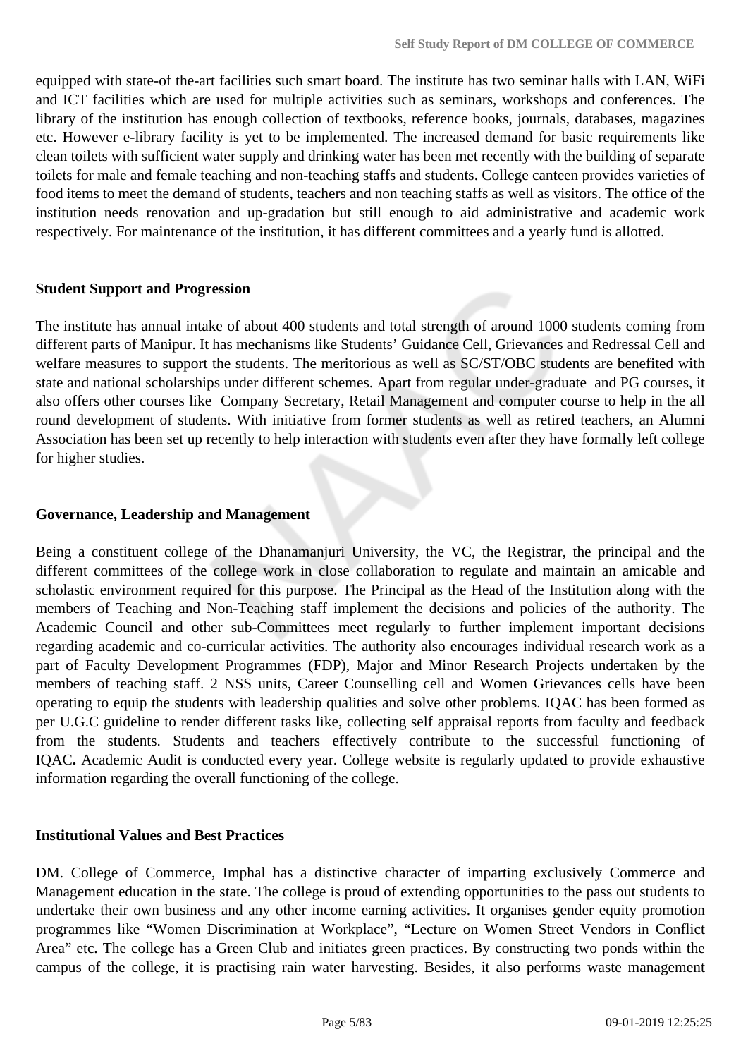equipped with state-of-the-art facilities such smart board. The institute has two seminar halls with LAN, WiFi and ICT facilities which are used for multiple activities such as seminars, workshops and conferences. The library of the institution has enough collection of textbooks, reference books, journals, databases, magazines etc. However e-library facility is yet to be implemented. The increased demand for basic requirements like clean toilets with sufficient water supply and drinking water has been met recently with the building of separate toilets for male and female teaching and non-teaching staffs and students. College canteen provides varieties of food items to meet the demand of students, teachers and non teaching staffs as well as visitors. The office of the institution needs renovation and up-gradation but still enough to aid administrative and academic work respectively. For maintenance of the institution, it has different committees and a yearly fund is allotted.

**Student Support and Progression**

The institute has annual intake of about 400 students and total strength of around 1000 students coming from different parts of Manipur. It has mechanisms like Students' Guidance Cell, Grievances and Redressal Cell and welfare measures to support the students. The meritorious as well as SC/ST/OBC students are benefited with state and national scholarships under different schemes. Apart from regular under-graduate and PG courses, it also offers other courses like Company Secretary, Retail Management and computer course to help in the all round development of students. With initiative from former students as well as retired teachers, an Alumni Association has been set up recently to help interaction with students even after they have formally left college for higher studies.

**Governance, Leadership and Management**

Being a constituent college of the Dhanamanjuri University, the VC, the Registrar, the principal and the different committees of the college work in close collaboration to regulate and maintain an amicable and scholastic environment required for this purpose. The Principal as the Head of the Institution along with the members of Teaching and Non-Teaching staff implement the decisions and policies of the authority. The Academic Council and other sub-Committees meet regularly to further implement important decisions regarding academic and co-curricular activities. The authority also encourages individual research work as a part of Faculty Development Programmes (FDP), Major and Minor Research Projects undertaken by the members of teaching staff. 2 NSS units, Career Counselling cell and Women Grievances cells have been operating to equip the students with leadership qualities and solve other problems. IQAC has been formed as per U.G.C guideline to render different tasks like, collecting self appraisal reports from faculty and feedback from the students. Students and teachers effectively contribute to the successful functioning of IQAC**.** Academic Audit is conducted every year. College website is regularly updated to provide exhaustive information regarding the overall functioning of the college.

**Institutional Values and Best Practices**

DM. College of Commerce, Imphal has a distinctive character of imparting exclusively Commerce and Management education in the state. The college is proud of extending opportunities to the pass out students to undertake their own business and any other income earning activities. It organises gender equity promotion programmes like "Women Discrimination at Workplace", "Lecture on Women Street Vendors in Conflict Area" etc. The college has a Green Club and initiates green practices. By constructing two ponds within the campus of the college, it is practising rain water harvesting. Besides, it also performs waste management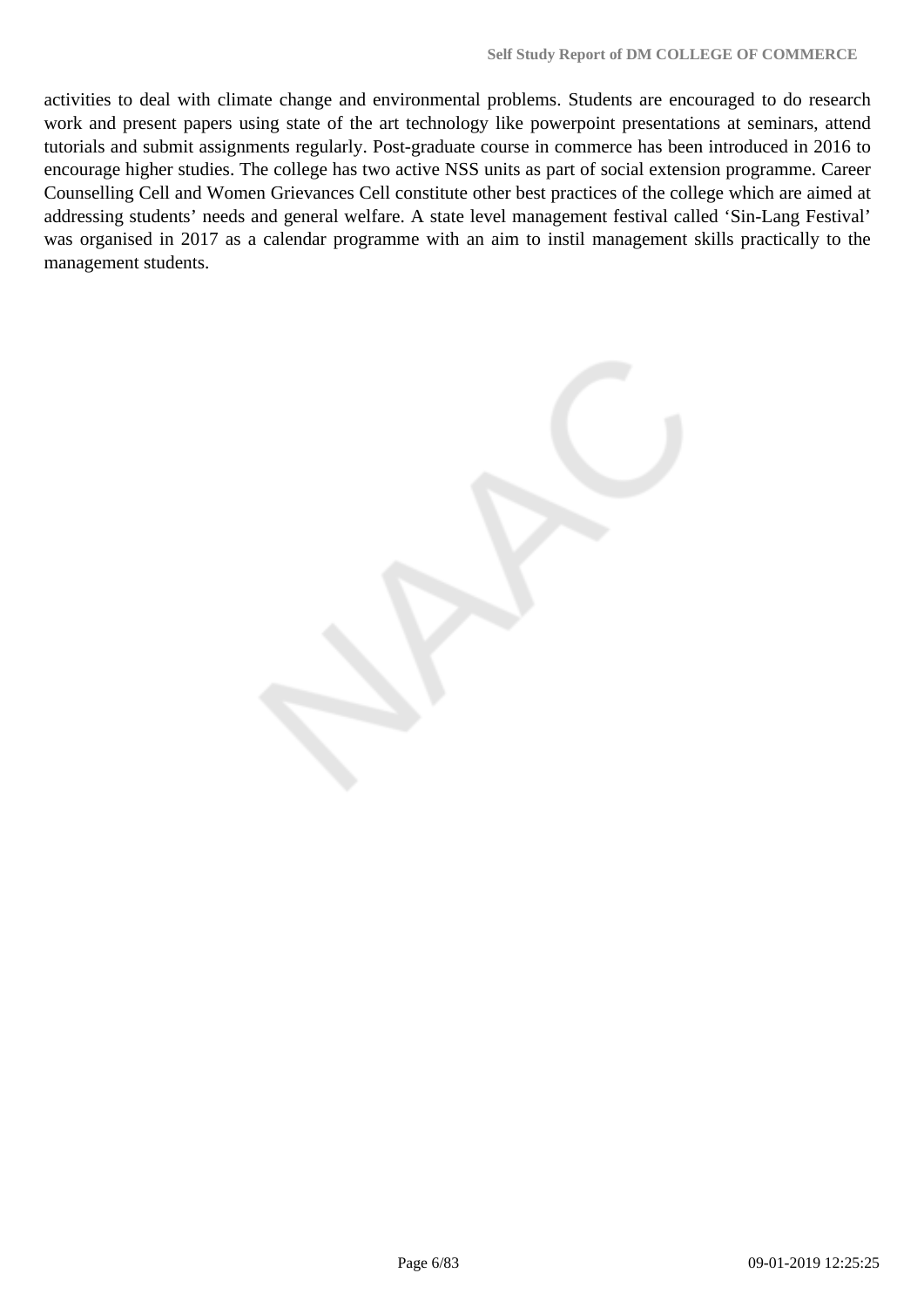activities to deal with climate change and environmental problems. Students are encouraged to do research work and present papers using state of the art technology like powerpoint presentations at seminars, attend tutorials and submit assignments regularly. Post-graduate course in commerce has been introduced in 2016 to encourage higher studies. The college has two active NSS units as part of social extension programme. Career Counselling Cell and Women Grievances Cell constitute other best practices of the college which are aimed at addressing students' needs and general welfare. A state level management festival called 'Sin-Lang Festival' was organised in 2017 as a calendar programme with an aim to instil management skills practically to the management students.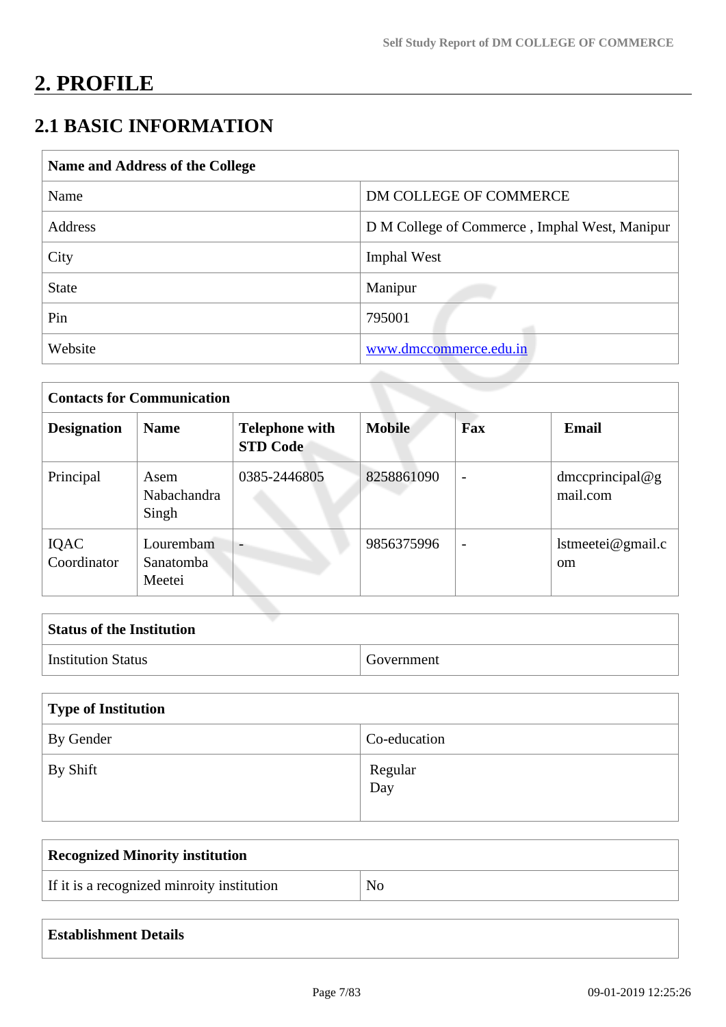# 2. PROFILE

## 2.1 BASIC INFORMATION

| Name and Address of the College | |
|---|---|
| Name | DM COLLEGE OF COMMERCE |
| Address | D M College of Commerce , Imphal West, Manipur |
| City | Imphal West |
| State | Manipur |
| Pin | 795001 |
| Website | www.dmccommerce.edu.in |

| Contacts for Communication | | | | | |
|---|---|---|---|---|---|
| **Designation** | **Name** | **Telephone with STD Code** | **Mobile** | **Fax** | **Email** |
| Principal | Asem Nabachandra Singh | 0385-2446805 | 8258861090 | - | dmccprincipal@gmail.com |
| IQAC Coordinator | Lourembam Sanatomba Meetei | - | 9856375996 | - | lstmeetei@gmail.com |

| Status of the Institution | |
|---|---|
| Institution Status | Government |

| Type of Institution | |
|---|---|
| By Gender | Co-education |
| By Shift | Regular<br>Day |

| Recognized Minority institution | |
|---|---|
| If it is a recognized minroity institution | No |

| Establishment Details |
|---|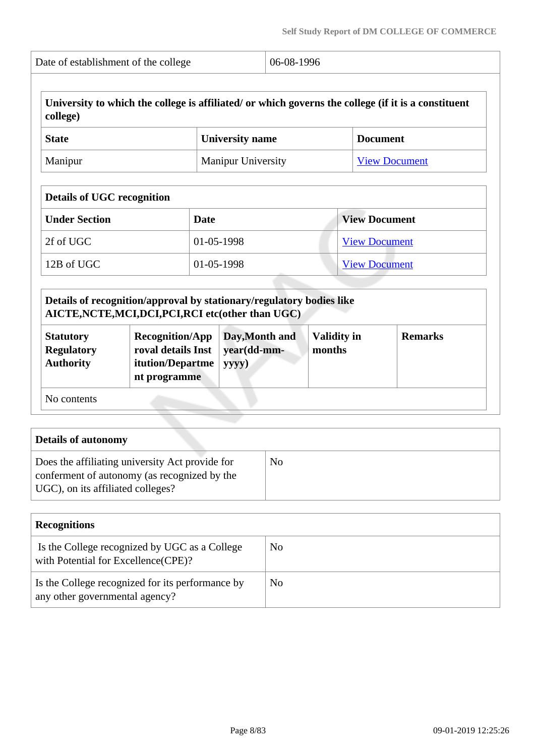| | |
|---|---|
| Date of establishment of the college | 06-08-1996 |

| University to which the college is affiliated/ or which governs the college (if it is a constituent college) | | |
|---|---|---|
| **State** | **University name** | **Document** |
| Manipur | Manipur University | View Document |

| Details of UGC recognition | | |
|---|---|---|
| **Under Section** | **Date** | **View Document** |
| 2f of UGC | 01-05-1998 | View Document |
| 12B of UGC | 01-05-1998 | View Document |

| Details of recognition/approval by stationary/regulatory bodies like AICTE,NCTE,MCI,DCI,PCI,RCI etc(other than UGC) | | | | |
|---|---|---|---|---|
| **Statutory Regulatory Authority** | **Recognition/Approval details Institution/Department programme** | **Day,Month and year(dd-mm-yyyy)** | **Validity in months** | **Remarks** |
| No contents | | | | |

| Details of autonomy | |
|---|---|
| Does the affiliating university Act provide for conferment of autonomy (as recognized by the UGC), on its affiliated colleges? | No |

| Recognitions | |
|---|---|
| Is the College recognized by UGC as a College with Potential for Excellence(CPE)? | No |
| Is the College recognized for its performance by any other governmental agency? | No |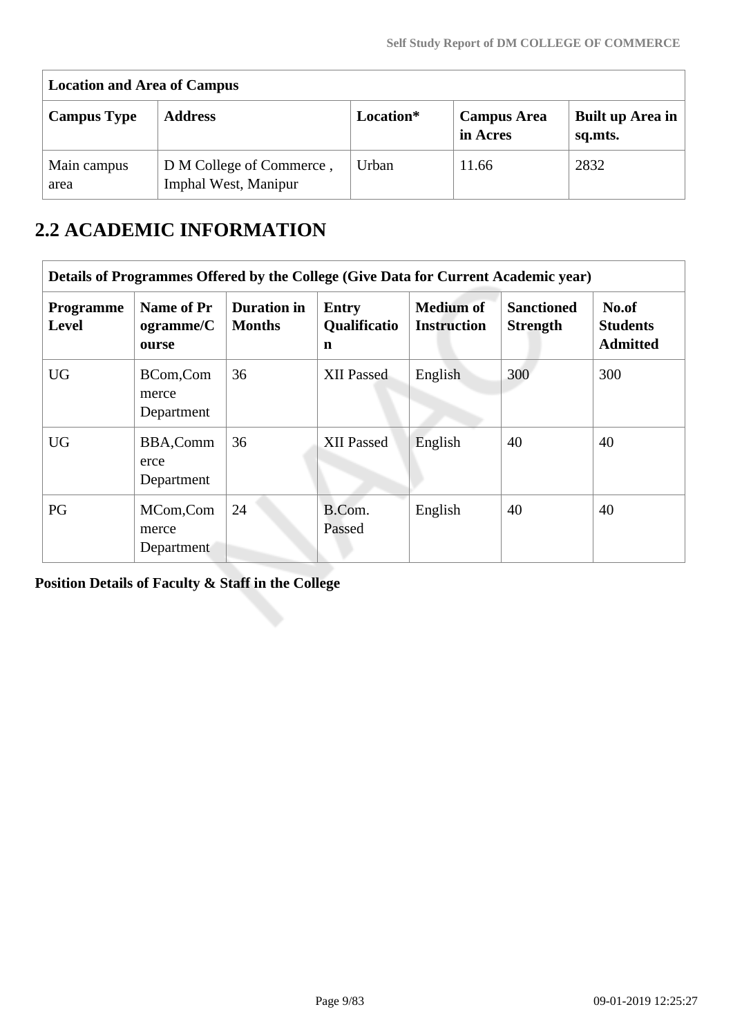| Location and Area of Campus | | | | |
|---|---|---|---|---|
| **Campus Type** | **Address** | **Location*** | **Campus Area in Acres** | **Built up Area in sq.mts.** |
| Main campus area | D M College of Commerce , Imphal West, Manipur | Urban | 11.66 | 2832 |

## 2.2 ACADEMIC INFORMATION

| Details of Programmes Offered by the College (Give Data for Current Academic year) | | | | | | |
|---|---|---|---|---|---|---|
| **Programme Level** | **Name of Programme/Course** | **Duration in Months** | **Entry Qualification** | **Medium of Instruction** | **Sanctioned Strength** | **No.of Students Admitted** |
| UG | BCom,Commerce Department | 36 | XII Passed | English | 300 | 300 |
| UG | BBA,Commerce Department | 36 | XII Passed | English | 40 | 40 |
| PG | MCom,Commerce Department | 24 | B.Com. Passed | English | 40 | 40 |

**Position Details of Faculty & Staff in the College**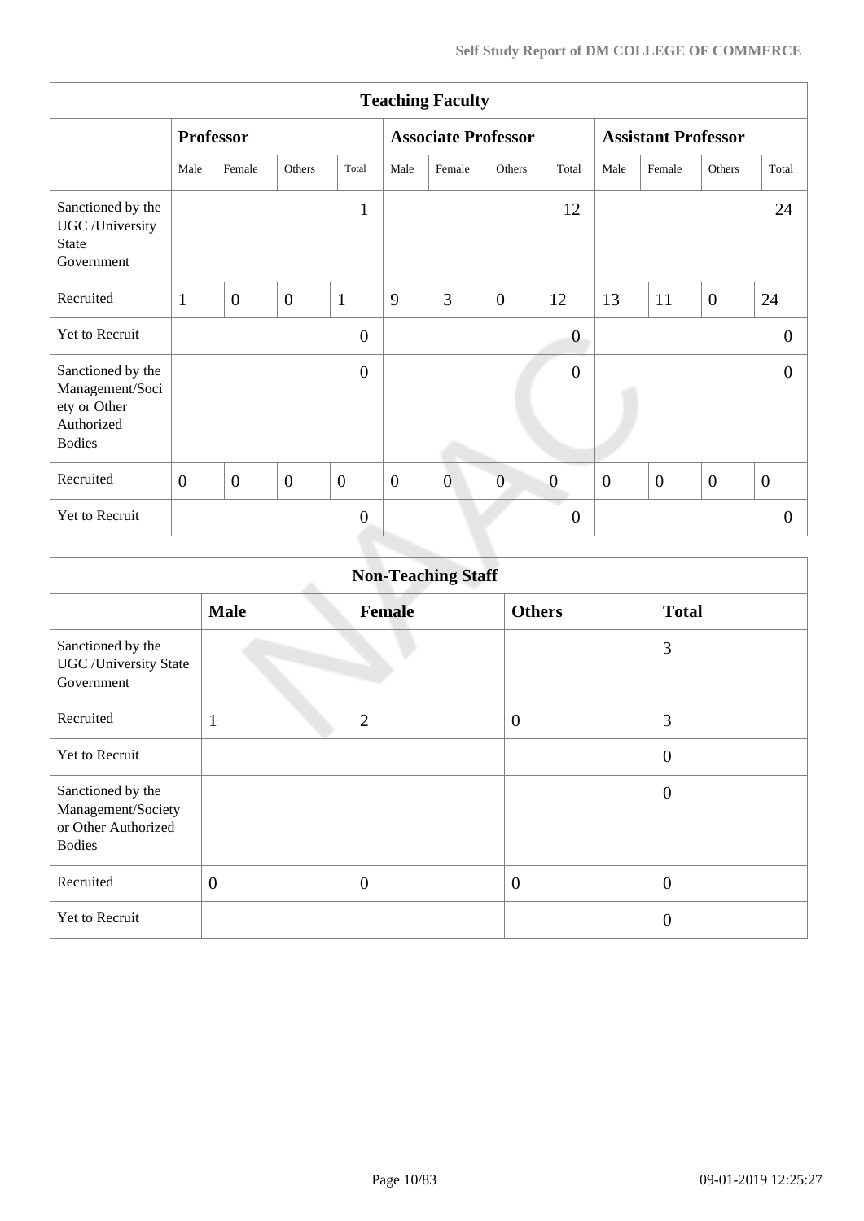| Teaching Faculty | | | | | | | | | | | | |
|---|---|---|---|---|---|---|---|---|---|---|---|---|
| | Professor | | | | Associate Professor | | | | Assistant Professor | | | |
| | Male | Female | Others | Total | Male | Female | Others | Total | Male | Female | Others | Total |
| Sanctioned by the UGC /University State Government | | | | 1 | | | | 12 | | | | 24 |
| Recruited | 1 | 0 | 0 | 1 | 9 | 3 | 0 | 12 | 13 | 11 | 0 | 24 |
| Yet to Recruit | | | | 0 | | | | 0 | | | | 0 |
| Sanctioned by the Management/Society or Other Authorized Bodies | | | | 0 | | | | 0 | | | | 0 |
| Recruited | 0 | 0 | 0 | 0 | 0 | 0 | 0 | 0 | 0 | 0 | 0 | 0 |
| Yet to Recruit | | | | 0 | | | | 0 | | | | 0 |

| Non-Teaching Staff | | | | |
|---|---|---|---|---|
| | Male | Female | Others | Total |
| Sanctioned by the UGC /University State Government | | | | 3 |
| Recruited | 1 | 2 | 0 | 3 |
| Yet to Recruit | | | | 0 |
| Sanctioned by the Management/Society or Other Authorized Bodies | | | | 0 |
| Recruited | 0 | 0 | 0 | 0 |
| Yet to Recruit | | | | 0 |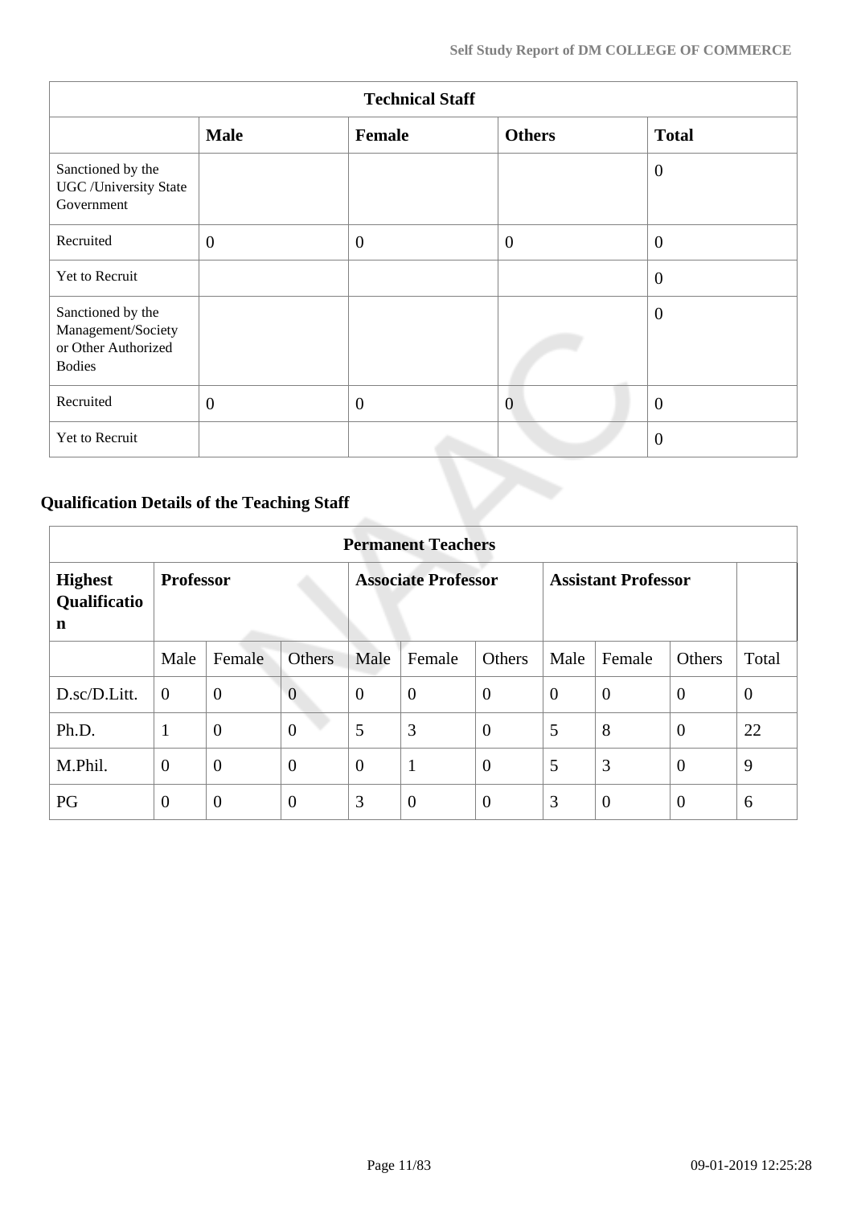| Technical Staff | | | | |
|---|---|---|---|---|
| | **Male** | **Female** | **Others** | **Total** |
| Sanctioned by the UGC /University State Government | | | | 0 |
| Recruited | 0 | 0 | 0 | 0 |
| Yet to Recruit | | | | 0 |
| Sanctioned by the Management/Society or Other Authorized Bodies | | | | 0 |
| Recruited | 0 | 0 | 0 | 0 |
| Yet to Recruit | | | | 0 |

## Qualification Details of the Teaching Staff

| Permanent Teachers | | | | | | | | | | |
|---|---|---|---|---|---|---|---|---|---|---|
| **Highest Qualification** | **Professor** | | | **Associate Professor** | | | **Assistant Professor** | | | |
| | Male | Female | Others | Male | Female | Others | Male | Female | Others | Total |
| D.sc/D.Litt. | 0 | 0 | 0 | 0 | 0 | 0 | 0 | 0 | 0 | 0 |
| Ph.D. | 1 | 0 | 0 | 5 | 3 | 0 | 5 | 8 | 0 | 22 |
| M.Phil. | 0 | 0 | 0 | 0 | 1 | 0 | 5 | 3 | 0 | 9 |
| PG | 0 | 0 | 0 | 3 | 0 | 0 | 3 | 0 | 0 | 6 |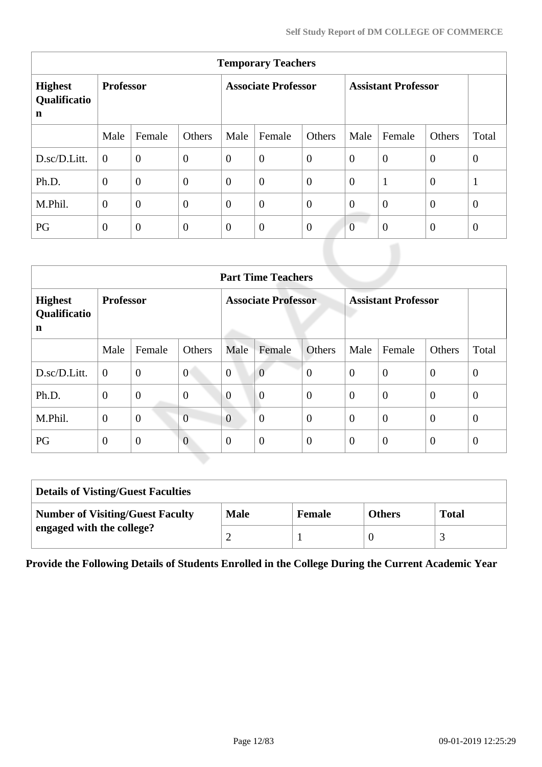| Temporary Teachers | | | | | | | | | | |
|---|---|---|---|---|---|---|---|---|---|---|
| **Highest Qualification** | **Professor** | | | **Associate Professor** | | | **Assistant Professor** | | | |
| | Male | Female | Others | Male | Female | Others | Male | Female | Others | Total |
| D.sc/D.Litt. | 0 | 0 | 0 | 0 | 0 | 0 | 0 | 0 | 0 | 0 |
| Ph.D. | 0 | 0 | 0 | 0 | 0 | 0 | 0 | 1 | 0 | 1 |
| M.Phil. | 0 | 0 | 0 | 0 | 0 | 0 | 0 | 0 | 0 | 0 |
| PG | 0 | 0 | 0 | 0 | 0 | 0 | 0 | 0 | 0 | 0 |

| Part Time Teachers | | | | | | | | | | |
|---|---|---|---|---|---|---|---|---|---|---|
| **Highest Qualification** | **Professor** | | | **Associate Professor** | | | **Assistant Professor** | | | |
| | Male | Female | Others | Male | Female | Others | Male | Female | Others | Total |
| D.sc/D.Litt. | 0 | 0 | 0 | 0 | 0 | 0 | 0 | 0 | 0 | 0 |
| Ph.D. | 0 | 0 | 0 | 0 | 0 | 0 | 0 | 0 | 0 | 0 |
| M.Phil. | 0 | 0 | 0 | 0 | 0 | 0 | 0 | 0 | 0 | 0 |
| PG | 0 | 0 | 0 | 0 | 0 | 0 | 0 | 0 | 0 | 0 |

| Details of Visting/Guest Faculties | | | | |
|---|---|---|---|---|
| **Number of Visiting/Guest Faculty engaged with the college?** | **Male** | **Female** | **Others** | **Total** |
| | 2 | 1 | 0 | 3 |

**Provide the Following Details of Students Enrolled in the College During the Current Academic Year**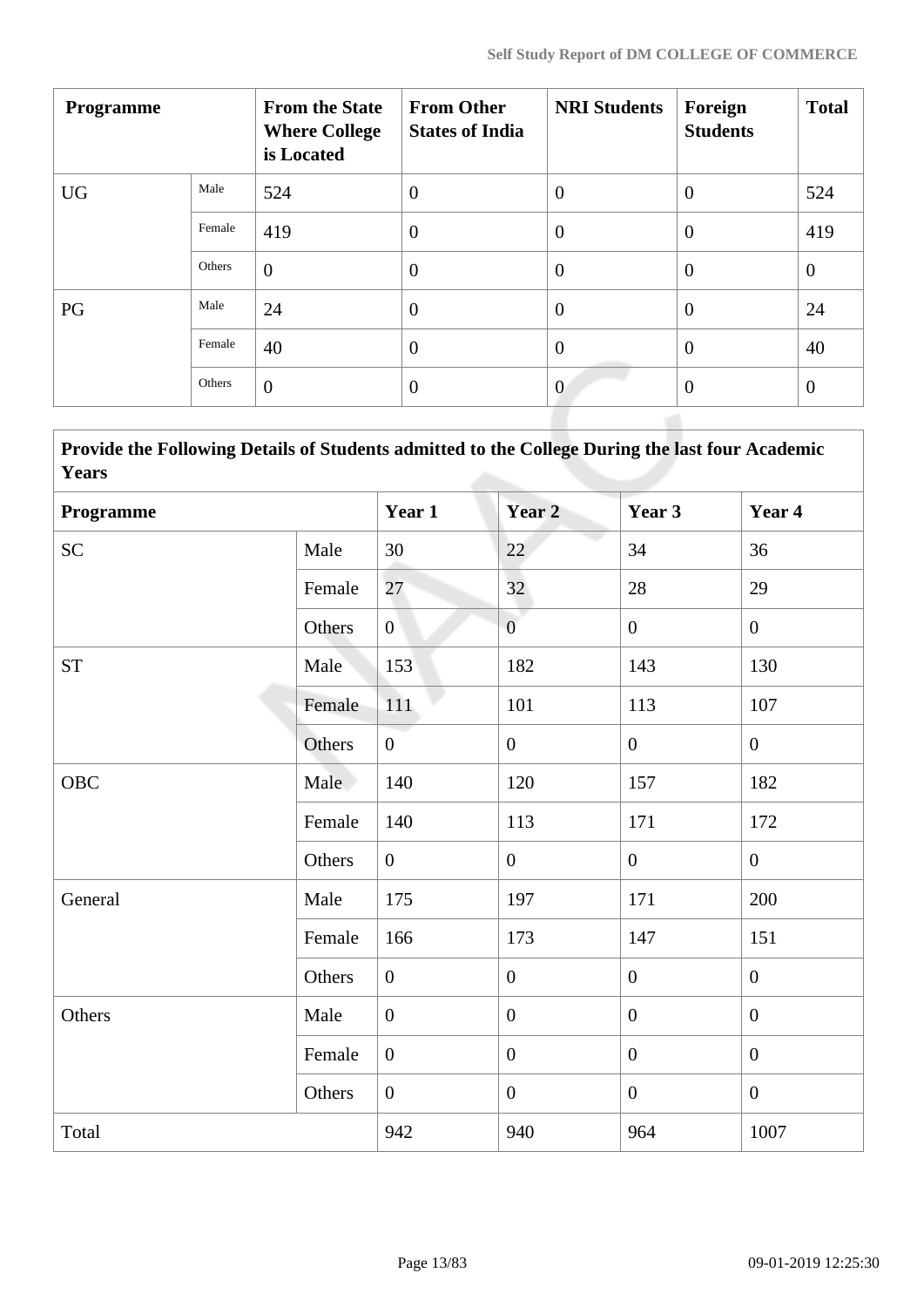| Programme | | From the State Where College is Located | From Other States of India | NRI Students | Foreign Students | Total |
|---|---|---|---|---|---|---|
| UG | Male | 524 | 0 | 0 | 0 | 524 |
| | Female | 419 | 0 | 0 | 0 | 419 |
| | Others | 0 | 0 | 0 | 0 | 0 |
| PG | Male | 24 | 0 | 0 | 0 | 24 |
| | Female | 40 | 0 | 0 | 0 | 40 |
| | Others | 0 | 0 | 0 | 0 | 0 |

**Provide the Following Details of Students admitted to the College During the last four Academic Years**

| Programme | | Year 1 | Year 2 | Year 3 | Year 4 |
|---|---|---|---|---|---|
| SC | Male | 30 | 22 | 34 | 36 |
| | Female | 27 | 32 | 28 | 29 |
| | Others | 0 | 0 | 0 | 0 |
| ST | Male | 153 | 182 | 143 | 130 |
| | Female | 111 | 101 | 113 | 107 |
| | Others | 0 | 0 | 0 | 0 |
| OBC | Male | 140 | 120 | 157 | 182 |
| | Female | 140 | 113 | 171 | 172 |
| | Others | 0 | 0 | 0 | 0 |
| General | Male | 175 | 197 | 171 | 200 |
| | Female | 166 | 173 | 147 | 151 |
| | Others | 0 | 0 | 0 | 0 |
| Others | Male | 0 | 0 | 0 | 0 |
| | Female | 0 | 0 | 0 | 0 |
| | Others | 0 | 0 | 0 | 0 |
| Total | | 942 | 940 | 964 | 1007 |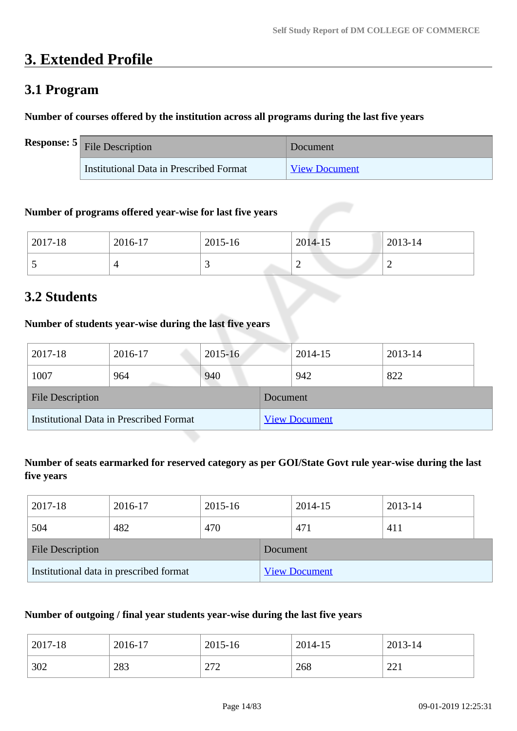# 3. Extended Profile

## 3.1 Program

**Number of courses offered by the institution across all programs during the last five years**

**Response: 5**

| File Description | Document |
|---|---|
| Institutional Data in Prescribed Format | View Document |

**Number of programs offered year-wise for last five years**

| 2017-18 | 2016-17 | 2015-16 | 2014-15 | 2013-14 |
|---|---|---|---|---|
| 5 | 4 | 3 | 2 | 2 |

## 3.2 Students

**Number of students year-wise during the last five years**

| 2017-18 | 2016-17 | 2015-16 | 2014-15 | 2013-14 |
|---|---|---|---|---|
| 1007 | 964 | 940 | 942 | 822 |

| File Description | Document |
|---|---|
| Institutional Data in Prescribed Format | View Document |

**Number of seats earmarked for reserved category as per GOI/State Govt rule year-wise during the last five years**

| 2017-18 | 2016-17 | 2015-16 | 2014-15 | 2013-14 |
|---|---|---|---|---|
| 504 | 482 | 470 | 471 | 411 |

| File Description | Document |
|---|---|
| Institutional data in prescribed format | View Document |

**Number of outgoing / final year students year-wise during the last five years**

| 2017-18 | 2016-17 | 2015-16 | 2014-15 | 2013-14 |
|---|---|---|---|---|
| 302 | 283 | 272 | 268 | 221 |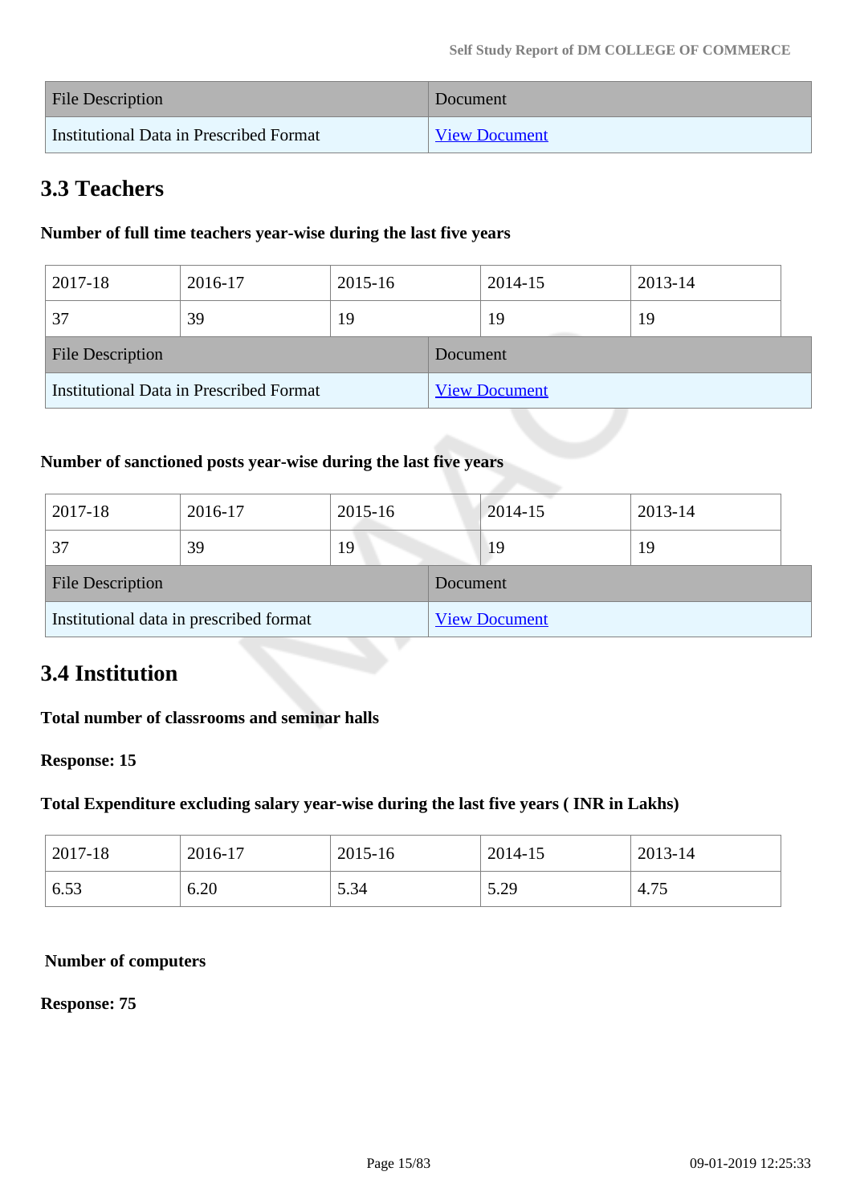| File Description | Document |
|---|---|
| Institutional Data in Prescribed Format | View Document |

## 3.3 Teachers

**Number of full time teachers year-wise during the last five years**

| 2017-18 | 2016-17 | 2015-16 | 2014-15 | 2013-14 |
|---|---|---|---|---|
| 37 | 39 | 19 | 19 | 19 |

| File Description | Document |
|---|---|
| Institutional Data in Prescribed Format | View Document |

**Number of sanctioned posts year-wise during the last five years**

| 2017-18 | 2016-17 | 2015-16 | 2014-15 | 2013-14 |
|---|---|---|---|---|
| 37 | 39 | 19 | 19 | 19 |

| File Description | Document |
|---|---|
| Institutional data in prescribed format | View Document |

## 3.4 Institution

**Total number of classrooms and seminar halls**

**Response: 15**

**Total Expenditure excluding salary year-wise during the last five years ( INR in Lakhs)**

| 2017-18 | 2016-17 | 2015-16 | 2014-15 | 2013-14 |
|---|---|---|---|---|
| 6.53 | 6.20 | 5.34 | 5.29 | 4.75 |

**Number of computers**

**Response: 75**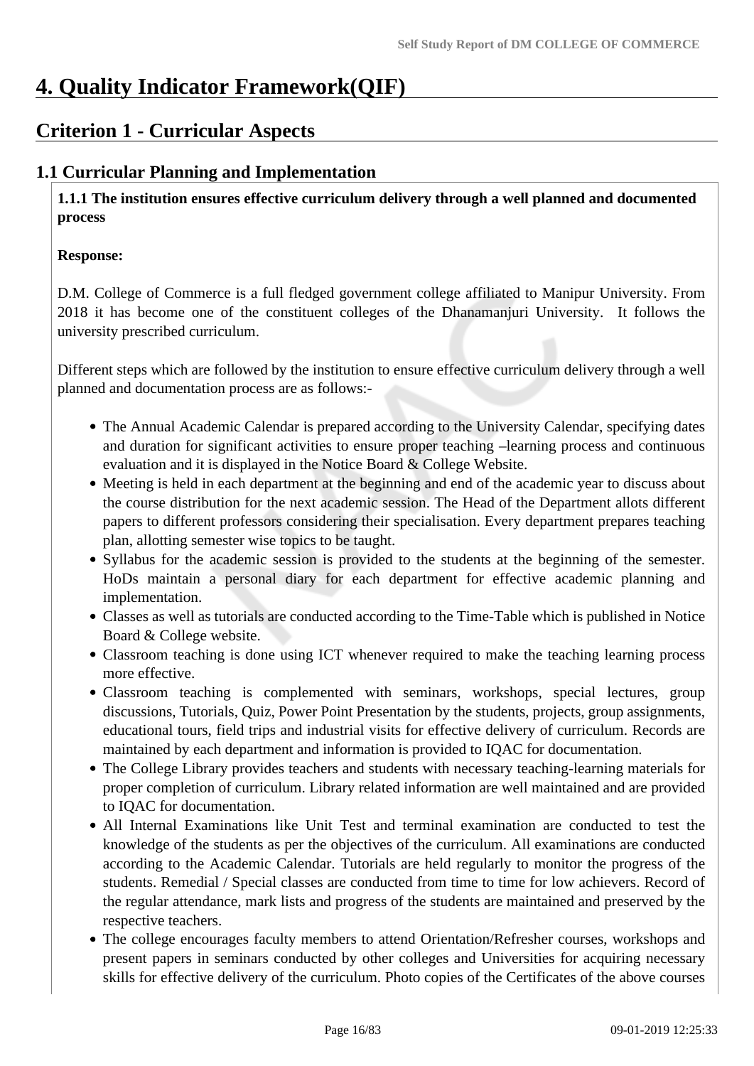# 4. Quality Indicator Framework(QIF)

## Criterion 1 - Curricular Aspects

### 1.1 Curricular Planning and Implementation

**1.1.1 The institution ensures effective curriculum delivery through a well planned and documented process**

**Response:**

D.M. College of Commerce is a full fledged government college affiliated to Manipur University. From 2018 it has become one of the constituent colleges of the Dhanamanjuri University. It follows the university prescribed curriculum.

Different steps which are followed by the institution to ensure effective curriculum delivery through a well planned and documentation process are as follows:-

- The Annual Academic Calendar is prepared according to the University Calendar, specifying dates and duration for significant activities to ensure proper teaching –learning process and continuous evaluation and it is displayed in the Notice Board & College Website.
- Meeting is held in each department at the beginning and end of the academic year to discuss about the course distribution for the next academic session. The Head of the Department allots different papers to different professors considering their specialisation. Every department prepares teaching plan, allotting semester wise topics to be taught.
- Syllabus for the academic session is provided to the students at the beginning of the semester. HoDs maintain a personal diary for each department for effective academic planning and implementation.
- Classes as well as tutorials are conducted according to the Time-Table which is published in Notice Board & College website.
- Classroom teaching is done using ICT whenever required to make the teaching learning process more effective.
- Classroom teaching is complemented with seminars, workshops, special lectures, group discussions, Tutorials, Quiz, Power Point Presentation by the students, projects, group assignments, educational tours, field trips and industrial visits for effective delivery of curriculum. Records are maintained by each department and information is provided to IQAC for documentation.
- The College Library provides teachers and students with necessary teaching-learning materials for proper completion of curriculum. Library related information are well maintained and are provided to IQAC for documentation.
- All Internal Examinations like Unit Test and terminal examination are conducted to test the knowledge of the students as per the objectives of the curriculum. All examinations are conducted according to the Academic Calendar. Tutorials are held regularly to monitor the progress of the students. Remedial / Special classes are conducted from time to time for low achievers. Record of the regular attendance, mark lists and progress of the students are maintained and preserved by the respective teachers.
- The college encourages faculty members to attend Orientation/Refresher courses, workshops and present papers in seminars conducted by other colleges and Universities for acquiring necessary skills for effective delivery of the curriculum. Photo copies of the Certificates of the above courses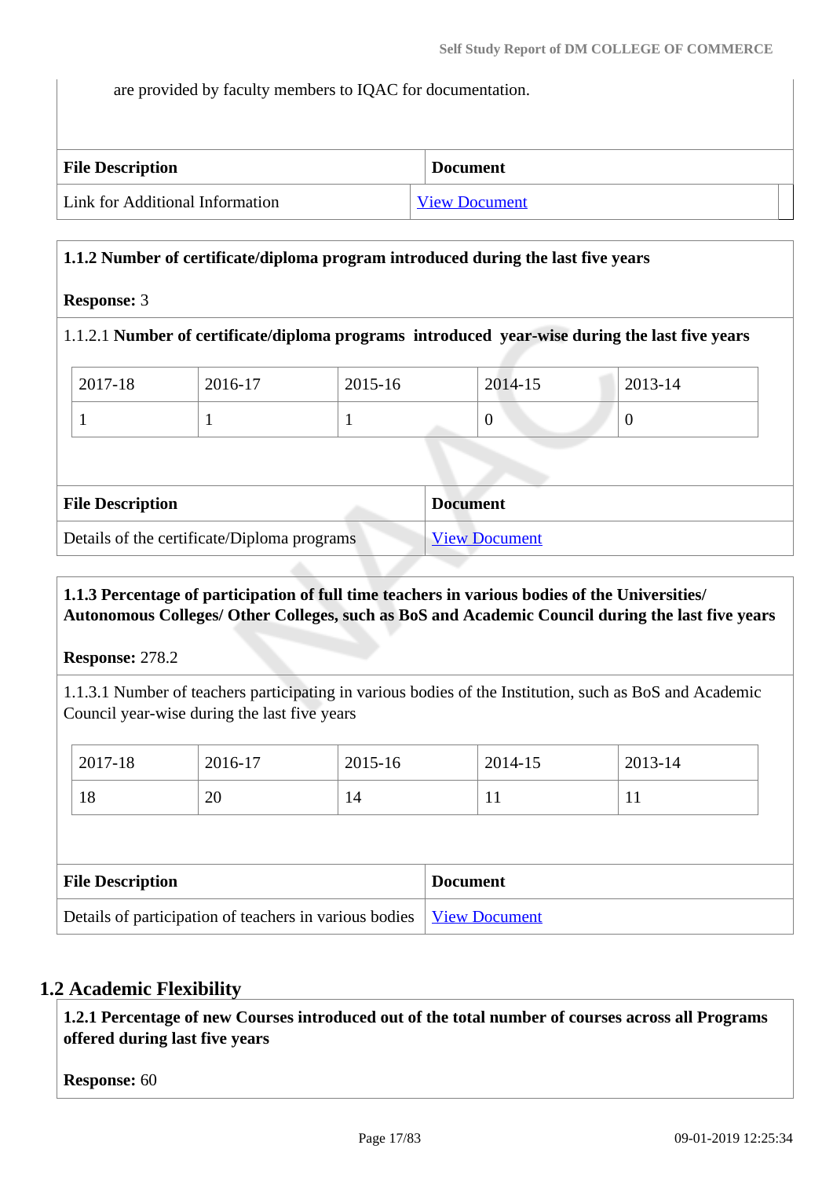are provided by faculty members to IQAC for documentation.

| File Description | Document |
|---|---|
| Link for Additional Information | View Document |

**1.1.2 Number of certificate/diploma program introduced during the last five years**

**Response:** 3

1.1.2.1 **Number of certificate/diploma programs introduced year-wise during the last five years**

| 2017-18 | 2016-17 | 2015-16 | 2014-15 | 2013-14 |
|---|---|---|---|---|
| 1 | 1 | 1 | 0 | 0 |

| File Description | Document |
|---|---|
| Details of the certificate/Diploma programs | View Document |

**1.1.3 Percentage of participation of full time teachers in various bodies of the Universities/ Autonomous Colleges/ Other Colleges, such as BoS and Academic Council during the last five years**

**Response:** 278.2

1.1.3.1 Number of teachers participating in various bodies of the Institution, such as BoS and Academic Council year-wise during the last five years

| 2017-18 | 2016-17 | 2015-16 | 2014-15 | 2013-14 |
|---|---|---|---|---|
| 18 | 20 | 14 | 11 | 11 |

| File Description | Document |
|---|---|
| Details of participation of teachers in various bodies | View Document |

## 1.2 Academic Flexibility

**1.2.1 Percentage of new Courses introduced out of the total number of courses across all Programs offered during last five years**

**Response:** 60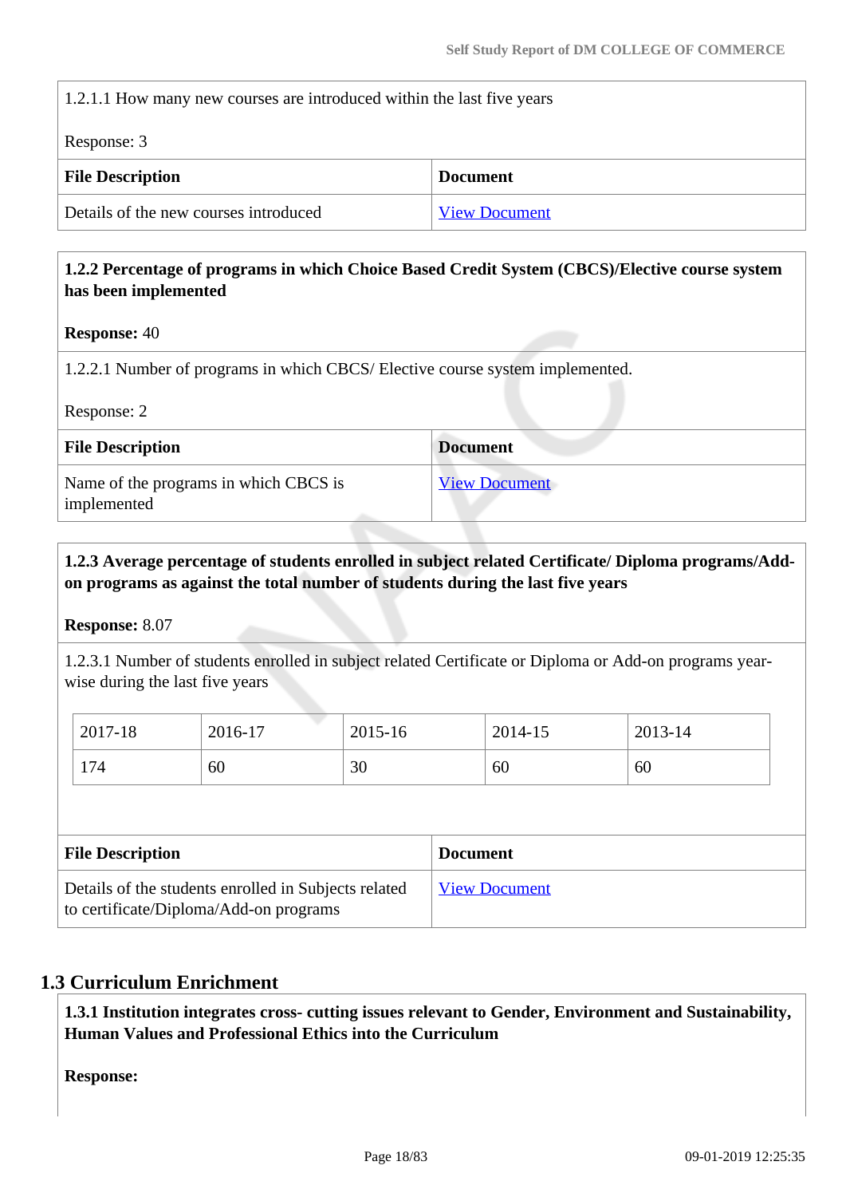1.2.1.1 How many new courses are introduced within the last five years

Response: 3

| File Description | Document |
|---|---|
| Details of the new courses introduced | View Document |

**1.2.2 Percentage of programs in which Choice Based Credit System (CBCS)/Elective course system has been implemented**

**Response:** 40

1.2.2.1 Number of programs in which CBCS/ Elective course system implemented.

Response: 2

| File Description | Document |
|---|---|
| Name of the programs in which CBCS is implemented | View Document |

**1.2.3 Average percentage of students enrolled in subject related Certificate/ Diploma programs/Add-on programs as against the total number of students during the last five years**

**Response:** 8.07

1.2.3.1 Number of students enrolled in subject related Certificate or Diploma or Add-on programs year-wise during the last five years

| 2017-18 | 2016-17 | 2015-16 | 2014-15 | 2013-14 |
|---|---|---|---|---|
| 174 | 60 | 30 | 60 | 60 |

| File Description | Document |
|---|---|
| Details of the students enrolled in Subjects related to certificate/Diploma/Add-on programs | View Document |

## 1.3 Curriculum Enrichment

**1.3.1 Institution integrates cross- cutting issues relevant to Gender, Environment and Sustainability, Human Values and Professional Ethics into the Curriculum**

**Response:**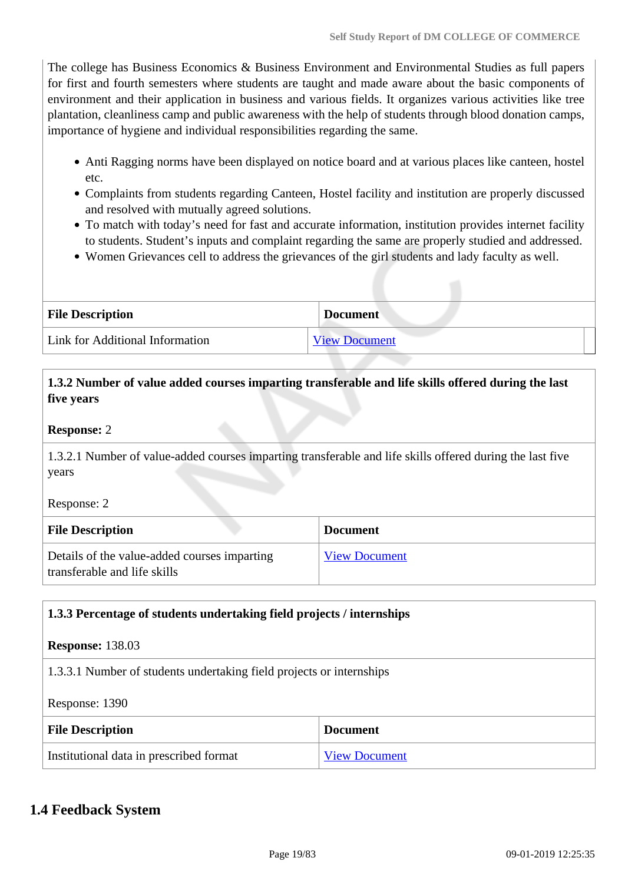The college has Business Economics & Business Environment and Environmental Studies as full papers for first and fourth semesters where students are taught and made aware about the basic components of environment and their application in business and various fields. It organizes various activities like tree plantation, cleanliness camp and public awareness with the help of students through blood donation camps, importance of hygiene and individual responsibilities regarding the same.

- Anti Ragging norms have been displayed on notice board and at various places like canteen, hostel etc.
- Complaints from students regarding Canteen, Hostel facility and institution are properly discussed and resolved with mutually agreed solutions.
- To match with today's need for fast and accurate information, institution provides internet facility to students. Student's inputs and complaint regarding the same are properly studied and addressed.
- Women Grievances cell to address the grievances of the girl students and lady faculty as well.

| File Description | Document |
|---|---|
| Link for Additional Information | View Document |

**1.3.2 Number of value added courses imparting transferable and life skills offered during the last five years**

**Response:** 2

1.3.2.1 Number of value-added courses imparting transferable and life skills offered during the last five years

Response: 2

| File Description | Document |
|---|---|
| Details of the value-added courses imparting transferable and life skills | View Document |

**1.3.3 Percentage of students undertaking field projects / internships**

**Response:** 138.03

1.3.3.1 Number of students undertaking field projects or internships

Response: 1390

| File Description | Document |
|---|---|
| Institutional data in prescribed format | View Document |

## 1.4 Feedback System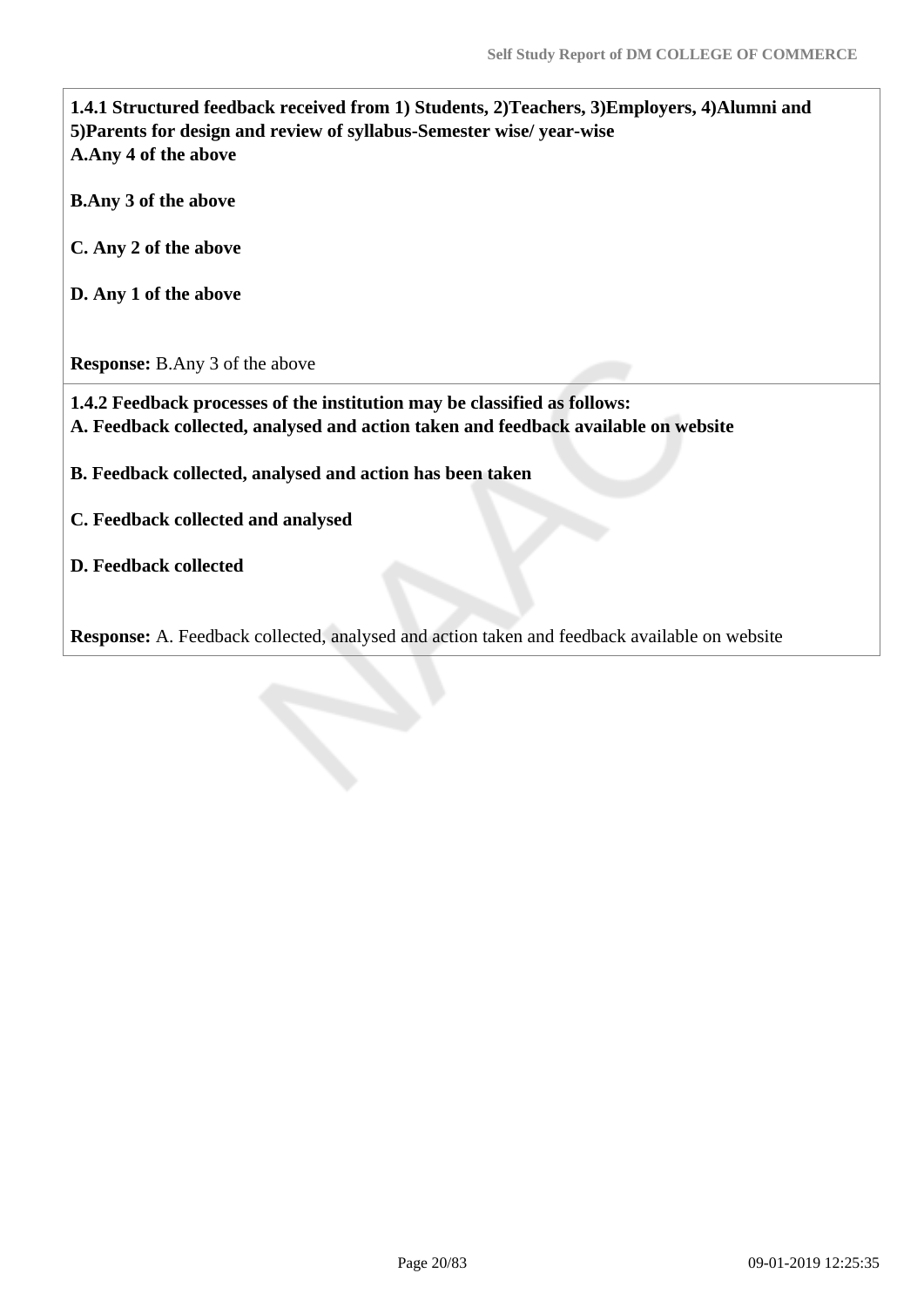**1.4.1 Structured feedback received from 1) Students, 2)Teachers, 3)Employers, 4)Alumni and 5)Parents for design and review of syllabus-Semester wise/ year-wise**

**A.Any 4 of the above**

**B.Any 3 of the above**

**C. Any 2 of the above**

**D. Any 1 of the above**

**Response:** B.Any 3 of the above

**1.4.2 Feedback processes of the institution may be classified as follows:**

**A. Feedback collected, analysed and action taken and feedback available on website**

**B. Feedback collected, analysed and action has been taken**

**C. Feedback collected and analysed**

**D. Feedback collected**

**Response:** A. Feedback collected, analysed and action taken and feedback available on website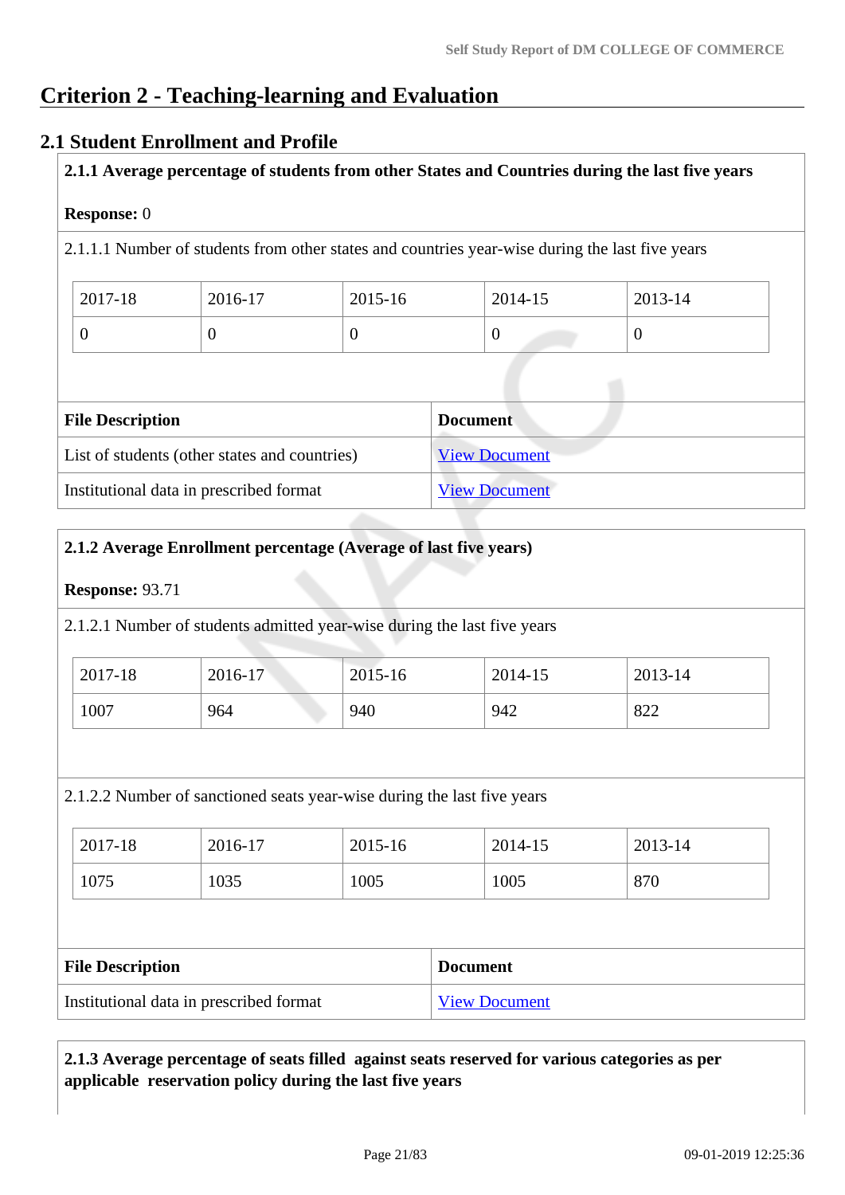# Criterion 2 - Teaching-learning and Evaluation

## 2.1 Student Enrollment and Profile

**2.1.1 Average percentage of students from other States and Countries during the last five years**

**Response:** 0

2.1.1.1 Number of students from other states and countries year-wise during the last five years

| 2017-18 | 2016-17 | 2015-16 | 2014-15 | 2013-14 |
|---|---|---|---|---|
| 0 | 0 | 0 | 0 | 0 |

| File Description | Document |
|---|---|
| List of students (other states and countries) | View Document |
| Institutional data in prescribed format | View Document |

**2.1.2 Average Enrollment percentage (Average of last five years)**

**Response:** 93.71

2.1.2.1 Number of students admitted year-wise during the last five years

| 2017-18 | 2016-17 | 2015-16 | 2014-15 | 2013-14 |
|---|---|---|---|---|
| 1007 | 964 | 940 | 942 | 822 |

2.1.2.2 Number of sanctioned seats year-wise during the last five years

| 2017-18 | 2016-17 | 2015-16 | 2014-15 | 2013-14 |
|---|---|---|---|---|
| 1075 | 1035 | 1005 | 1005 | 870 |

| File Description | Document |
|---|---|
| Institutional data in prescribed format | View Document |

**2.1.3 Average percentage of seats filled against seats reserved for various categories as per applicable reservation policy during the last five years**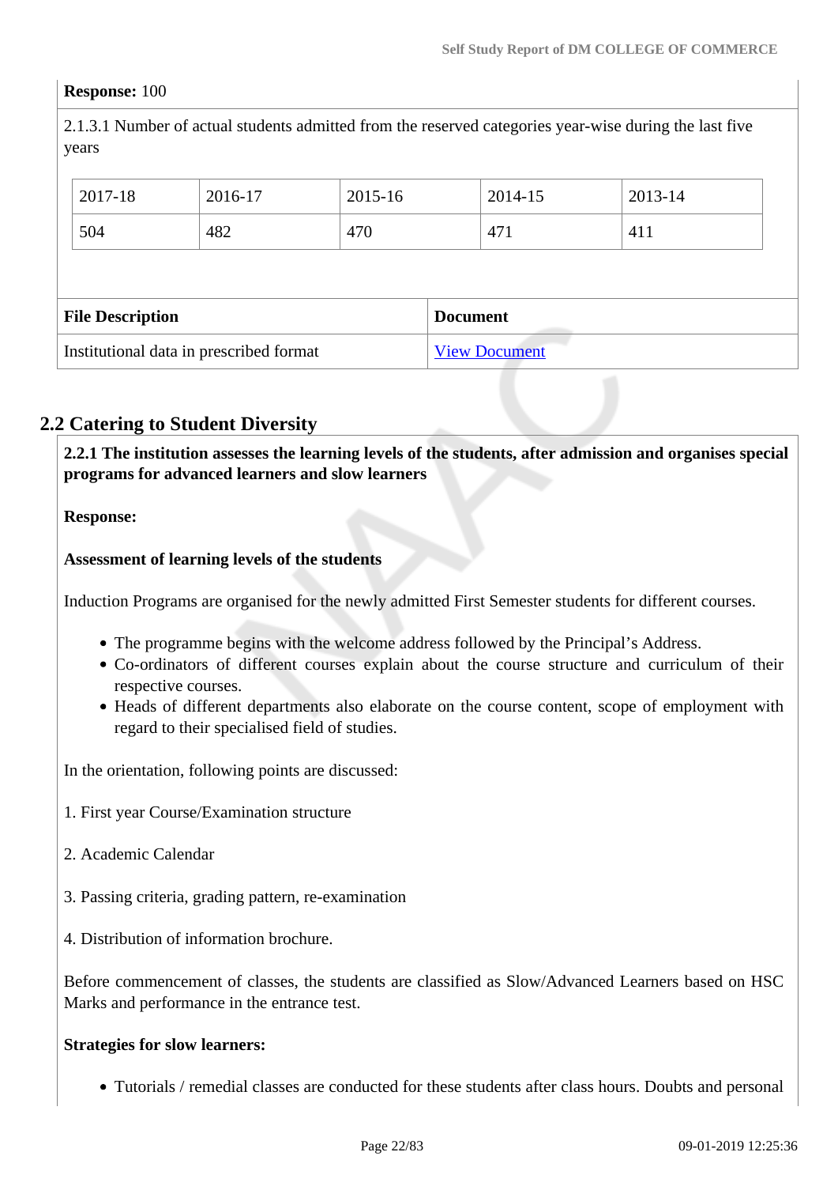**Response:** 100

2.1.3.1 Number of actual students admitted from the reserved categories year-wise during the last five years

| 2017-18 | 2016-17 | 2015-16 | 2014-15 | 2013-14 |
|---|---|---|---|---|
| 504 | 482 | 470 | 471 | 411 |

| File Description | Document |
|---|---|
| Institutional data in prescribed format | View Document |

## 2.2 Catering to Student Diversity

**2.2.1 The institution assesses the learning levels of the students, after admission and organises special programs for advanced learners and slow learners**

**Response:**

**Assessment of learning levels of the students**

Induction Programs are organised for the newly admitted First Semester students for different courses.

- The programme begins with the welcome address followed by the Principal's Address.
- Co-ordinators of different courses explain about the course structure and curriculum of their respective courses.
- Heads of different departments also elaborate on the course content, scope of employment with regard to their specialised field of studies.

In the orientation, following points are discussed:

1. First year Course/Examination structure

2. Academic Calendar

3. Passing criteria, grading pattern, re-examination

4. Distribution of information brochure.

Before commencement of classes, the students are classified as Slow/Advanced Learners based on HSC Marks and performance in the entrance test.

**Strategies for slow learners:**

- Tutorials / remedial classes are conducted for these students after class hours. Doubts and personal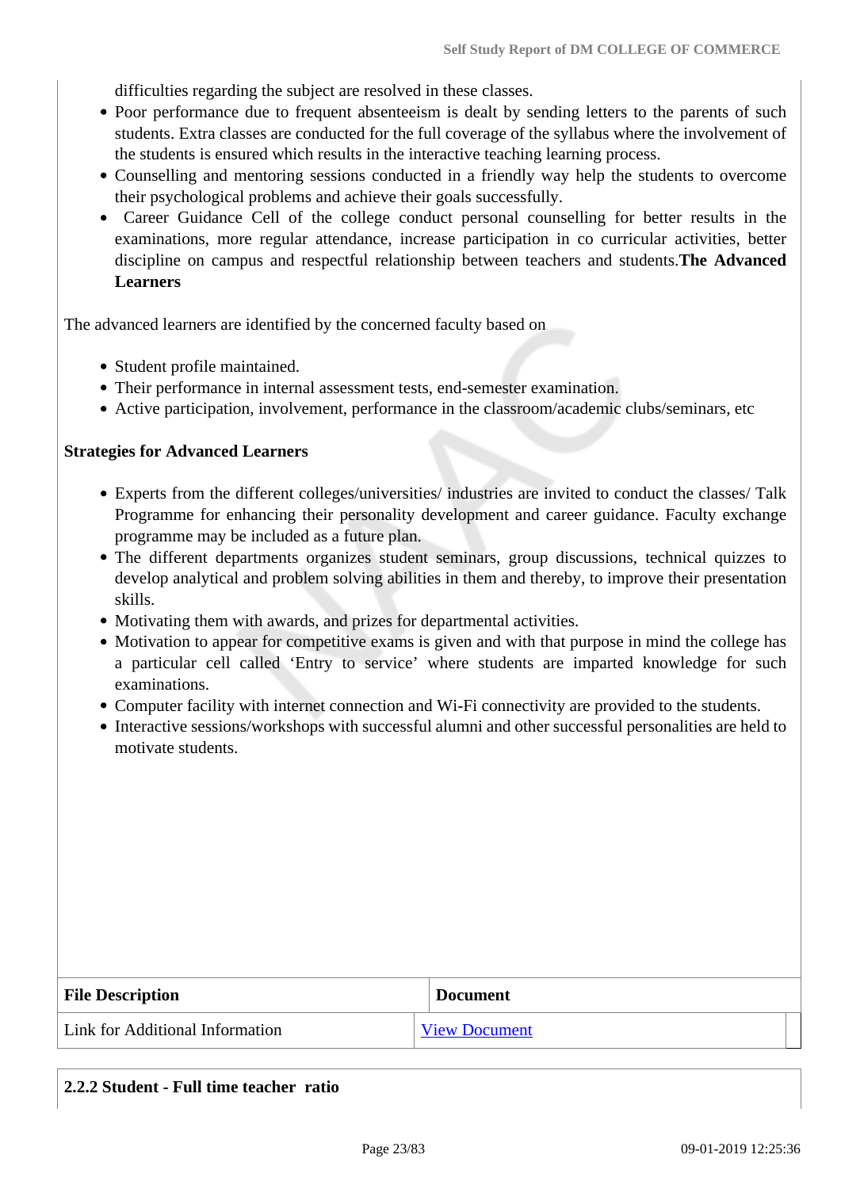difficulties regarding the subject are resolved in these classes.

- Poor performance due to frequent absenteeism is dealt by sending letters to the parents of such students. Extra classes are conducted for the full coverage of the syllabus where the involvement of the students is ensured which results in the interactive teaching learning process.
- Counselling and mentoring sessions conducted in a friendly way help the students to overcome their psychological problems and achieve their goals successfully.
- Career Guidance Cell of the college conduct personal counselling for better results in the examinations, more regular attendance, increase participation in co curricular activities, better discipline on campus and respectful relationship between teachers and students.**The Advanced Learners**

The advanced learners are identified by the concerned faculty based on

- Student profile maintained.
- Their performance in internal assessment tests, end-semester examination.
- Active participation, involvement, performance in the classroom/academic clubs/seminars, etc

**Strategies for Advanced Learners**

- Experts from the different colleges/universities/ industries are invited to conduct the classes/ Talk Programme for enhancing their personality development and career guidance. Faculty exchange programme may be included as a future plan.
- The different departments organizes student seminars, group discussions, technical quizzes to develop analytical and problem solving abilities in them and thereby, to improve their presentation skills.
- Motivating them with awards, and prizes for departmental activities.
- Motivation to appear for competitive exams is given and with that purpose in mind the college has a particular cell called 'Entry to service' where students are imparted knowledge for such examinations.
- Computer facility with internet connection and Wi-Fi connectivity are provided to the students.
- Interactive sessions/workshops with successful alumni and other successful personalities are held to motivate students.

| File Description | Document |
|---|---|
| Link for Additional Information | View Document |

**2.2.2 Student - Full time teacher ratio**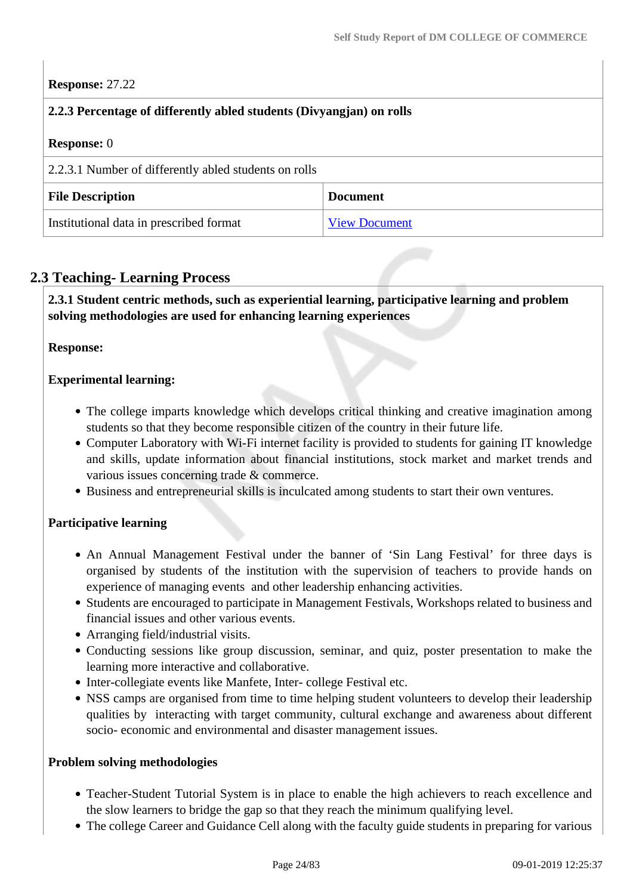**Response:** 27.22

**2.2.3 Percentage of differently abled students (Divyangjan) on rolls**

**Response:** 0

2.2.3.1 Number of differently abled students on rolls

| File Description | Document |
| --- | --- |
| Institutional data in prescribed format | View Document |

## 2.3 Teaching- Learning Process

**2.3.1 Student centric methods, such as experiential learning, participative learning and problem solving methodologies are used for enhancing learning experiences**

**Response:**

**Experimental learning:**

- The college imparts knowledge which develops critical thinking and creative imagination among students so that they become responsible citizen of the country in their future life.
- Computer Laboratory with Wi-Fi internet facility is provided to students for gaining IT knowledge and skills, update information about financial institutions, stock market and market trends and various issues concerning trade & commerce.
- Business and entrepreneurial skills is inculcated among students to start their own ventures.

**Participative learning**

- An Annual Management Festival under the banner of 'Sin Lang Festival' for three days is organised by students of the institution with the supervision of teachers to provide hands on experience of managing events and other leadership enhancing activities.
- Students are encouraged to participate in Management Festivals, Workshops related to business and financial issues and other various events.
- Arranging field/industrial visits.
- Conducting sessions like group discussion, seminar, and quiz, poster presentation to make the learning more interactive and collaborative.
- Inter-collegiate events like Manfete, Inter- college Festival etc.
- NSS camps are organised from time to time helping student volunteers to develop their leadership qualities by interacting with target community, cultural exchange and awareness about different socio- economic and environmental and disaster management issues.

**Problem solving methodologies**

- Teacher-Student Tutorial System is in place to enable the high achievers to reach excellence and the slow learners to bridge the gap so that they reach the minimum qualifying level.
- The college Career and Guidance Cell along with the faculty guide students in preparing for various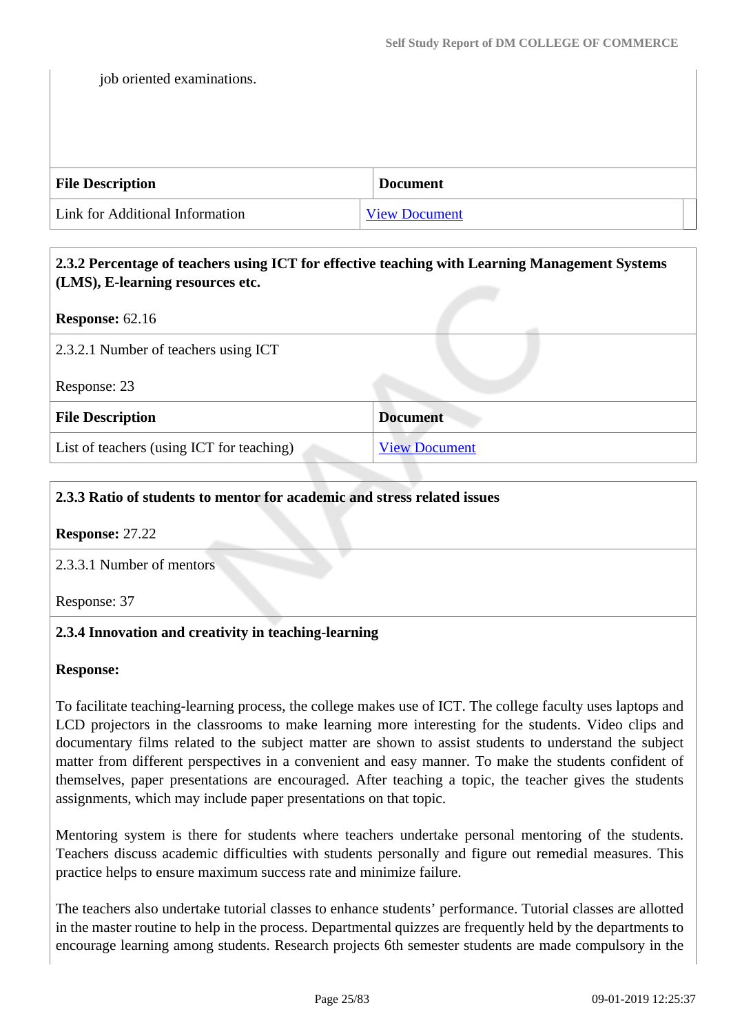job oriented examinations.

| File Description | Document |
| --- | --- |
| Link for Additional Information | View Document |

**2.3.2 Percentage of teachers using ICT for effective teaching with Learning Management Systems (LMS), E-learning resources etc.**

**Response:** 62.16

2.3.2.1 Number of teachers using ICT

Response: 23

| File Description | Document |
| --- | --- |
| List of teachers (using ICT for teaching) | View Document |

**2.3.3 Ratio of students to mentor for academic and stress related issues**

**Response:** 27.22

2.3.3.1 Number of mentors

Response: 37

**2.3.4 Innovation and creativity in teaching-learning**

**Response:**

To facilitate teaching-learning process, the college makes use of ICT. The college faculty uses laptops and LCD projectors in the classrooms to make learning more interesting for the students. Video clips and documentary films related to the subject matter are shown to assist students to understand the subject matter from different perspectives in a convenient and easy manner. To make the students confident of themselves, paper presentations are encouraged. After teaching a topic, the teacher gives the students assignments, which may include paper presentations on that topic.

Mentoring system is there for students where teachers undertake personal mentoring of the students. Teachers discuss academic difficulties with students personally and figure out remedial measures. This practice helps to ensure maximum success rate and minimize failure.

The teachers also undertake tutorial classes to enhance students' performance. Tutorial classes are allotted in the master routine to help in the process. Departmental quizzes are frequently held by the departments to encourage learning among students. Research projects 6th semester students are made compulsory in the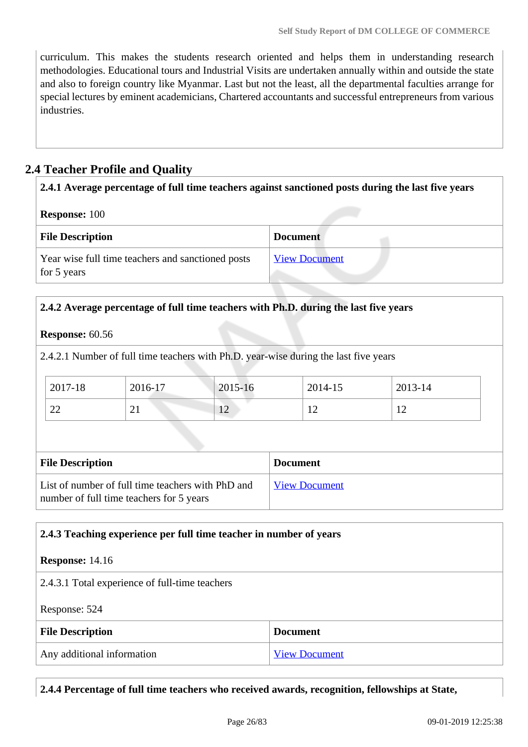curriculum. This makes the students research oriented and helps them in understanding research methodologies. Educational tours and Industrial Visits are undertaken annually within and outside the state and also to foreign country like Myanmar. Last but not the least, all the departmental faculties arrange for special lectures by eminent academicians, Chartered accountants and successful entrepreneurs from various industries.

## 2.4 Teacher Profile and Quality

**2.4.1 Average percentage of full time teachers against sanctioned posts during the last five years**

**Response:** 100

| File Description | Document |
|---|---|
| Year wise full time teachers and sanctioned posts for 5 years | View Document |

**2.4.2 Average percentage of full time teachers with Ph.D. during the last five years**

**Response:** 60.56

2.4.2.1 Number of full time teachers with Ph.D. year-wise during the last five years

| 2017-18 | 2016-17 | 2015-16 | 2014-15 | 2013-14 |
|---|---|---|---|---|
| 22 | 21 | 12 | 12 | 12 |

| File Description | Document |
|---|---|
| List of number of full time teachers with PhD and number of full time teachers for 5 years | View Document |

**2.4.3 Teaching experience per full time teacher in number of years**

**Response:** 14.16

2.4.3.1 Total experience of full-time teachers

Response: 524

| File Description | Document |
|---|---|
| Any additional information | View Document |

**2.4.4 Percentage of full time teachers who received awards, recognition, fellowships at State,**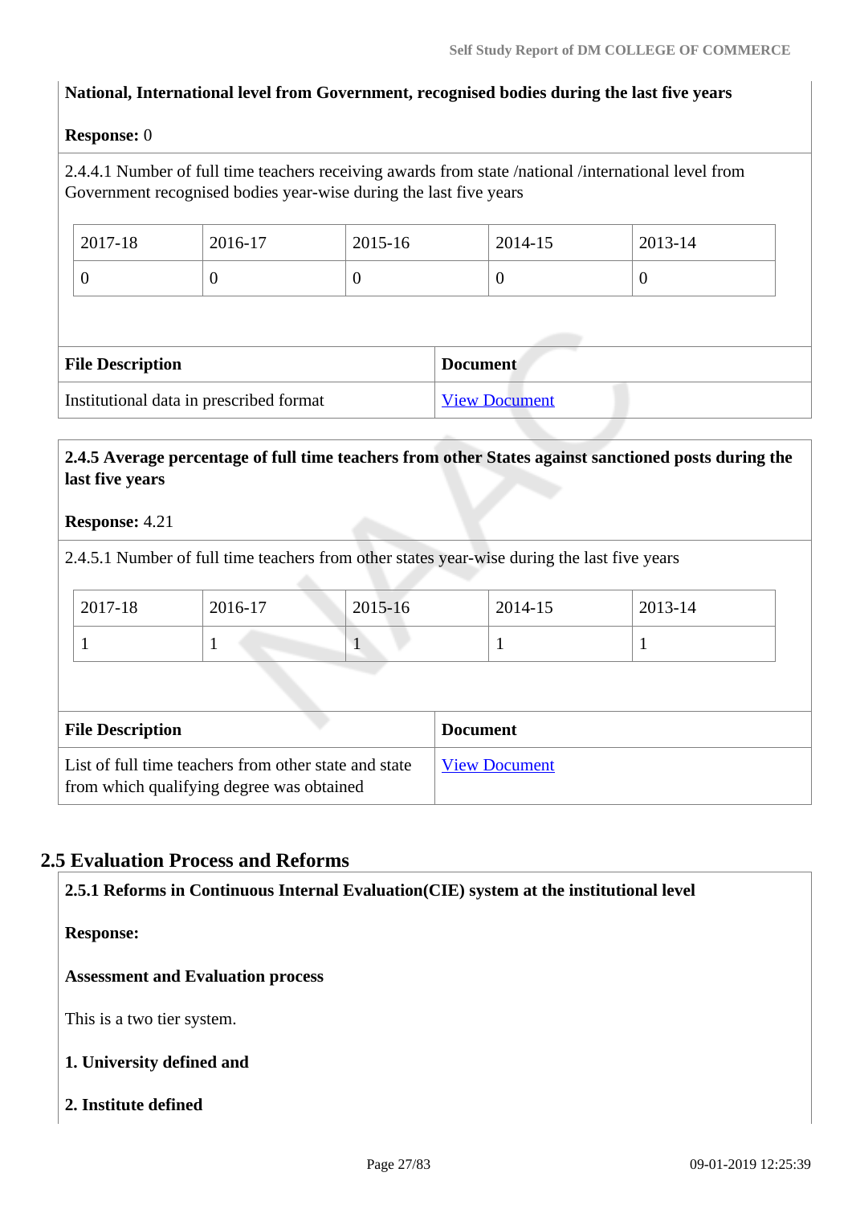**National, International level from Government, recognised bodies during the last five years**

**Response:** 0

2.4.4.1 Number of full time teachers receiving awards from state /national /international level from Government recognised bodies year-wise during the last five years

| 2017-18 | 2016-17 | 2015-16 | 2014-15 | 2013-14 |
|---|---|---|---|---|
| 0 | 0 | 0 | 0 | 0 |

| File Description | Document |
|---|---|
| Institutional data in prescribed format | View Document |

**2.4.5 Average percentage of full time teachers from other States against sanctioned posts during the last five years**

**Response:** 4.21

2.4.5.1 Number of full time teachers from other states year-wise during the last five years

| 2017-18 | 2016-17 | 2015-16 | 2014-15 | 2013-14 |
|---|---|---|---|---|
| 1 | 1 | 1 | 1 | 1 |

| File Description | Document |
|---|---|
| List of full time teachers from other state and state from which qualifying degree was obtained | View Document |

## 2.5 Evaluation Process and Reforms

**2.5.1 Reforms in Continuous Internal Evaluation(CIE) system at the institutional level**

**Response:**

**Assessment and Evaluation process**

This is a two tier system.

**1. University defined and**

**2. Institute defined**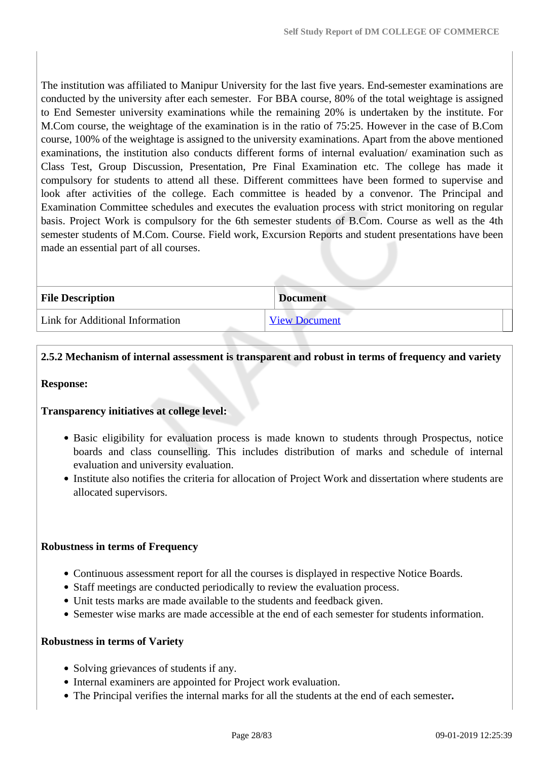The institution was affiliated to Manipur University for the last five years. End-semester examinations are conducted by the university after each semester. For BBA course, 80% of the total weightage is assigned to End Semester university examinations while the remaining 20% is undertaken by the institute. For M.Com course, the weightage of the examination is in the ratio of 75:25. However in the case of B.Com course, 100% of the weightage is assigned to the university examinations. Apart from the above mentioned examinations, the institution also conducts different forms of internal evaluation/ examination such as Class Test, Group Discussion, Presentation, Pre Final Examination etc. The college has made it compulsory for students to attend all these. Different committees have been formed to supervise and look after activities of the college. Each committee is headed by a convenor. The Principal and Examination Committee schedules and executes the evaluation process with strict monitoring on regular basis. Project Work is compulsory for the 6th semester students of B.Com. Course as well as the 4th semester students of M.Com. Course. Field work, Excursion Reports and student presentations have been made an essential part of all courses.

| File Description | Document |
| --- | --- |
| Link for Additional Information | View Document |

**2.5.2 Mechanism of internal assessment is transparent and robust in terms of frequency and variety**

**Response:**

**Transparency initiatives at college level:**

- Basic eligibility for evaluation process is made known to students through Prospectus, notice boards and class counselling. This includes distribution of marks and schedule of internal evaluation and university evaluation.
- Institute also notifies the criteria for allocation of Project Work and dissertation where students are allocated supervisors.

**Robustness in terms of Frequency**

- Continuous assessment report for all the courses is displayed in respective Notice Boards.
- Staff meetings are conducted periodically to review the evaluation process.
- Unit tests marks are made available to the students and feedback given.
- Semester wise marks are made accessible at the end of each semester for students information.

**Robustness in terms of Variety**

- Solving grievances of students if any.
- Internal examiners are appointed for Project work evaluation.
- The Principal verifies the internal marks for all the students at the end of each semester**.**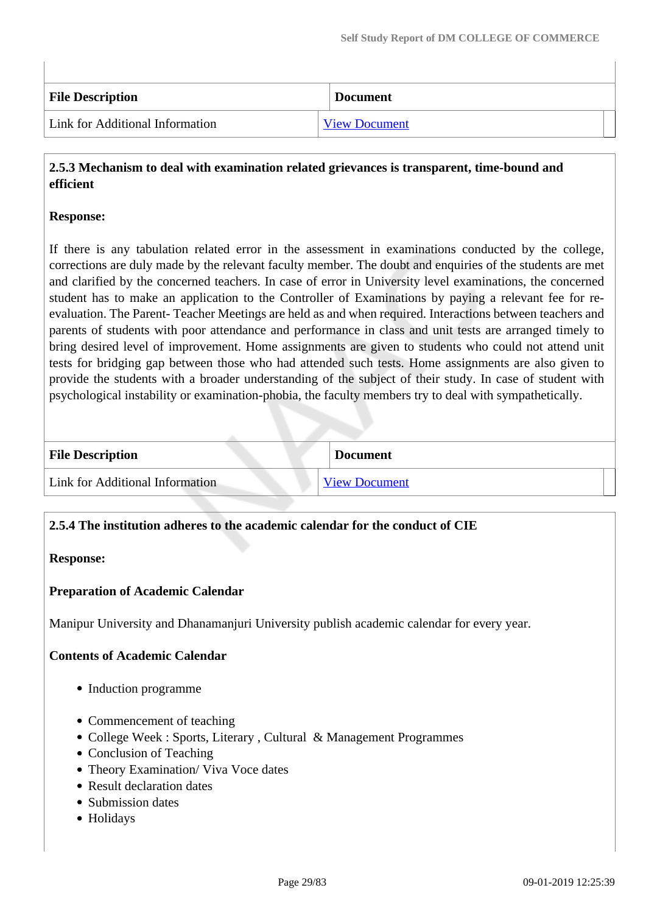| File Description | Document |
| --- | --- |
| Link for Additional Information | View Document |

**2.5.3 Mechanism to deal with examination related grievances is transparent, time-bound and efficient**

**Response:**

If there is any tabulation related error in the assessment in examinations conducted by the college, corrections are duly made by the relevant faculty member. The doubt and enquiries of the students are met and clarified by the concerned teachers. In case of error in University level examinations, the concerned student has to make an application to the Controller of Examinations by paying a relevant fee for re-evaluation. The Parent- Teacher Meetings are held as and when required. Interactions between teachers and parents of students with poor attendance and performance in class and unit tests are arranged timely to bring desired level of improvement. Home assignments are given to students who could not attend unit tests for bridging gap between those who had attended such tests. Home assignments are also given to provide the students with a broader understanding of the subject of their study. In case of student with psychological instability or examination-phobia, the faculty members try to deal with sympathetically.

| File Description | Document |
| --- | --- |
| Link for Additional Information | View Document |

**2.5.4 The institution adheres to the academic calendar for the conduct of CIE**

**Response:**

**Preparation of Academic Calendar**

Manipur University and Dhanamanjuri University publish academic calendar for every year.

**Contents of Academic Calendar**

- Induction programme
- Commencement of teaching
- College Week : Sports, Literary , Cultural & Management Programmes
- Conclusion of Teaching
- Theory Examination/ Viva Voce dates
- Result declaration dates
- Submission dates
- Holidays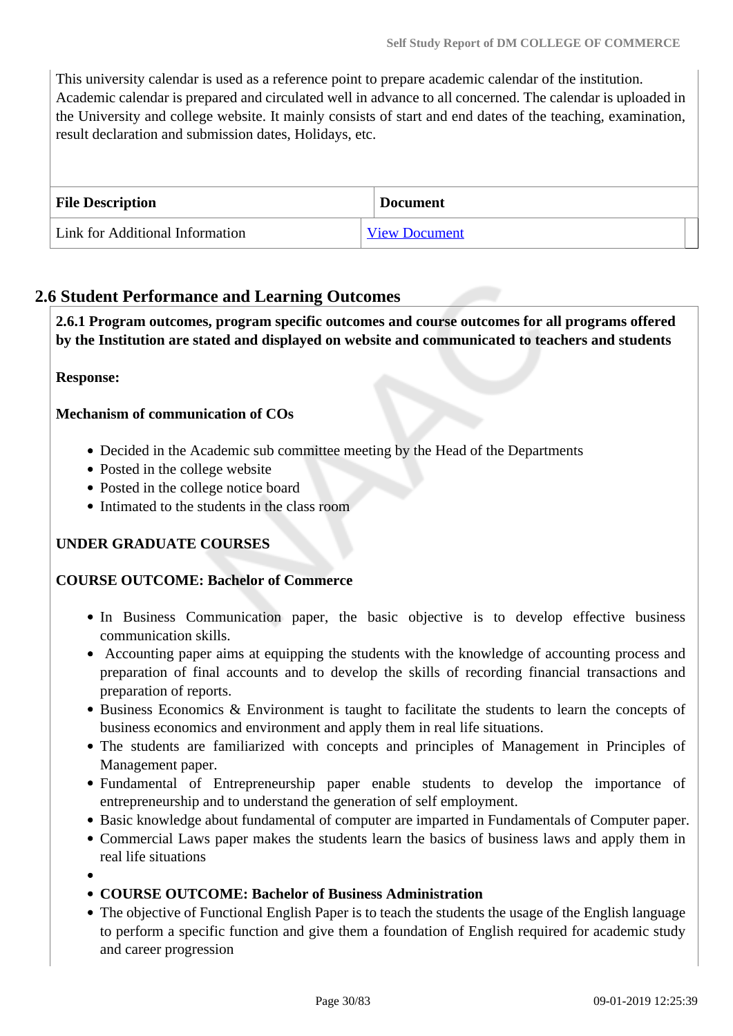This university calendar is used as a reference point to prepare academic calendar of the institution. Academic calendar is prepared and circulated well in advance to all concerned. The calendar is uploaded in the University and college website. It mainly consists of start and end dates of the teaching, examination, result declaration and submission dates, Holidays, etc.

| File Description | Document |
|---|---|
| Link for Additional Information | View Document |

## 2.6 Student Performance and Learning Outcomes

**2.6.1 Program outcomes, program specific outcomes and course outcomes for all programs offered by the Institution are stated and displayed on website and communicated to teachers and students**

**Response:**

**Mechanism of communication of COs**

- Decided in the Academic sub committee meeting by the Head of the Departments
- Posted in the college website
- Posted in the college notice board
- Intimated to the students in the class room

**UNDER GRADUATE COURSES**

**COURSE OUTCOME: Bachelor of Commerce**

- In Business Communication paper, the basic objective is to develop effective business communication skills.
- Accounting paper aims at equipping the students with the knowledge of accounting process and preparation of final accounts and to develop the skills of recording financial transactions and preparation of reports.
- Business Economics & Environment is taught to facilitate the students to learn the concepts of business economics and environment and apply them in real life situations.
- The students are familiarized with concepts and principles of Management in Principles of Management paper.
- Fundamental of Entrepreneurship paper enable students to develop the importance of entrepreneurship and to understand the generation of self employment.
- Basic knowledge about fundamental of computer are imparted in Fundamentals of Computer paper.
- Commercial Laws paper makes the students learn the basics of business laws and apply them in real life situations
- 
- **COURSE OUTCOME: Bachelor of Business Administration**
- The objective of Functional English Paper is to teach the students the usage of the English language to perform a specific function and give them a foundation of English required for academic study and career progression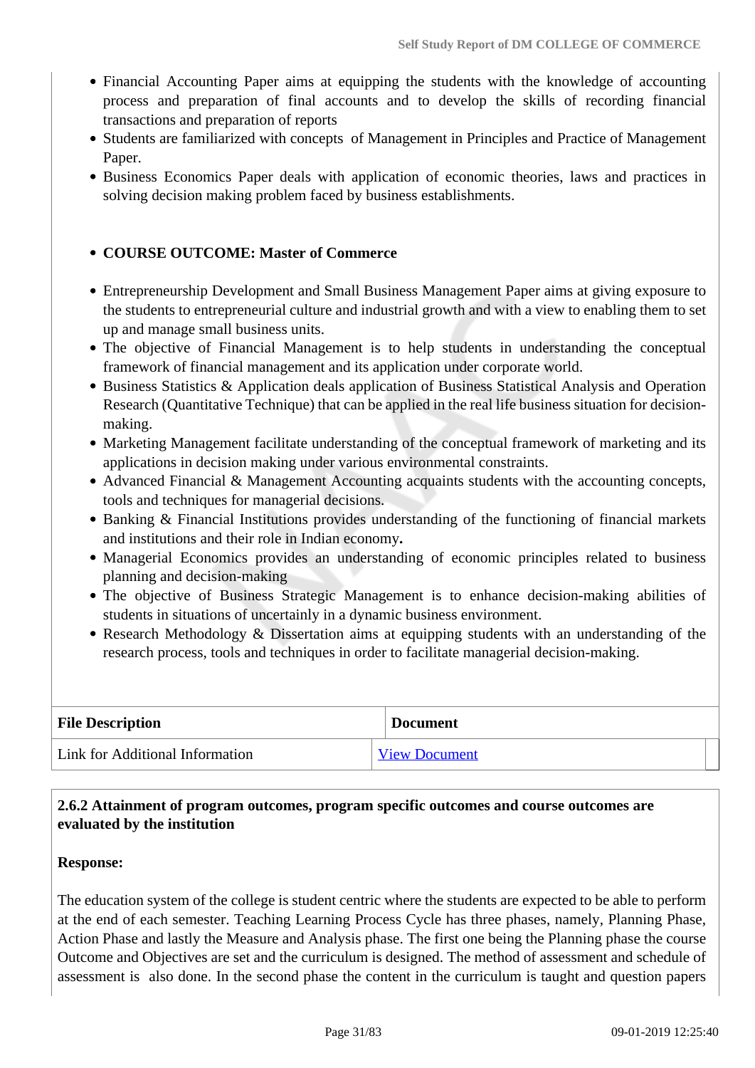- Financial Accounting Paper aims at equipping the students with the knowledge of accounting process and preparation of final accounts and to develop the skills of recording financial transactions and preparation of reports
- Students are familiarized with concepts of Management in Principles and Practice of Management Paper.
- Business Economics Paper deals with application of economic theories, laws and practices in solving decision making problem faced by business establishments.

- **COURSE OUTCOME: Master of Commerce**

- Entrepreneurship Development and Small Business Management Paper aims at giving exposure to the students to entrepreneurial culture and industrial growth and with a view to enabling them to set up and manage small business units.
- The objective of Financial Management is to help students in understanding the conceptual framework of financial management and its application under corporate world.
- Business Statistics & Application deals application of Business Statistical Analysis and Operation Research (Quantitative Technique) that can be applied in the real life business situation for decision-making.
- Marketing Management facilitate understanding of the conceptual framework of marketing and its applications in decision making under various environmental constraints.
- Advanced Financial & Management Accounting acquaints students with the accounting concepts, tools and techniques for managerial decisions.
- Banking & Financial Institutions provides understanding of the functioning of financial markets and institutions and their role in Indian economy**.**
- Managerial Economics provides an understanding of economic principles related to business planning and decision-making
- The objective of Business Strategic Management is to enhance decision-making abilities of students in situations of uncertainly in a dynamic business environment.
- Research Methodology & Dissertation aims at equipping students with an understanding of the research process, tools and techniques in order to facilitate managerial decision-making.

| File Description | Document |
|---|---|
| Link for Additional Information | View Document |

**2.6.2 Attainment of program outcomes, program specific outcomes and course outcomes are evaluated by the institution**

**Response:**

The education system of the college is student centric where the students are expected to be able to perform at the end of each semester. Teaching Learning Process Cycle has three phases, namely, Planning Phase, Action Phase and lastly the Measure and Analysis phase. The first one being the Planning phase the course Outcome and Objectives are set and the curriculum is designed. The method of assessment and schedule of assessment is also done. In the second phase the content in the curriculum is taught and question papers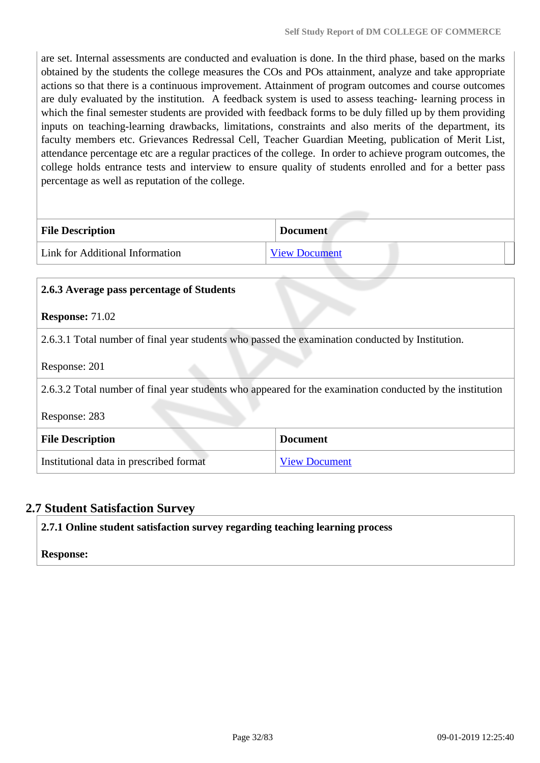are set. Internal assessments are conducted and evaluation is done. In the third phase, based on the marks obtained by the students the college measures the COs and POs attainment, analyze and take appropriate actions so that there is a continuous improvement. Attainment of program outcomes and course outcomes are duly evaluated by the institution. A feedback system is used to assess teaching- learning process in which the final semester students are provided with feedback forms to be duly filled up by them providing inputs on teaching-learning drawbacks, limitations, constraints and also merits of the department, its faculty members etc. Grievances Redressal Cell, Teacher Guardian Meeting, publication of Merit List, attendance percentage etc are a regular practices of the college. In order to achieve program outcomes, the college holds entrance tests and interview to ensure quality of students enrolled and for a better pass percentage as well as reputation of the college.

| File Description | Document |
|---|---|
| Link for Additional Information | View Document |

**2.6.3 Average pass percentage of Students**

**Response:** 71.02

2.6.3.1 Total number of final year students who passed the examination conducted by Institution.

Response: 201

2.6.3.2 Total number of final year students who appeared for the examination conducted by the institution

Response: 283

| File Description | Document |
|---|---|
| Institutional data in prescribed format | View Document |

## 2.7 Student Satisfaction Survey

**2.7.1 Online student satisfaction survey regarding teaching learning process**

**Response:**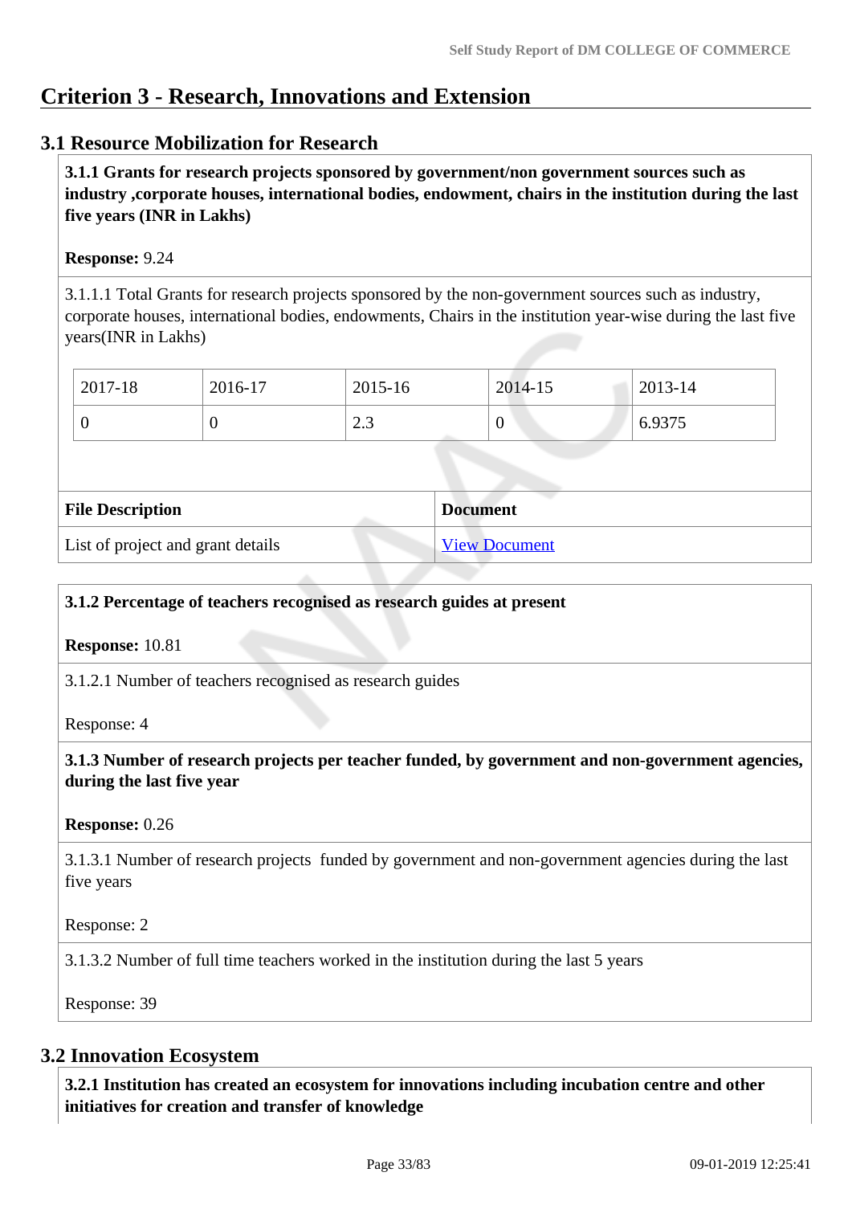# Criterion 3 - Research, Innovations and Extension

## 3.1 Resource Mobilization for Research

**3.1.1 Grants for research projects sponsored by government/non government sources such as industry ,corporate houses, international bodies, endowment, chairs in the institution during the last five years (INR in Lakhs)**

**Response:** 9.24

3.1.1.1 Total Grants for research projects sponsored by the non-government sources such as industry, corporate houses, international bodies, endowments, Chairs in the institution year-wise during the last five years(INR in Lakhs)

| 2017-18 | 2016-17 | 2015-16 | 2014-15 | 2013-14 |
|---|---|---|---|---|
| 0 | 0 | 2.3 | 0 | 6.9375 |

| File Description | Document |
|---|---|
| List of project and grant details | View Document |

**3.1.2 Percentage of teachers recognised as research guides at present**

**Response:** 10.81

3.1.2.1 Number of teachers recognised as research guides

Response: 4

**3.1.3 Number of research projects per teacher funded, by government and non-government agencies, during the last five year**

**Response:** 0.26

3.1.3.1 Number of research projects funded by government and non-government agencies during the last five years

Response: 2

3.1.3.2 Number of full time teachers worked in the institution during the last 5 years

Response: 39

## 3.2 Innovation Ecosystem

**3.2.1 Institution has created an ecosystem for innovations including incubation centre and other initiatives for creation and transfer of knowledge**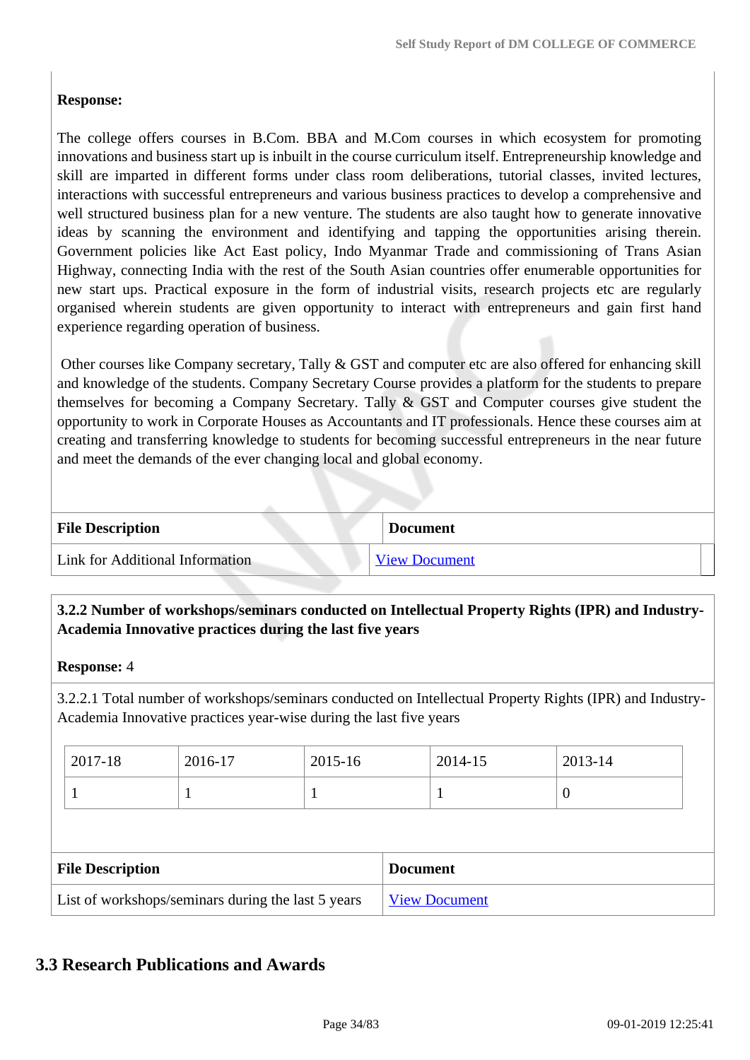**Response:**

The college offers courses in B.Com. BBA and M.Com courses in which ecosystem for promoting innovations and business start up is inbuilt in the course curriculum itself. Entrepreneurship knowledge and skill are imparted in different forms under class room deliberations, tutorial classes, invited lectures, interactions with successful entrepreneurs and various business practices to develop a comprehensive and well structured business plan for a new venture. The students are also taught how to generate innovative ideas by scanning the environment and identifying and tapping the opportunities arising therein. Government policies like Act East policy, Indo Myanmar Trade and commissioning of Trans Asian Highway, connecting India with the rest of the South Asian countries offer enumerable opportunities for new start ups. Practical exposure in the form of industrial visits, research projects etc are regularly organised wherein students are given opportunity to interact with entrepreneurs and gain first hand experience regarding operation of business.

Other courses like Company secretary, Tally & GST and computer etc are also offered for enhancing skill and knowledge of the students. Company Secretary Course provides a platform for the students to prepare themselves for becoming a Company Secretary. Tally & GST and Computer courses give student the opportunity to work in Corporate Houses as Accountants and IT professionals. Hence these courses aim at creating and transferring knowledge to students for becoming successful entrepreneurs in the near future and meet the demands of the ever changing local and global economy.

| File Description | Document |
|---|---|
| Link for Additional Information | View Document |

**3.2.2 Number of workshops/seminars conducted on Intellectual Property Rights (IPR) and Industry-Academia Innovative practices during the last five years**

**Response:** 4

3.2.2.1 Total number of workshops/seminars conducted on Intellectual Property Rights (IPR) and Industry-Academia Innovative practices year-wise during the last five years

| 2017-18 | 2016-17 | 2015-16 | 2014-15 | 2013-14 |
|---|---|---|---|---|
| 1 | 1 | 1 | 1 | 0 |

| File Description | Document |
|---|---|
| List of workshops/seminars during the last 5 years | View Document |

## 3.3 Research Publications and Awards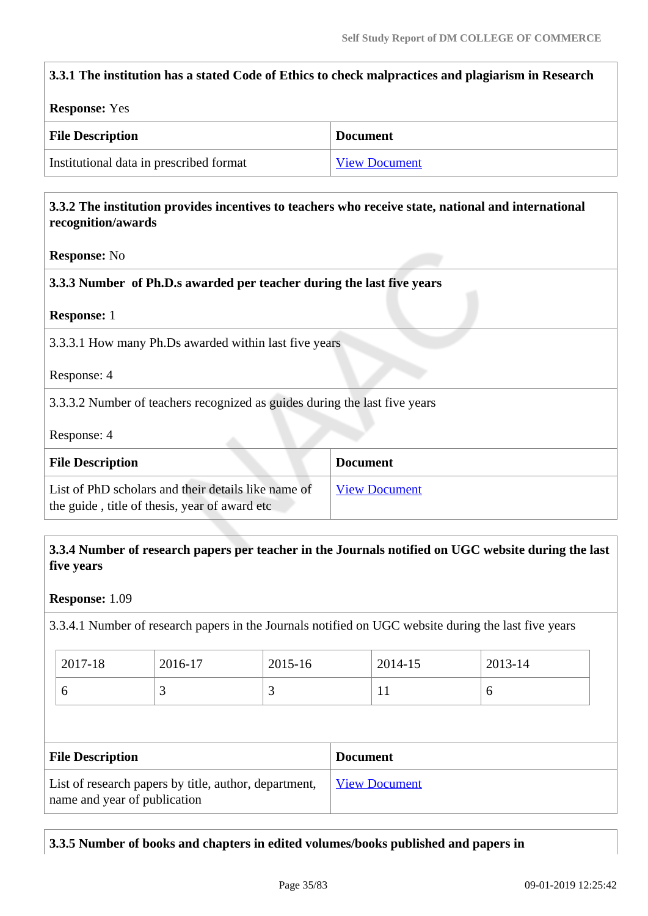**3.3.1 The institution has a stated Code of Ethics to check malpractices and plagiarism in Research**

**Response:** Yes

| File Description | Document |
|---|---|
| Institutional data in prescribed format | View Document |

**3.3.2 The institution provides incentives to teachers who receive state, national and international recognition/awards**

**Response:** No

**3.3.3 Number of Ph.D.s awarded per teacher during the last five years**

**Response:** 1

3.3.3.1 How many Ph.Ds awarded within last five years

Response: 4

3.3.3.2 Number of teachers recognized as guides during the last five years

Response: 4

| File Description | Document |
|---|---|
| List of PhD scholars and their details like name of the guide , title of thesis, year of award etc | View Document |

**3.3.4 Number of research papers per teacher in the Journals notified on UGC website during the last five years**

**Response:** 1.09

3.3.4.1 Number of research papers in the Journals notified on UGC website during the last five years

| 2017-18 | 2016-17 | 2015-16 | 2014-15 | 2013-14 |
|---|---|---|---|---|
| 6 | 3 | 3 | 11 | 6 |

| File Description | Document |
|---|---|
| List of research papers by title, author, department, name and year of publication | View Document |

**3.3.5 Number of books and chapters in edited volumes/books published and papers in**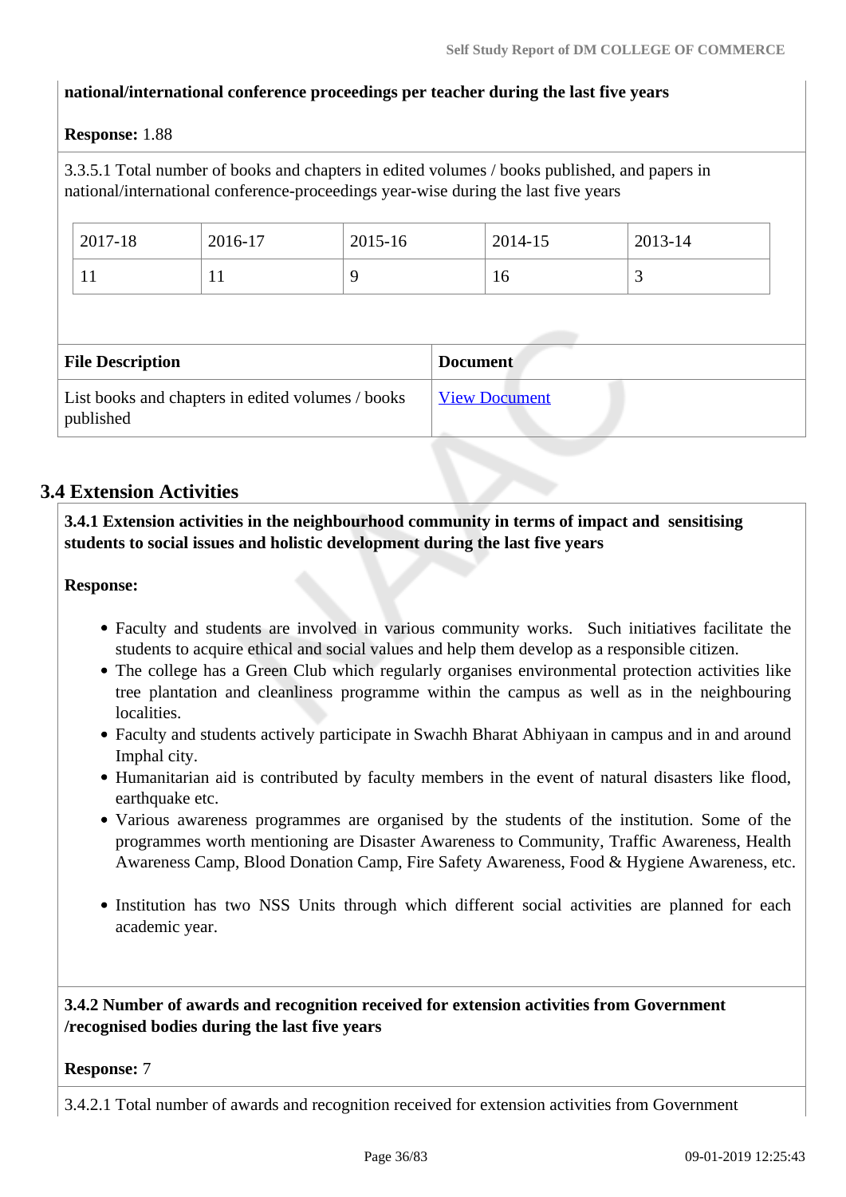**national/international conference proceedings per teacher during the last five years**

**Response:** 1.88

3.3.5.1 Total number of books and chapters in edited volumes / books published, and papers in national/international conference-proceedings year-wise during the last five years

| 2017-18 | 2016-17 | 2015-16 | 2014-15 | 2013-14 |
|---|---|---|---|---|
| 11 | 11 | 9 | 16 | 3 |

| File Description | Document |
|---|---|
| List books and chapters in edited volumes / books published | View Document |

## 3.4 Extension Activities

**3.4.1 Extension activities in the neighbourhood community in terms of impact and sensitising students to social issues and holistic development during the last five years**

**Response:**

- Faculty and students are involved in various community works. Such initiatives facilitate the students to acquire ethical and social values and help them develop as a responsible citizen.
- The college has a Green Club which regularly organises environmental protection activities like tree plantation and cleanliness programme within the campus as well as in the neighbouring localities.
- Faculty and students actively participate in Swachh Bharat Abhiyaan in campus and in and around Imphal city.
- Humanitarian aid is contributed by faculty members in the event of natural disasters like flood, earthquake etc.
- Various awareness programmes are organised by the students of the institution. Some of the programmes worth mentioning are Disaster Awareness to Community, Traffic Awareness, Health Awareness Camp, Blood Donation Camp, Fire Safety Awareness, Food & Hygiene Awareness, etc.
- Institution has two NSS Units through which different social activities are planned for each academic year.

**3.4.2 Number of awards and recognition received for extension activities from Government /recognised bodies during the last five years**

**Response:** 7

3.4.2.1 Total number of awards and recognition received for extension activities from Government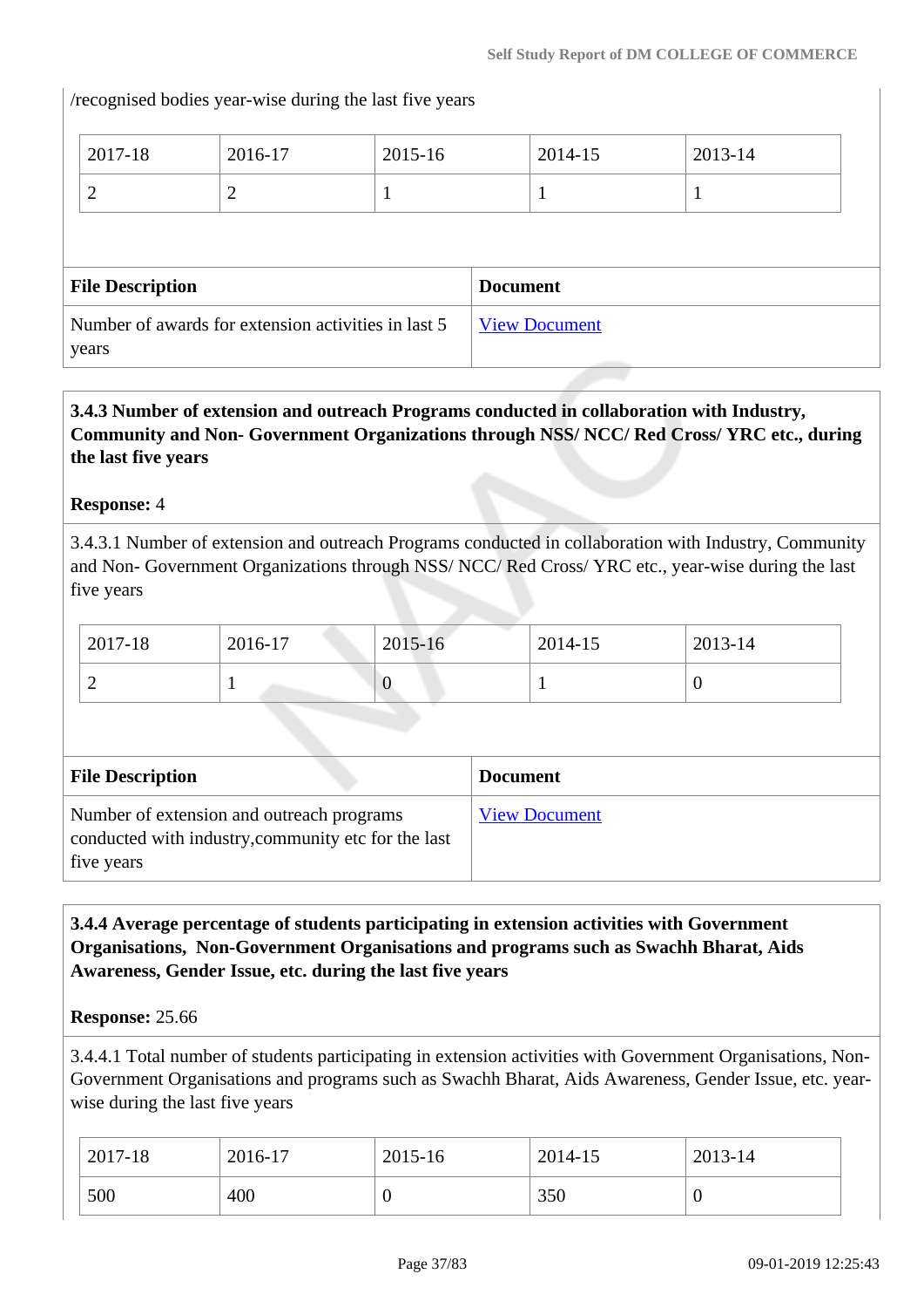/recognised bodies year-wise during the last five years

| 2017-18 | 2016-17 | 2015-16 | 2014-15 | 2013-14 |
|---|---|---|---|---|
| 2 | 2 | 1 | 1 | 1 |

| File Description | Document |
|---|---|
| Number of awards for extension activities in last 5 years | View Document |

**3.4.3 Number of extension and outreach Programs conducted in collaboration with Industry, Community and Non- Government Organizations through NSS/ NCC/ Red Cross/ YRC etc., during the last five years**

**Response:** 4

3.4.3.1 Number of extension and outreach Programs conducted in collaboration with Industry, Community and Non- Government Organizations through NSS/ NCC/ Red Cross/ YRC etc., year-wise during the last five years

| 2017-18 | 2016-17 | 2015-16 | 2014-15 | 2013-14 |
|---|---|---|---|---|
| 2 | 1 | 0 | 1 | 0 |

| File Description | Document |
|---|---|
| Number of extension and outreach programs conducted with industry,community etc for the last five years | View Document |

**3.4.4 Average percentage of students participating in extension activities with Government Organisations, Non-Government Organisations and programs such as Swachh Bharat, Aids Awareness, Gender Issue, etc. during the last five years**

**Response:** 25.66

3.4.4.1 Total number of students participating in extension activities with Government Organisations, Non-Government Organisations and programs such as Swachh Bharat, Aids Awareness, Gender Issue, etc. year-wise during the last five years

| 2017-18 | 2016-17 | 2015-16 | 2014-15 | 2013-14 |
|---|---|---|---|---|
| 500 | 400 | 0 | 350 | 0 |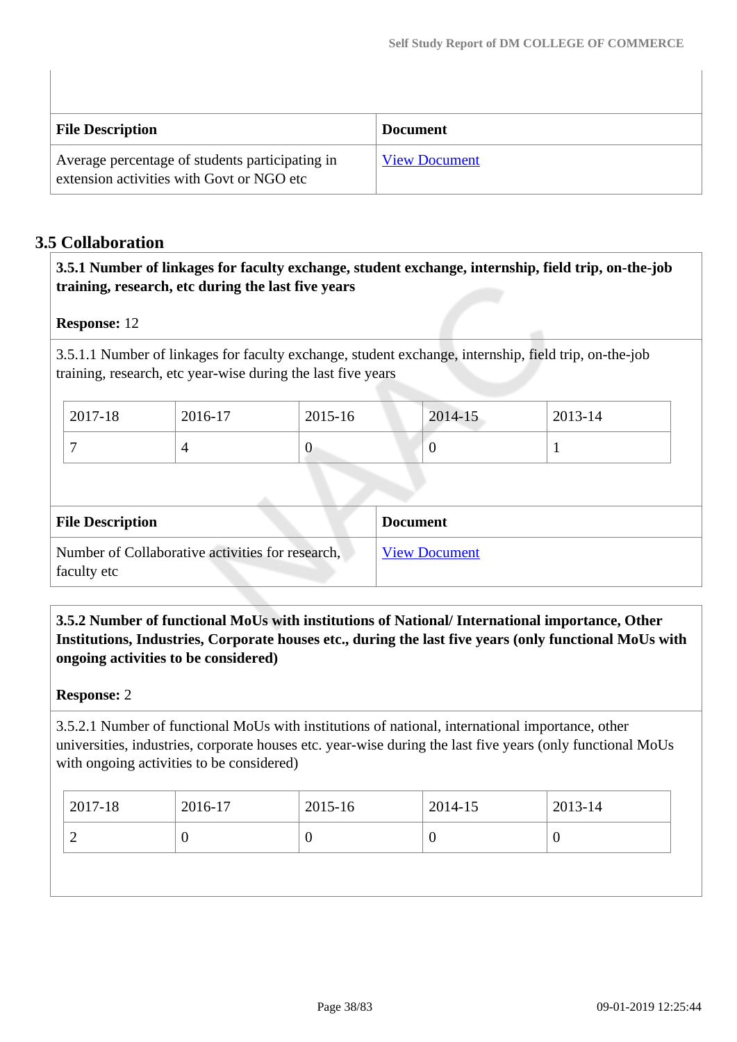| File Description | Document |
| --- | --- |
| Average percentage of students participating in extension activities with Govt or NGO etc | View Document |

## 3.5 Collaboration

**3.5.1 Number of linkages for faculty exchange, student exchange, internship, field trip, on-the-job training, research, etc during the last five years**

**Response:** 12

3.5.1.1 Number of linkages for faculty exchange, student exchange, internship, field trip, on-the-job training, research, etc year-wise during the last five years

| 2017-18 | 2016-17 | 2015-16 | 2014-15 | 2013-14 |
| --- | --- | --- | --- | --- |
| 7 | 4 | 0 | 0 | 1 |

| File Description | Document |
| --- | --- |
| Number of Collaborative activities for research, faculty etc | View Document |

**3.5.2 Number of functional MoUs with institutions of National/ International importance, Other Institutions, Industries, Corporate houses etc., during the last five years (only functional MoUs with ongoing activities to be considered)**

**Response:** 2

3.5.2.1 Number of functional MoUs with institutions of national, international importance, other universities, industries, corporate houses etc. year-wise during the last five years (only functional MoUs with ongoing activities to be considered)

| 2017-18 | 2016-17 | 2015-16 | 2014-15 | 2013-14 |
| --- | --- | --- | --- | --- |
| 2 | 0 | 0 | 0 | 0 |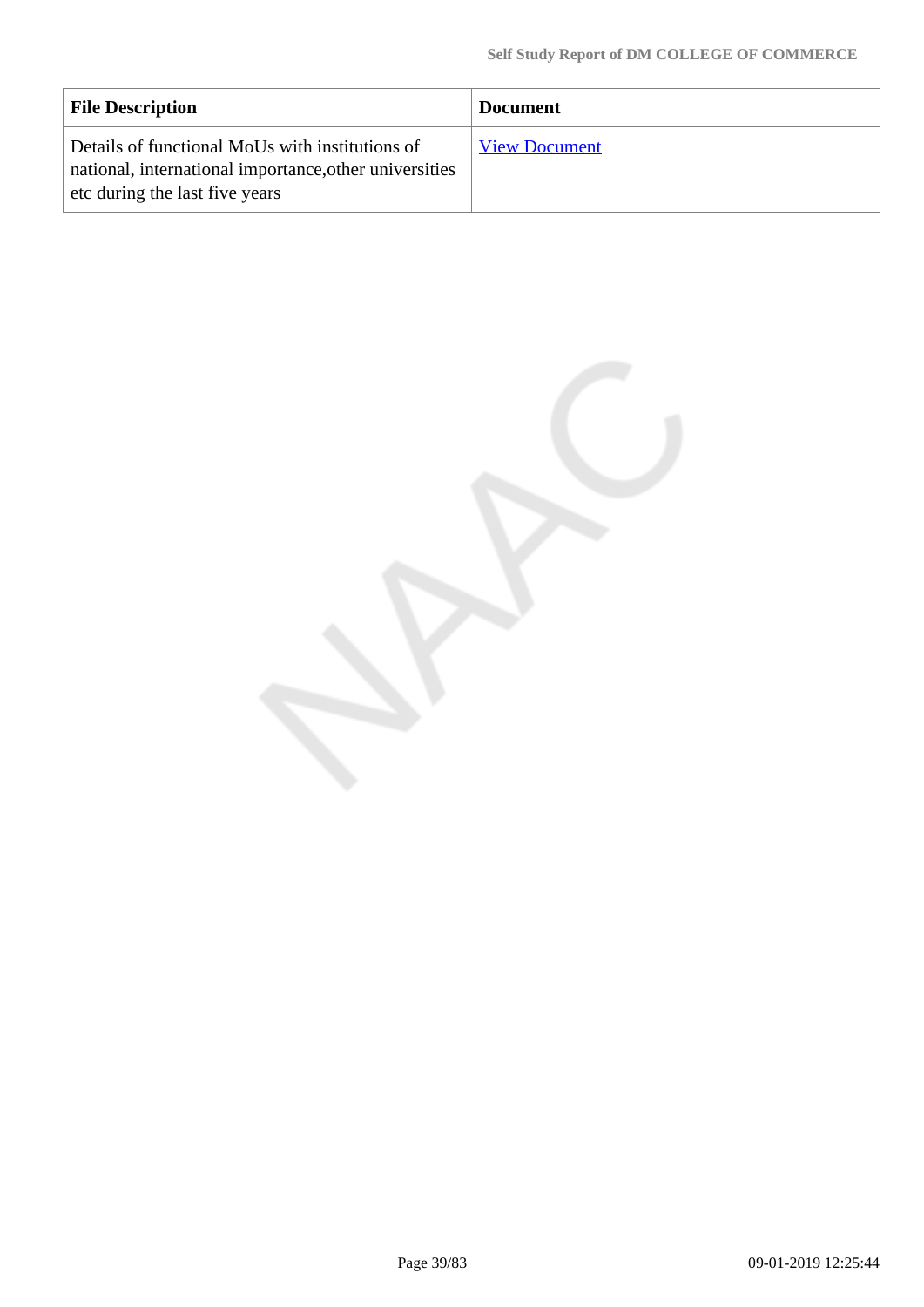| File Description | Document |
| --- | --- |
| Details of functional MoUs with institutions of national, international importance,other universities etc during the last five years | View Document |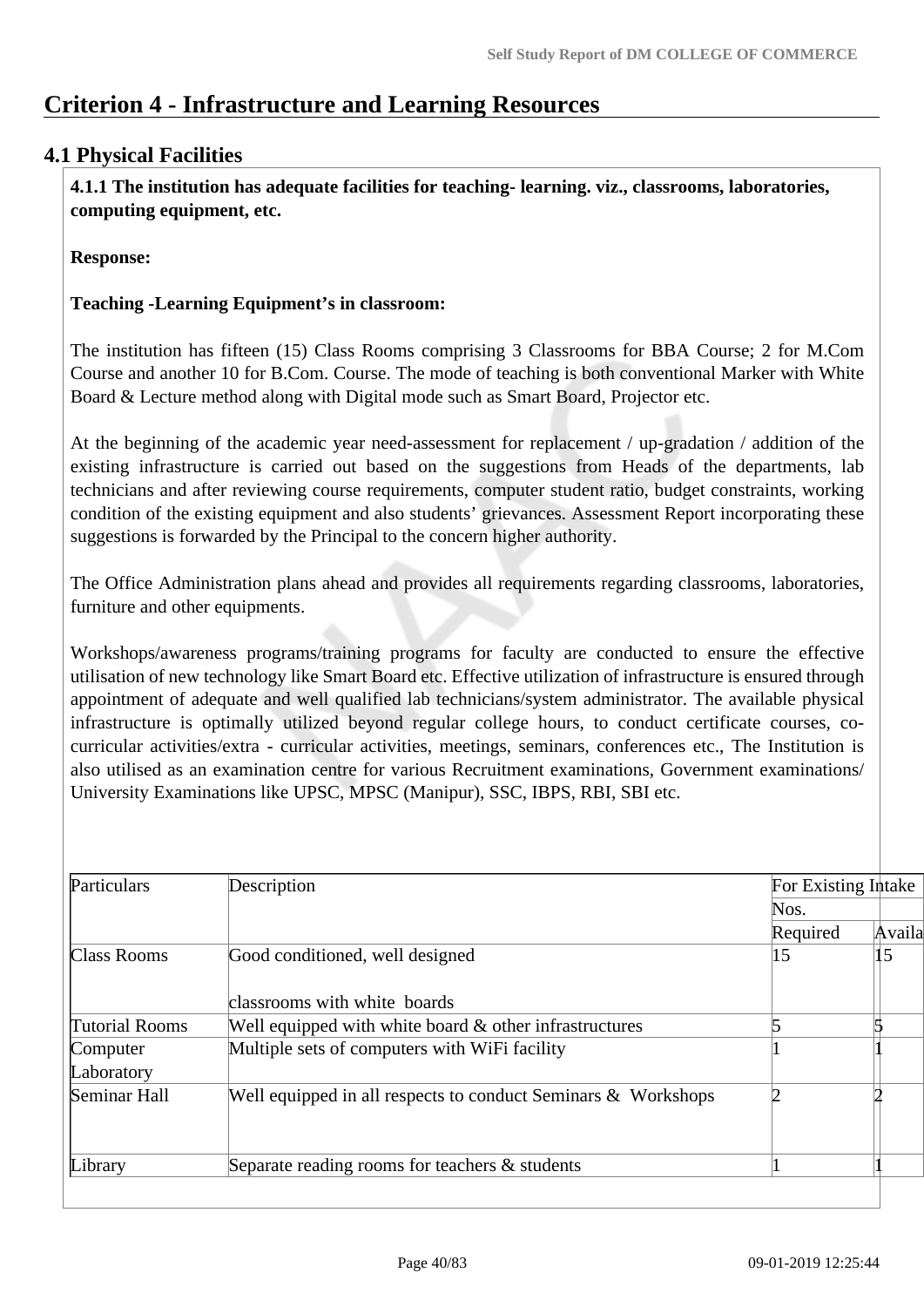// Running header "Self Study Report of DM COLLEGE OF COMMERCE" and footer (page counter, timestamp) omitted per rules.
# Criterion 4 - Infrastructure and Learning Resources

## 4.1 Physical Facilities

**4.1.1 The institution has adequate facilities for teaching- learning. viz., classrooms, laboratories, computing equipment, etc.**

**Response:**

**Teaching -Learning Equipment's in classroom:**

The institution has fifteen (15) Class Rooms comprising 3 Classrooms for BBA Course; 2 for M.Com Course and another 10 for B.Com. Course. The mode of teaching is both conventional Marker with White Board & Lecture method along with Digital mode such as Smart Board, Projector etc.

At the beginning of the academic year need-assessment for replacement / up-gradation / addition of the existing infrastructure is carried out based on the suggestions from Heads of the departments, lab technicians and after reviewing course requirements, computer student ratio, budget constraints, working condition of the existing equipment and also students' grievances. Assessment Report incorporating these suggestions is forwarded by the Principal to the concern higher authority.

The Office Administration plans ahead and provides all requirements regarding classrooms, laboratories, furniture and other equipments.

Workshops/awareness programs/training programs for faculty are conducted to ensure the effective utilisation of new technology like Smart Board etc. Effective utilization of infrastructure is ensured through appointment of adequate and well qualified lab technicians/system administrator. The available physical infrastructure is optimally utilized beyond regular college hours, to conduct certificate courses, co-curricular activities/extra - curricular activities, meetings, seminars, conferences etc., The Institution is also utilised as an examination centre for various Recruitment examinations, Government examinations/ University Examinations like UPSC, MPSC (Manipur), SSC, IBPS, RBI, SBI etc.

| Particulars | Description | For Existing Intake | |
|---|---|---|---|
| | | Nos. | |
| | | Required | Availa |
| Class Rooms | Good conditioned, well designed<br><br>classrooms with white boards | 15 | 15 |
| Tutorial Rooms | Well equipped with white board & other infrastructures | 5 | 5 |
| Computer Laboratory | Multiple sets of computers with WiFi facility | 1 | 1 |
| Seminar Hall | Well equipped in all respects to conduct Seminars & Workshops | 2 | 2 |
| Library | Separate reading rooms for teachers & students | 1 | 1 |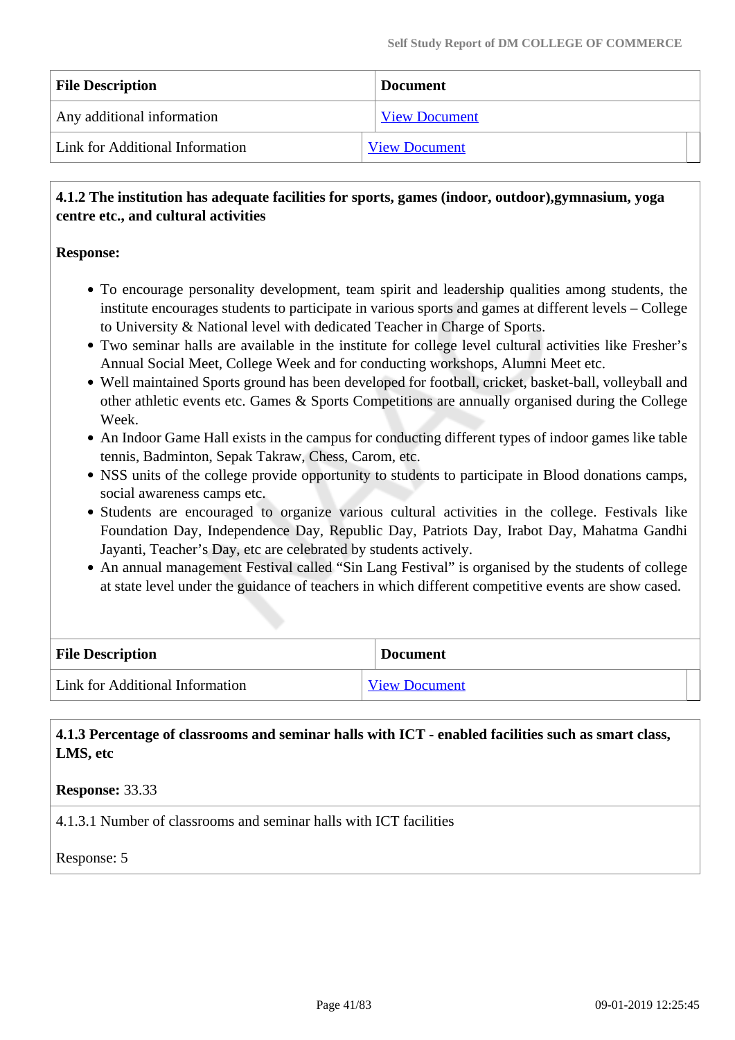| File Description | Document |
|---|---|
| Any additional information | View Document |
| Link for Additional Information | View Document |

**4.1.2 The institution has adequate facilities for sports, games (indoor, outdoor),gymnasium, yoga centre etc., and cultural activities**

**Response:**

- To encourage personality development, team spirit and leadership qualities among students, the institute encourages students to participate in various sports and games at different levels – College to University & National level with dedicated Teacher in Charge of Sports.
- Two seminar halls are available in the institute for college level cultural activities like Fresher's Annual Social Meet, College Week and for conducting workshops, Alumni Meet etc.
- Well maintained Sports ground has been developed for football, cricket, basket-ball, volleyball and other athletic events etc. Games & Sports Competitions are annually organised during the College Week.
- An Indoor Game Hall exists in the campus for conducting different types of indoor games like table tennis, Badminton, Sepak Takraw, Chess, Carom, etc.
- NSS units of the college provide opportunity to students to participate in Blood donations camps, social awareness camps etc.
- Students are encouraged to organize various cultural activities in the college. Festivals like Foundation Day, Independence Day, Republic Day, Patriots Day, Irabot Day, Mahatma Gandhi Jayanti, Teacher's Day, etc are celebrated by students actively.
- An annual management Festival called "Sin Lang Festival" is organised by the students of college at state level under the guidance of teachers in which different competitive events are show cased.

| File Description | Document |
|---|---|
| Link for Additional Information | View Document |

**4.1.3 Percentage of classrooms and seminar halls with ICT - enabled facilities such as smart class, LMS, etc**

**Response:** 33.33

4.1.3.1 Number of classrooms and seminar halls with ICT facilities

Response: 5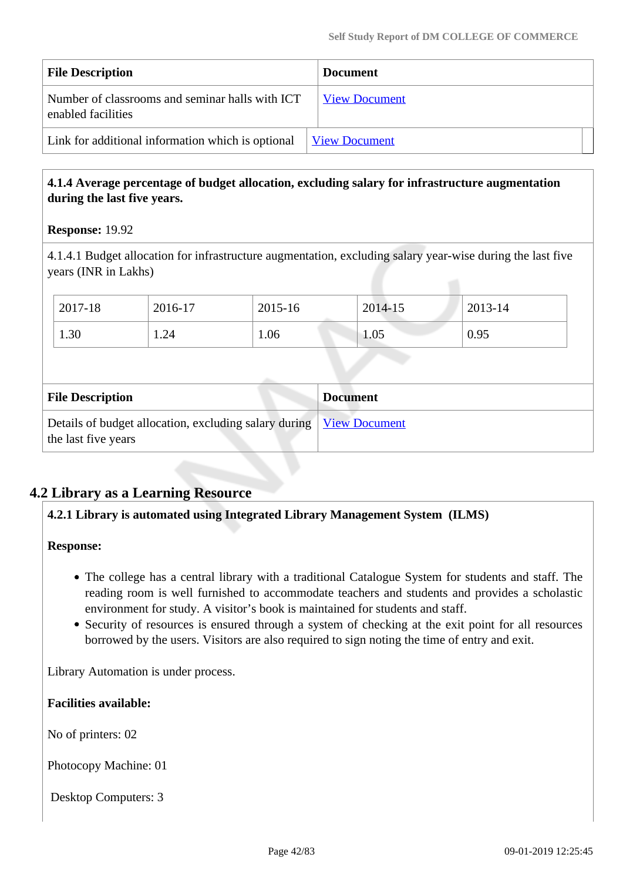| File Description | Document |
|---|---|
| Number of classrooms and seminar halls with ICT enabled facilities | View Document |
| Link for additional information which is optional | View Document |

**4.1.4 Average percentage of budget allocation, excluding salary for infrastructure augmentation during the last five years.**

**Response:** 19.92

4.1.4.1 Budget allocation for infrastructure augmentation, excluding salary year-wise during the last five years (INR in Lakhs)

| 2017-18 | 2016-17 | 2015-16 | 2014-15 | 2013-14 |
|---|---|---|---|---|
| 1.30 | 1.24 | 1.06 | 1.05 | 0.95 |

| File Description | Document |
|---|---|
| Details of budget allocation, excluding salary during the last five years | View Document |

## 4.2 Library as a Learning Resource

**4.2.1 Library is automated using Integrated Library Management System (ILMS)**

**Response:**

- The college has a central library with a traditional Catalogue System for students and staff. The reading room is well furnished to accommodate teachers and students and provides a scholastic environment for study. A visitor's book is maintained for students and staff.
- Security of resources is ensured through a system of checking at the exit point for all resources borrowed by the users. Visitors are also required to sign noting the time of entry and exit.

Library Automation is under process.

**Facilities available:**

No of printers: 02

Photocopy Machine: 01

Desktop Computers: 3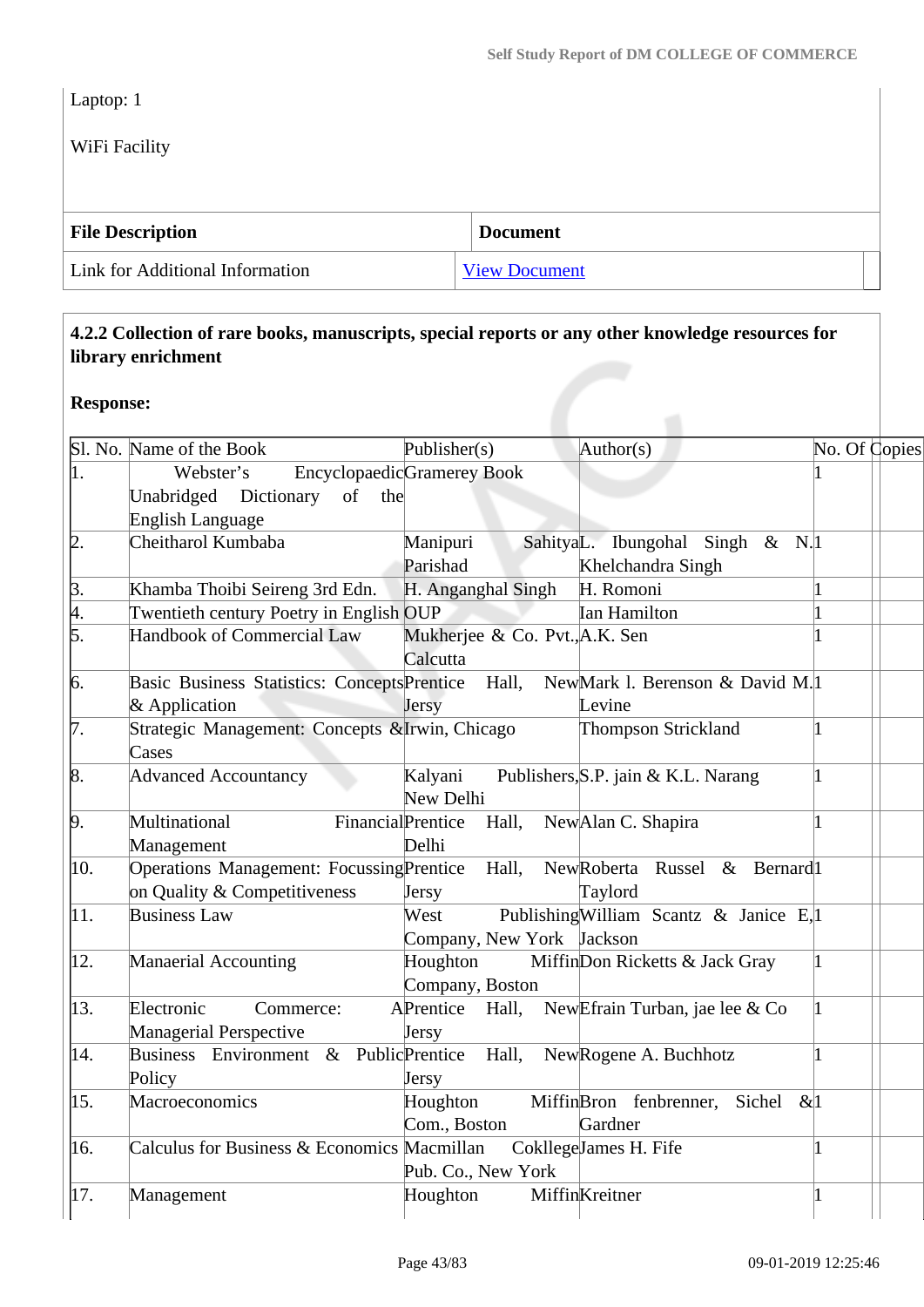Laptop: 1

WiFi Facility

| File Description | Document |
|---|---|
| Link for Additional Information | View Document |

**4.2.2 Collection of rare books, manuscripts, special reports or any other knowledge resources for library enrichment**

**Response:**

| Sl. No. | Name of the Book | Publisher(s) | Author(s) | No. Of Copies |
|---|---|---|---|---|
| 1. | Webster's Encyclopaedic Unabridged Dictionary of the English Language | Gramerey Book | | 1 |
| 2. | Cheitharol Kumbaba | Manipuri Sahitya Parishad | L. Ibungohal Singh & N. Khelchandra Singh | 1 |
| 3. | Khamba Thoibi Seireng 3rd Edn. | H. Anganghal Singh | H. Romoni | 1 |
| 4. | Twentieth century Poetry in English | OUP | Ian Hamilton | 1 |
| 5. | Handbook of Commercial Law | Mukherjee & Co. Pvt., Calcutta | A.K. Sen | 1 |
| 6. | Basic Business Statistics: Concepts & Application | Prentice Hall, New Jersy | Mark l. Berenson & David M. Levine | 1 |
| 7. | Strategic Management: Concepts & Cases | Irwin, Chicago | Thompson Strickland | 1 |
| 8. | Advanced Accountancy | Kalyani Publishers, New Delhi | S.P. jain & K.L. Narang | 1 |
| 9. | Multinational Financial Management | Prentice Hall, New Delhi | Alan C. Shapira | 1 |
| 10. | Operations Management: Focussing on Quality & Competitiveness | Prentice Hall, New Jersy | Roberta Russel & Bernard Taylord | 1 |
| 11. | Business Law | West Publishing Company, New York | William Scantz & Janice E, Jackson | 1 |
| 12. | Manaerial Accounting | Houghton Miffin Company, Boston | Don Ricketts & Jack Gray | 1 |
| 13. | Electronic Commerce: A Managerial Perspective | Prentice Hall, New Jersy | Efrain Turban, jae lee & Co | 1 |
| 14. | Business Environment & Public Policy | Prentice Hall, New Jersy | Rogene A. Buchhotz | 1 |
| 15. | Macroeconomics | Houghton Miffin Com., Boston | Bron fenbrenner, Sichel & Gardner | 1 |
| 16. | Calculus for Business & Economics | Macmillan Cokllege Pub. Co., New York | James H. Fife | 1 |
| 17. | Management | Houghton Miffin | Kreitner | 1 |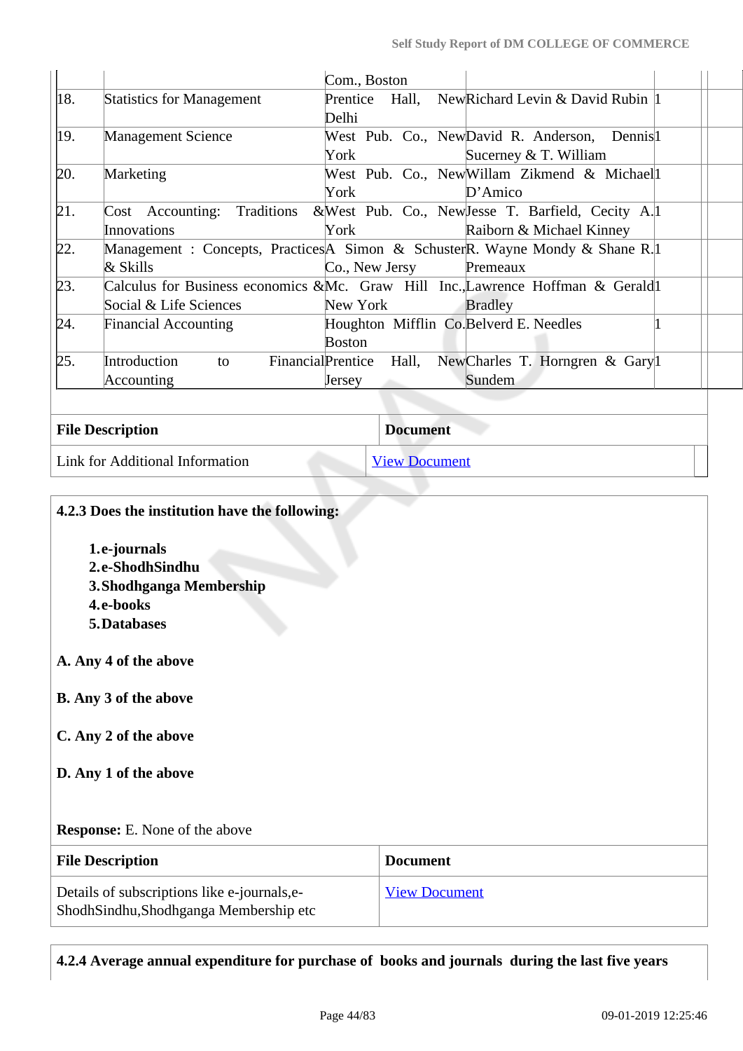| | | | | | |
|---|---|---|---|---|---|
| | | Com., Boston | | | |
| 18. | Statistics for Management | Prentice Hall, New Delhi | Richard Levin & David Rubin | 1 | |
| 19. | Management Science | West Pub. Co., New York | David R. Anderson, Dennis Sucerney & T. William | 1 | |
| 20. | Marketing | West Pub. Co., New York | Willam Zikmend & Michael D'Amico | 1 | |
| 21. | Cost Accounting: Traditions & Innovations | West Pub. Co., New York | Jesse T. Barfield, Cecity A. Raiborn & Michael Kinney | 1 | |
| 22. | Management : Concepts, Practices & Skills | A Simon & Schuster Co., New Jersy | R. Wayne Mondy & Shane R. Premeaux | 1 | |
| 23. | Calculus for Business economics & Social & Life Sciences | Mc. Graw Hill Inc., New York | Lawrence Hoffman & Gerald Bradley | 1 | |
| 24. | Financial Accounting | Houghton Mifflin Co. Boston | Belverd E. Needles | 1 | |
| 25. | Introduction to Financial Accounting | Prentice Hall, New Jersey | Charles T. Horngren & Gary Sundem | 1 | |

| File Description | Document |
|---|---|
| Link for Additional Information | View Document |

**4.2.3 Does the institution have the following:**

1. **e-journals**
2. **e-ShodhSindhu**
3. **Shodhganga Membership**
4. **e-books**
5. **Databases**

**A. Any 4 of the above**

**B. Any 3 of the above**

**C. Any 2 of the above**

**D. Any 1 of the above**

**Response:** E. None of the above

| File Description | Document |
|---|---|
| Details of subscriptions like e-journals,e-ShodhSindhu,Shodhganga Membership etc | View Document |

**4.2.4 Average annual expenditure for purchase of books and journals during the last five years**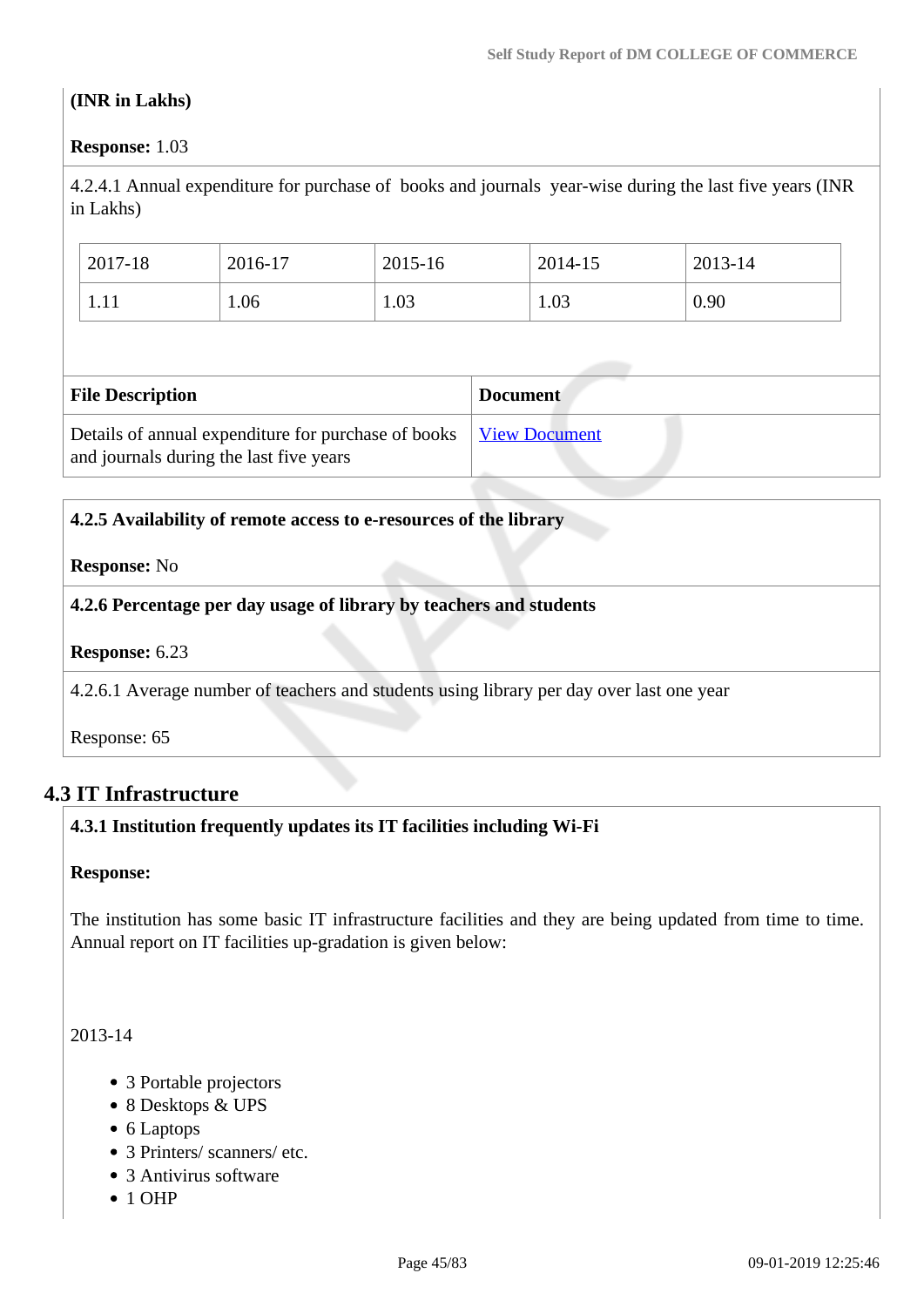**(INR in Lakhs)**

**Response:** 1.03

4.2.4.1 Annual expenditure for purchase of books and journals year-wise during the last five years (INR in Lakhs)

| 2017-18 | 2016-17 | 2015-16 | 2014-15 | 2013-14 |
|---|---|---|---|---|
| 1.11 | 1.06 | 1.03 | 1.03 | 0.90 |

| File Description | Document |
|---|---|
| Details of annual expenditure for purchase of books and journals during the last five years | View Document |

**4.2.5 Availability of remote access to e-resources of the library**

**Response:** No

**4.2.6 Percentage per day usage of library by teachers and students**

**Response:** 6.23

4.2.6.1 Average number of teachers and students using library per day over last one year

Response: 65

## 4.3 IT Infrastructure

**4.3.1 Institution frequently updates its IT facilities including Wi-Fi**

**Response:**

The institution has some basic IT infrastructure facilities and they are being updated from time to time. Annual report on IT facilities up-gradation is given below:

2013-14

- 3 Portable projectors
- 8 Desktops & UPS
- 6 Laptops
- 3 Printers/ scanners/ etc.
- 3 Antivirus software
- 1 OHP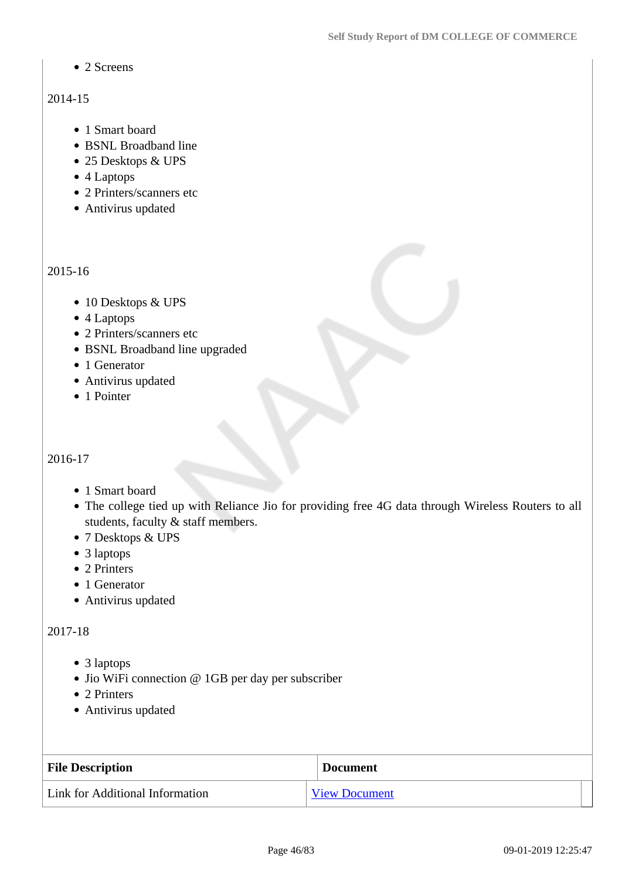- 2 Screens

2014-15

- 1 Smart board
- BSNL Broadband line
- 25 Desktops & UPS
- 4 Laptops
- 2 Printers/scanners etc
- Antivirus updated

2015-16

- 10 Desktops & UPS
- 4 Laptops
- 2 Printers/scanners etc
- BSNL Broadband line upgraded
- 1 Generator
- Antivirus updated
- 1 Pointer

2016-17

- 1 Smart board
- The college tied up with Reliance Jio for providing free 4G data through Wireless Routers to all students, faculty & staff members.
- 7 Desktops & UPS
- 3 laptops
- 2 Printers
- 1 Generator
- Antivirus updated

2017-18

- 3 laptops
- Jio WiFi connection @ 1GB per day per subscriber
- 2 Printers
- Antivirus updated

| File Description | Document |
|---|---|
| Link for Additional Information | View Document |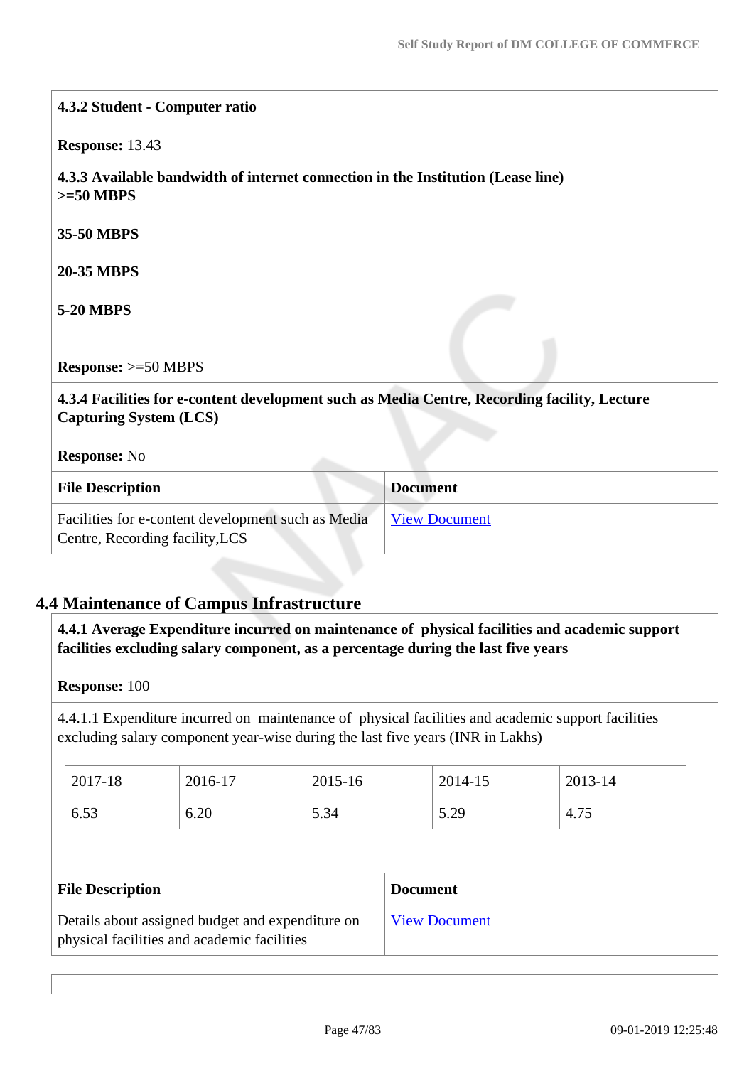**4.3.2 Student - Computer ratio**

**Response:** 13.43

**4.3.3 Available bandwidth of internet connection in the Institution (Lease line)**
**>=50 MBPS**

**35-50 MBPS**

**20-35 MBPS**

**5-20 MBPS**

**Response:** >=50 MBPS

**4.3.4 Facilities for e-content development such as Media Centre, Recording facility, Lecture Capturing System (LCS)**

**Response:** No

| File Description | Document |
|---|---|
| Facilities for e-content development such as Media Centre, Recording facility,LCS | View Document |

## 4.4 Maintenance of Campus Infrastructure

**4.4.1 Average Expenditure incurred on maintenance of physical facilities and academic support facilities excluding salary component, as a percentage during the last five years**

**Response:** 100

4.4.1.1 Expenditure incurred on maintenance of physical facilities and academic support facilities excluding salary component year-wise during the last five years (INR in Lakhs)

| 2017-18 | 2016-17 | 2015-16 | 2014-15 | 2013-14 |
|---|---|---|---|---|
| 6.53 | 6.20 | 5.34 | 5.29 | 4.75 |

| File Description | Document |
|---|---|
| Details about assigned budget and expenditure on physical facilities and academic facilities | View Document |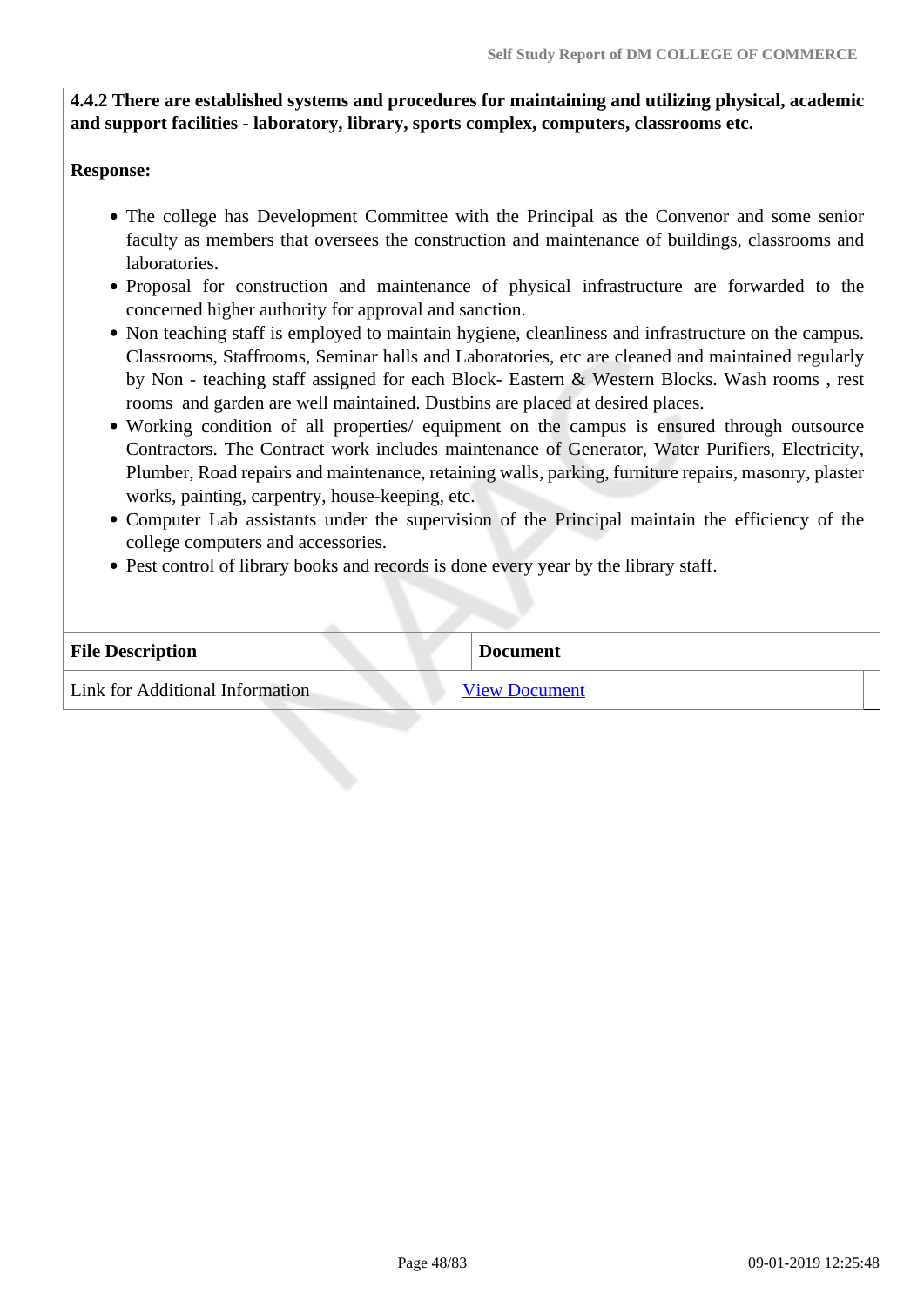**4.4.2 There are established systems and procedures for maintaining and utilizing physical, academic and support facilities - laboratory, library, sports complex, computers, classrooms etc.**

**Response:**

- The college has Development Committee with the Principal as the Convenor and some senior faculty as members that oversees the construction and maintenance of buildings, classrooms and laboratories.
- Proposal for construction and maintenance of physical infrastructure are forwarded to the concerned higher authority for approval and sanction.
- Non teaching staff is employed to maintain hygiene, cleanliness and infrastructure on the campus. Classrooms, Staffrooms, Seminar halls and Laboratories, etc are cleaned and maintained regularly by Non - teaching staff assigned for each Block- Eastern & Western Blocks. Wash rooms , rest rooms and garden are well maintained. Dustbins are placed at desired places.
- Working condition of all properties/ equipment on the campus is ensured through outsource Contractors. The Contract work includes maintenance of Generator, Water Purifiers, Electricity, Plumber, Road repairs and maintenance, retaining walls, parking, furniture repairs, masonry, plaster works, painting, carpentry, house-keeping, etc.
- Computer Lab assistants under the supervision of the Principal maintain the efficiency of the college computers and accessories.
- Pest control of library books and records is done every year by the library staff.

| File Description | Document |
|---|---|
| Link for Additional Information | View Document |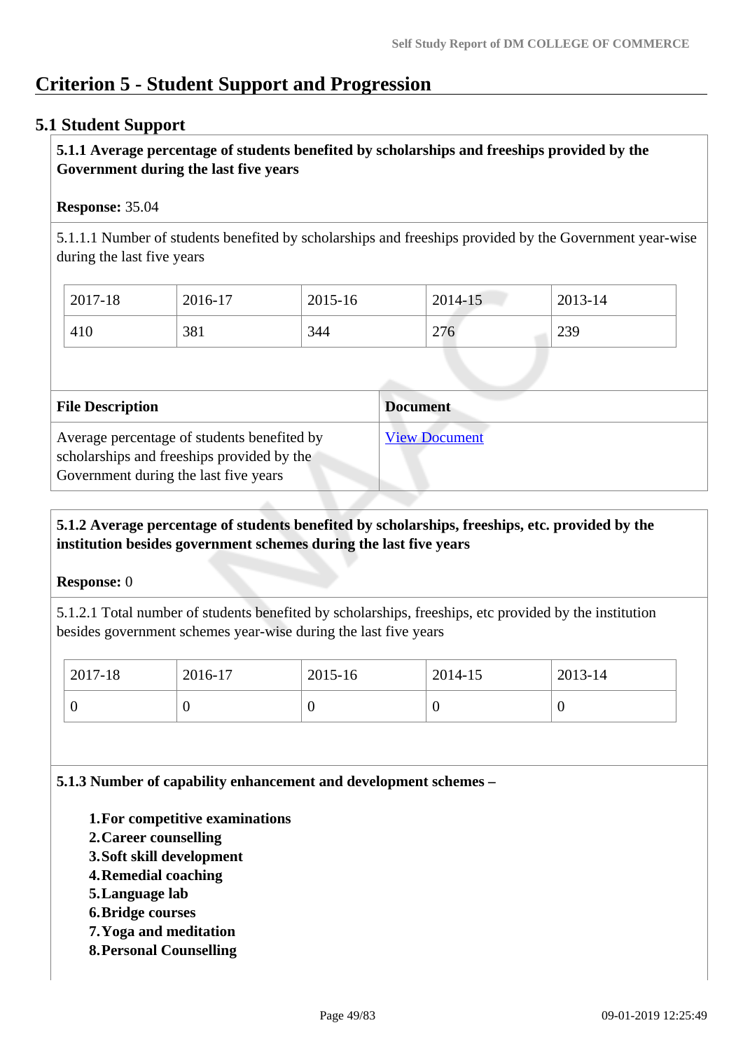# Criterion 5 - Student Support and Progression

## 5.1 Student Support

**5.1.1 Average percentage of students benefited by scholarships and freeships provided by the Government during the last five years**

**Response:** 35.04

5.1.1.1 Number of students benefited by scholarships and freeships provided by the Government year-wise during the last five years

| 2017-18 | 2016-17 | 2015-16 | 2014-15 | 2013-14 |
|---|---|---|---|---|
| 410 | 381 | 344 | 276 | 239 |

| File Description | Document |
|---|---|
| Average percentage of students benefited by scholarships and freeships provided by the Government during the last five years | View Document |

**5.1.2 Average percentage of students benefited by scholarships, freeships, etc. provided by the institution besides government schemes during the last five years**

**Response:** 0

5.1.2.1 Total number of students benefited by scholarships, freeships, etc provided by the institution besides government schemes year-wise during the last five years

| 2017-18 | 2016-17 | 2015-16 | 2014-15 | 2013-14 |
|---|---|---|---|---|
| 0 | 0 | 0 | 0 | 0 |

**5.1.3 Number of capability enhancement and development schemes –**

1. **For competitive examinations**
2. **Career counselling**
3. **Soft skill development**
4. **Remedial coaching**
5. **Language lab**
6. **Bridge courses**
7. **Yoga and meditation**
8. **Personal Counselling**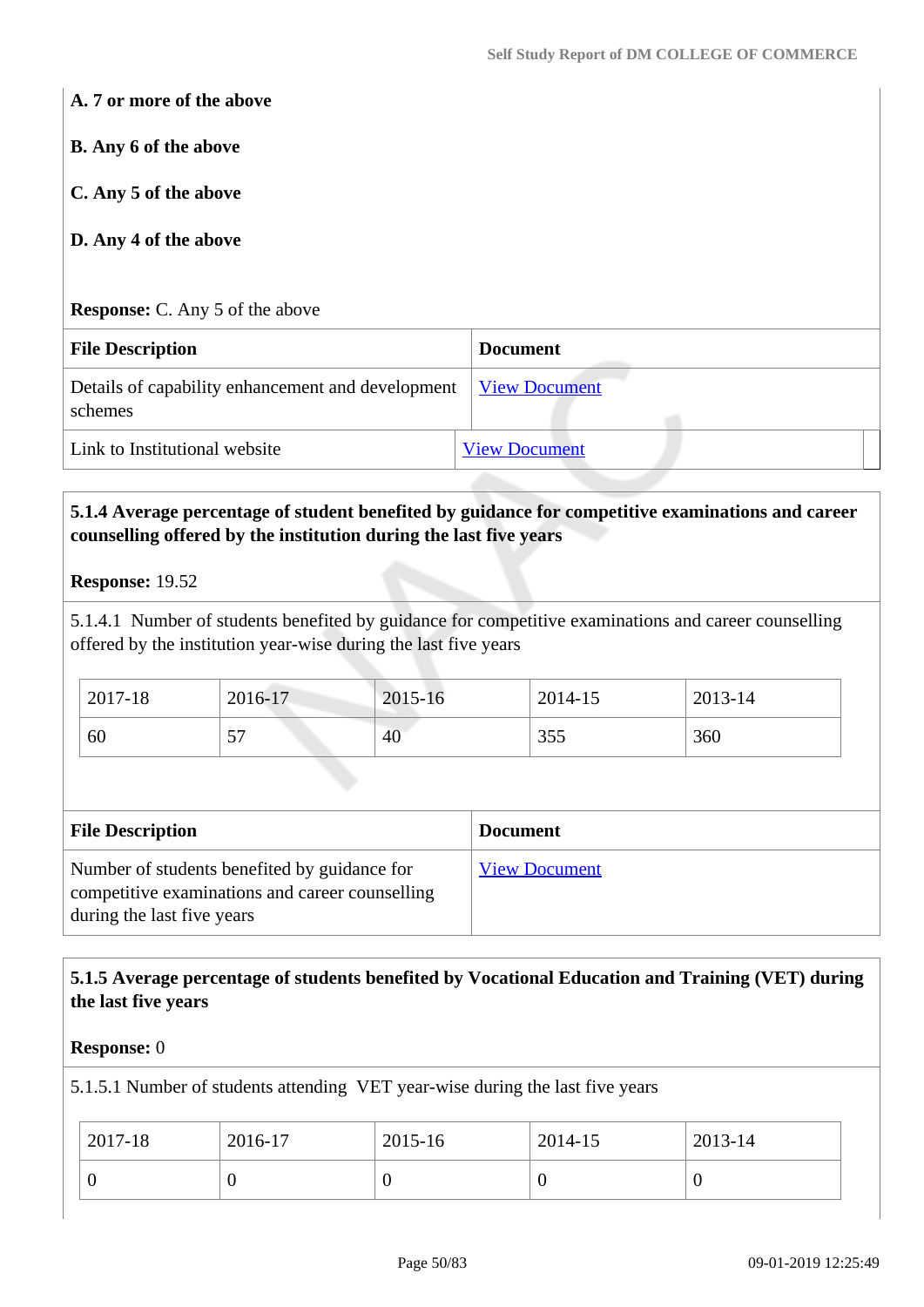**A. 7 or more of the above**

**B. Any 6 of the above**

**C. Any 5 of the above**

**D. Any 4 of the above**

**Response:** C. Any 5 of the above

| File Description | Document |
|---|---|
| Details of capability enhancement and development schemes | View Document |
| Link to Institutional website | View Document |

**5.1.4 Average percentage of student benefited by guidance for competitive examinations and career counselling offered by the institution during the last five years**

**Response:** 19.52

5.1.4.1 Number of students benefited by guidance for competitive examinations and career counselling offered by the institution year-wise during the last five years

| 2017-18 | 2016-17 | 2015-16 | 2014-15 | 2013-14 |
|---|---|---|---|---|
| 60 | 57 | 40 | 355 | 360 |

| File Description | Document |
|---|---|
| Number of students benefited by guidance for competitive examinations and career counselling during the last five years | View Document |

**5.1.5 Average percentage of students benefited by Vocational Education and Training (VET) during the last five years**

**Response:** 0

5.1.5.1 Number of students attending VET year-wise during the last five years

| 2017-18 | 2016-17 | 2015-16 | 2014-15 | 2013-14 |
|---|---|---|---|---|
| 0 | 0 | 0 | 0 | 0 |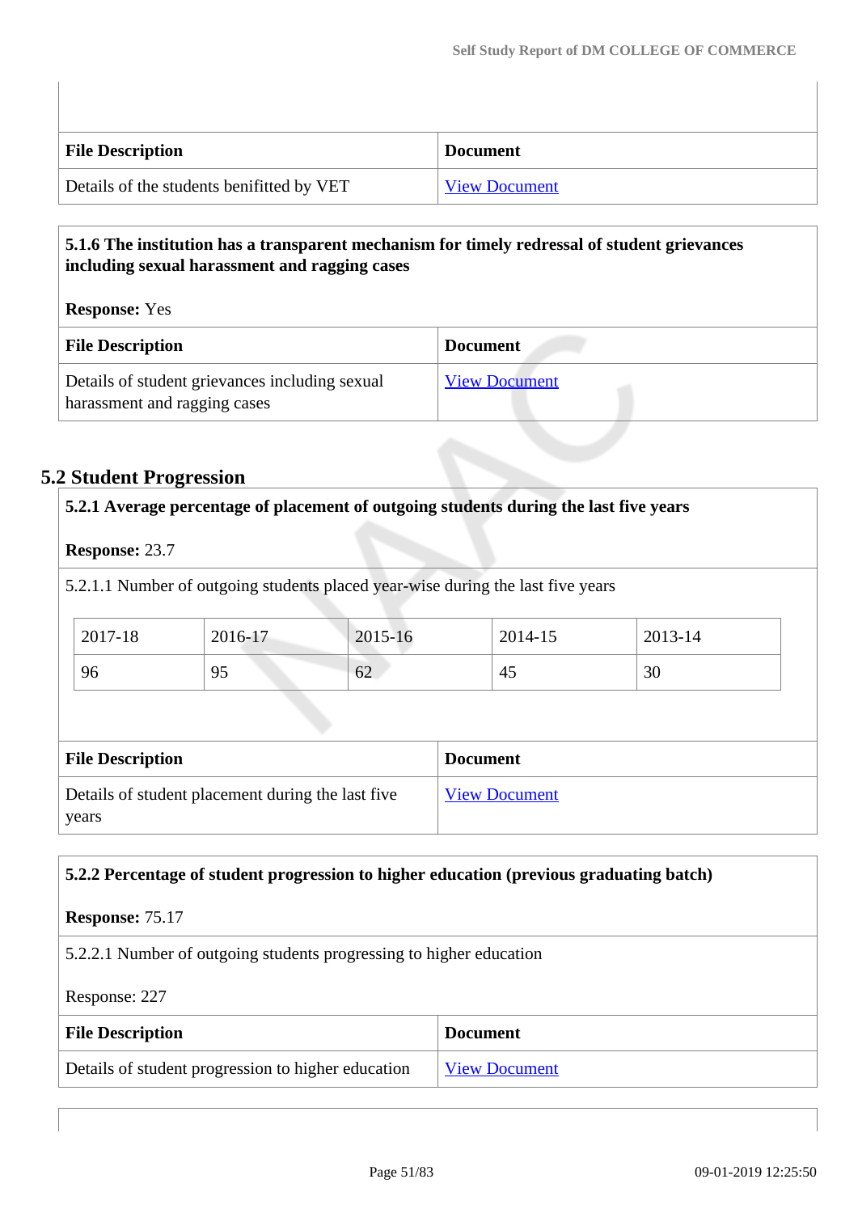| File Description | Document |
|---|---|
| Details of the students benifitted by VET | View Document |

**5.1.6 The institution has a transparent mechanism for timely redressal of student grievances including sexual harassment and ragging cases**

**Response:** Yes

| File Description | Document |
|---|---|
| Details of student grievances including sexual harassment and ragging cases | View Document |

## 5.2 Student Progression

**5.2.1 Average percentage of placement of outgoing students during the last five years**

**Response:** 23.7

5.2.1.1 Number of outgoing students placed year-wise during the last five years

| 2017-18 | 2016-17 | 2015-16 | 2014-15 | 2013-14 |
|---|---|---|---|---|
| 96 | 95 | 62 | 45 | 30 |

| File Description | Document |
|---|---|
| Details of student placement during the last five years | View Document |

**5.2.2 Percentage of student progression to higher education (previous graduating batch)**

**Response:** 75.17

5.2.2.1 Number of outgoing students progressing to higher education

Response: 227

| File Description | Document |
|---|---|
| Details of student progression to higher education | View Document |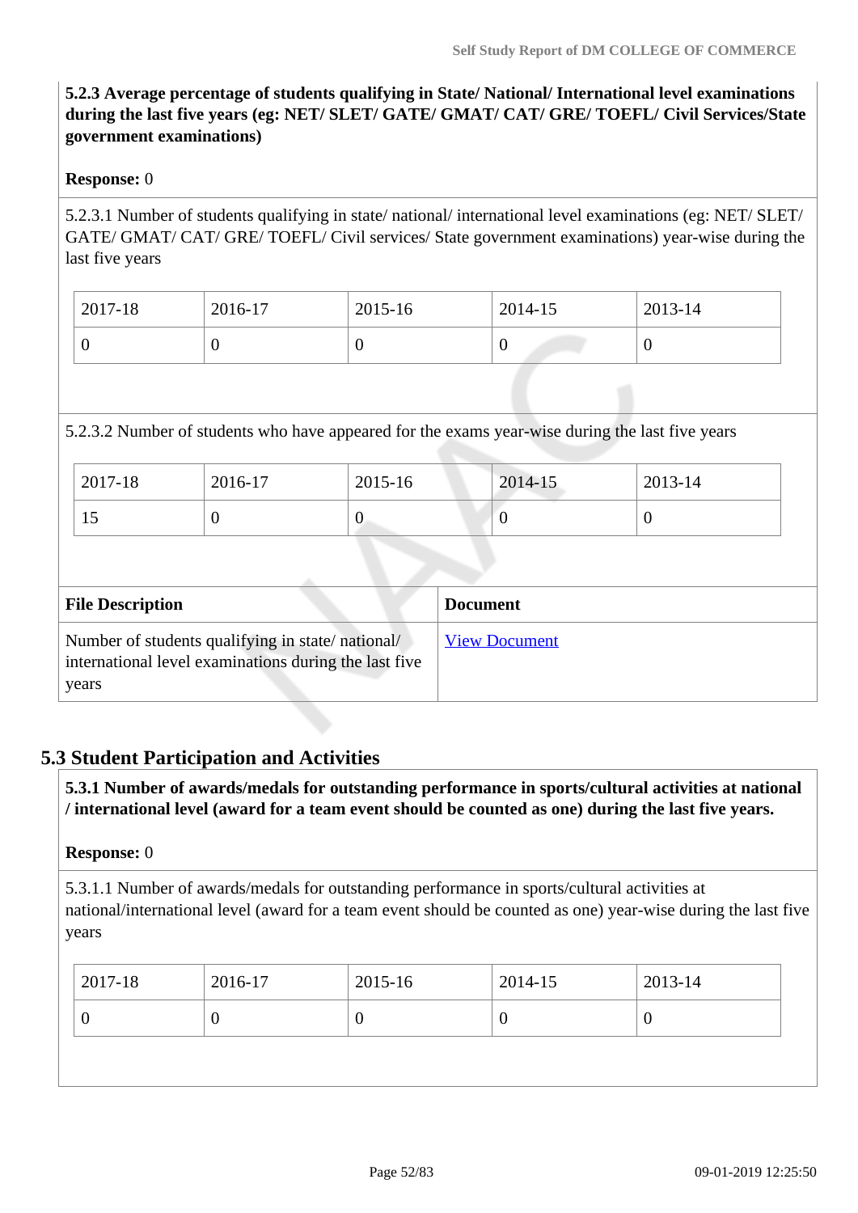**5.2.3 Average percentage of students qualifying in State/ National/ International level examinations during the last five years (eg: NET/ SLET/ GATE/ GMAT/ CAT/ GRE/ TOEFL/ Civil Services/State government examinations)**

**Response:** 0

5.2.3.1 Number of students qualifying in state/ national/ international level examinations (eg: NET/ SLET/ GATE/ GMAT/ CAT/ GRE/ TOEFL/ Civil services/ State government examinations) year-wise during the last five years

| 2017-18 | 2016-17 | 2015-16 | 2014-15 | 2013-14 |
|---|---|---|---|---|
| 0 | 0 | 0 | 0 | 0 |

5.2.3.2 Number of students who have appeared for the exams year-wise during the last five years

| 2017-18 | 2016-17 | 2015-16 | 2014-15 | 2013-14 |
|---|---|---|---|---|
| 15 | 0 | 0 | 0 | 0 |

| File Description | Document |
|---|---|
| Number of students qualifying in state/ national/ international level examinations during the last five years | View Document |

## 5.3 Student Participation and Activities

**5.3.1 Number of awards/medals for outstanding performance in sports/cultural activities at national / international level (award for a team event should be counted as one) during the last five years.**

**Response:** 0

5.3.1.1 Number of awards/medals for outstanding performance in sports/cultural activities at national/international level (award for a team event should be counted as one) year-wise during the last five years

| 2017-18 | 2016-17 | 2015-16 | 2014-15 | 2013-14 |
|---|---|---|---|---|
| 0 | 0 | 0 | 0 | 0 |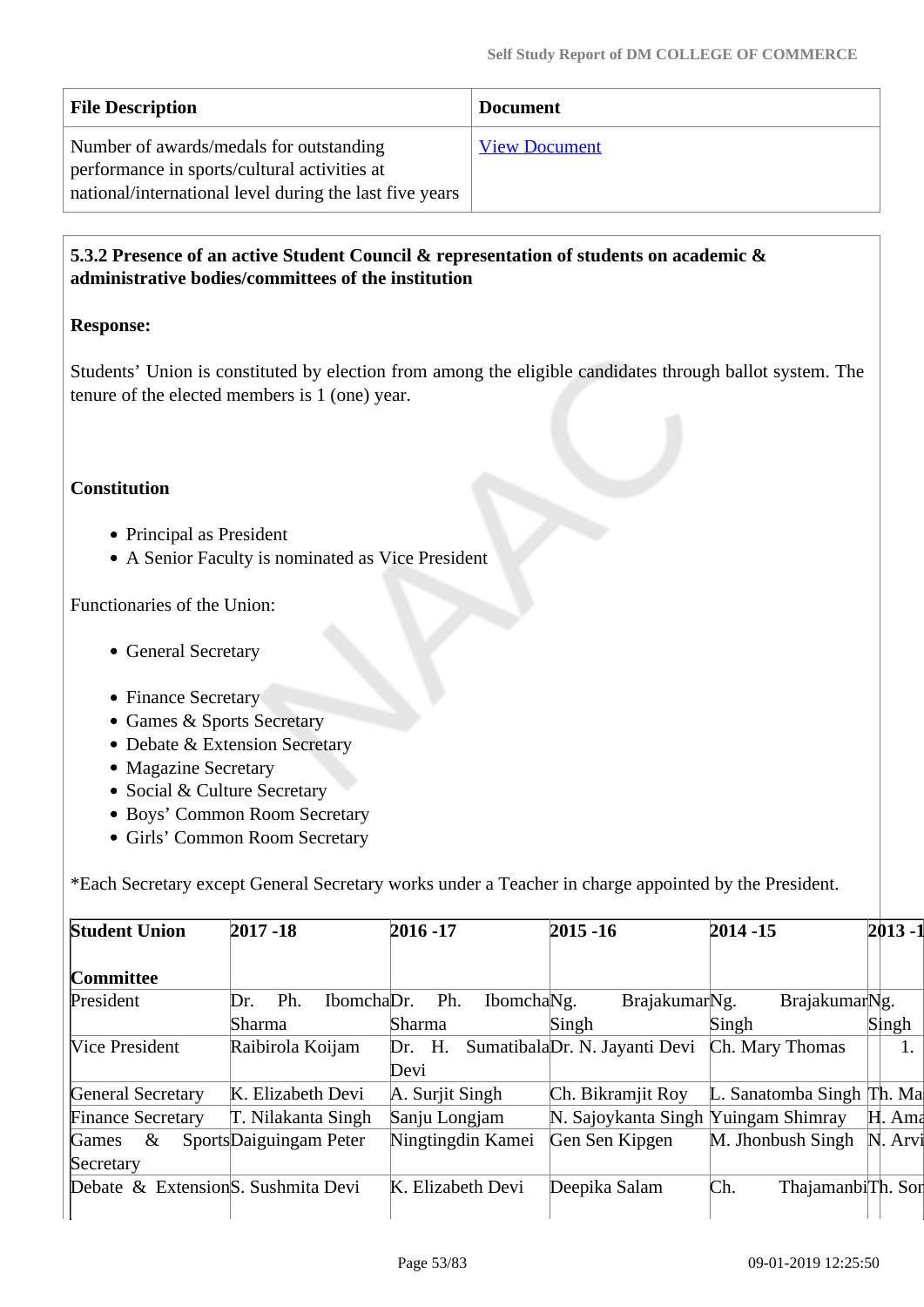| File Description | Document |
|---|---|
| Number of awards/medals for outstanding performance in sports/cultural activities at national/international level during the last five years | View Document |

**5.3.2 Presence of an active Student Council & representation of students on academic & administrative bodies/committees of the institution**

**Response:**

Students' Union is constituted by election from among the eligible candidates through ballot system. The tenure of the elected members is 1 (one) year.

**Constitution**

- Principal as President
- A Senior Faculty is nominated as Vice President

Functionaries of the Union:

- General Secretary
- Finance Secretary
- Games & Sports Secretary
- Debate & Extension Secretary
- Magazine Secretary
- Social & Culture Secretary
- Boys' Common Room Secretary
- Girls' Common Room Secretary

*Each Secretary except General Secretary works under a Teacher in charge appointed by the President.

| Student Union Committee | 2017 -18 | 2016 -17 | 2015 -16 | 2014 -15 | 2013 -1 |
|---|---|---|---|---|---|
| President | Dr. Ph. Ibomcha Sharma | Dr. Ph. Ibomcha Sharma | Ng. Brajakumar Singh | Ng. Brajakumar Singh | Ng. Singh |
| Vice President | Raibirola Koijam | Dr. H. Sumatibala Devi | Dr. N. Jayanti Devi | Ch. Mary Thomas | 1. |
| General Secretary | K. Elizabeth Devi | A. Surjit Singh | Ch. Bikramjit Roy | L. Sanatomba Singh | Th. Ma |
| Finance Secretary | T. Nilakanta Singh | Sanju Longjam | N. Sajoykanta Singh | Yuingam Shimray | H. Ama |
| Games & Sports Secretary | Daiguingam Peter | Ningtingdin Kamei | Gen Sen Kipgen | M. Jhonbush Singh | N. Arvi |
| Debate & Extension | S. Sushmita Devi | K. Elizabeth Devi | Deepika Salam | Ch. Thajamanbi | Th. Sor |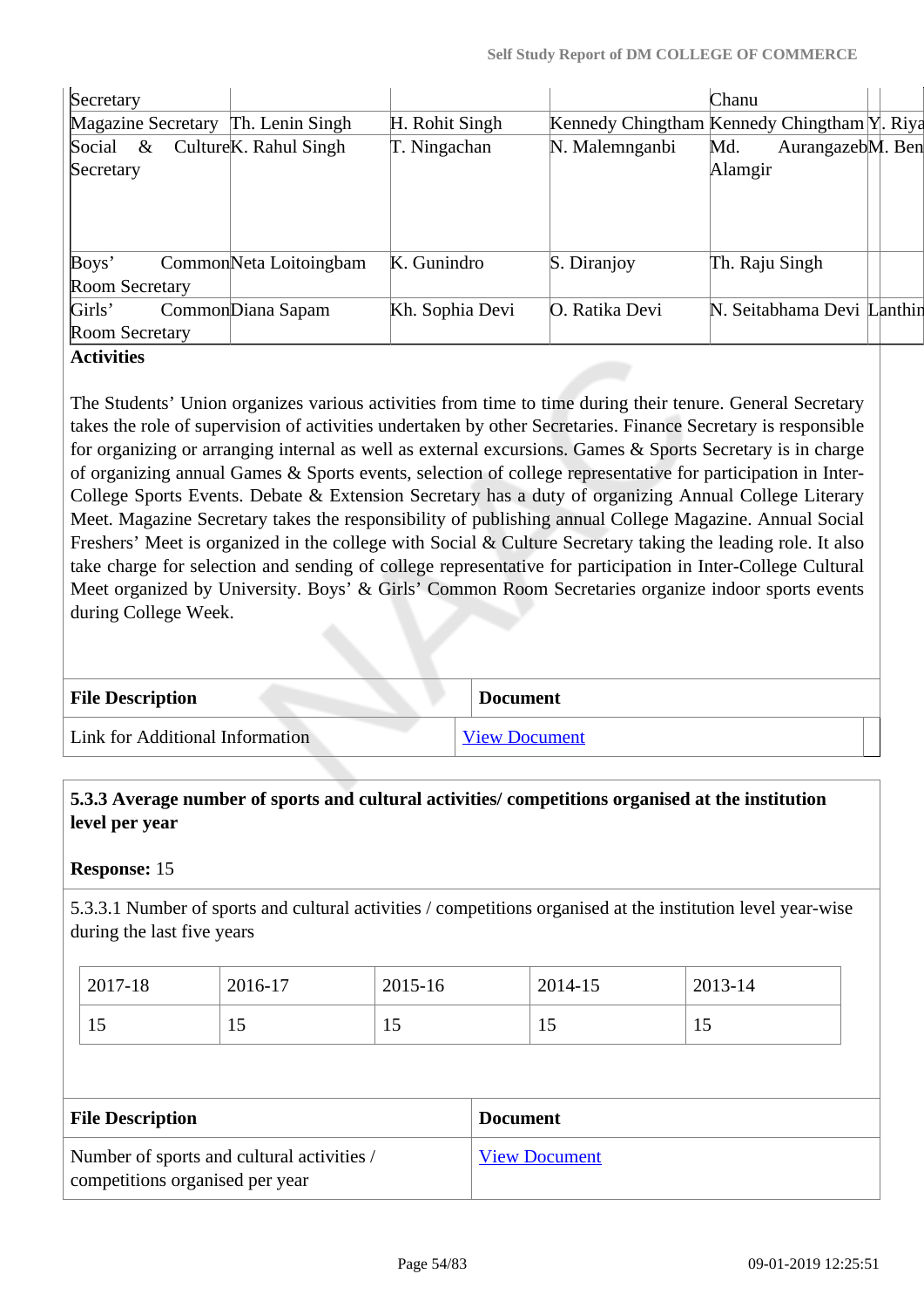| | | | | | | |
|---|---|---|---|---|---|---|
| Secretary | | | | Chanu | | |
| Magazine Secretary | Th. Lenin Singh | H. Rohit Singh | Kennedy Chingtham | Kennedy Chingtham | Y. Riya | |
| Social & Culture Secretary | K. Rahul Singh | T. Ningachan | N. Malemnganbi | Md. Aurangazeb Alamgir | M. Ben | |
| Boys' Common Room Secretary | Neta Loitoingbam | K. Gunindro | S. Diranjoy | Th. Raju Singh | | |
| Girls' Common Room Secretary | Diana Sapam | Kh. Sophia Devi | O. Ratika Devi | N. Seitabhama Devi | Lanthin | |

**Activities**

The Students' Union organizes various activities from time to time during their tenure. General Secretary takes the role of supervision of activities undertaken by other Secretaries. Finance Secretary is responsible for organizing or arranging internal as well as external excursions. Games & Sports Secretary is in charge of organizing annual Games & Sports events, selection of college representative for participation in Inter-College Sports Events. Debate & Extension Secretary has a duty of organizing Annual College Literary Meet. Magazine Secretary takes the responsibility of publishing annual College Magazine. Annual Social Freshers' Meet is organized in the college with Social & Culture Secretary taking the leading role. It also take charge for selection and sending of college representative for participation in Inter-College Cultural Meet organized by University. Boys' & Girls' Common Room Secretaries organize indoor sports events during College Week.

| File Description | Document |
|---|---|
| Link for Additional Information | View Document |

**5.3.3 Average number of sports and cultural activities/ competitions organised at the institution level per year**

**Response:** 15

5.3.3.1 Number of sports and cultural activities / competitions organised at the institution level year-wise during the last five years

| 2017-18 | 2016-17 | 2015-16 | 2014-15 | 2013-14 |
|---|---|---|---|---|
| 15 | 15 | 15 | 15 | 15 |

| File Description | Document |
|---|---|
| Number of sports and cultural activities / competitions organised per year | View Document |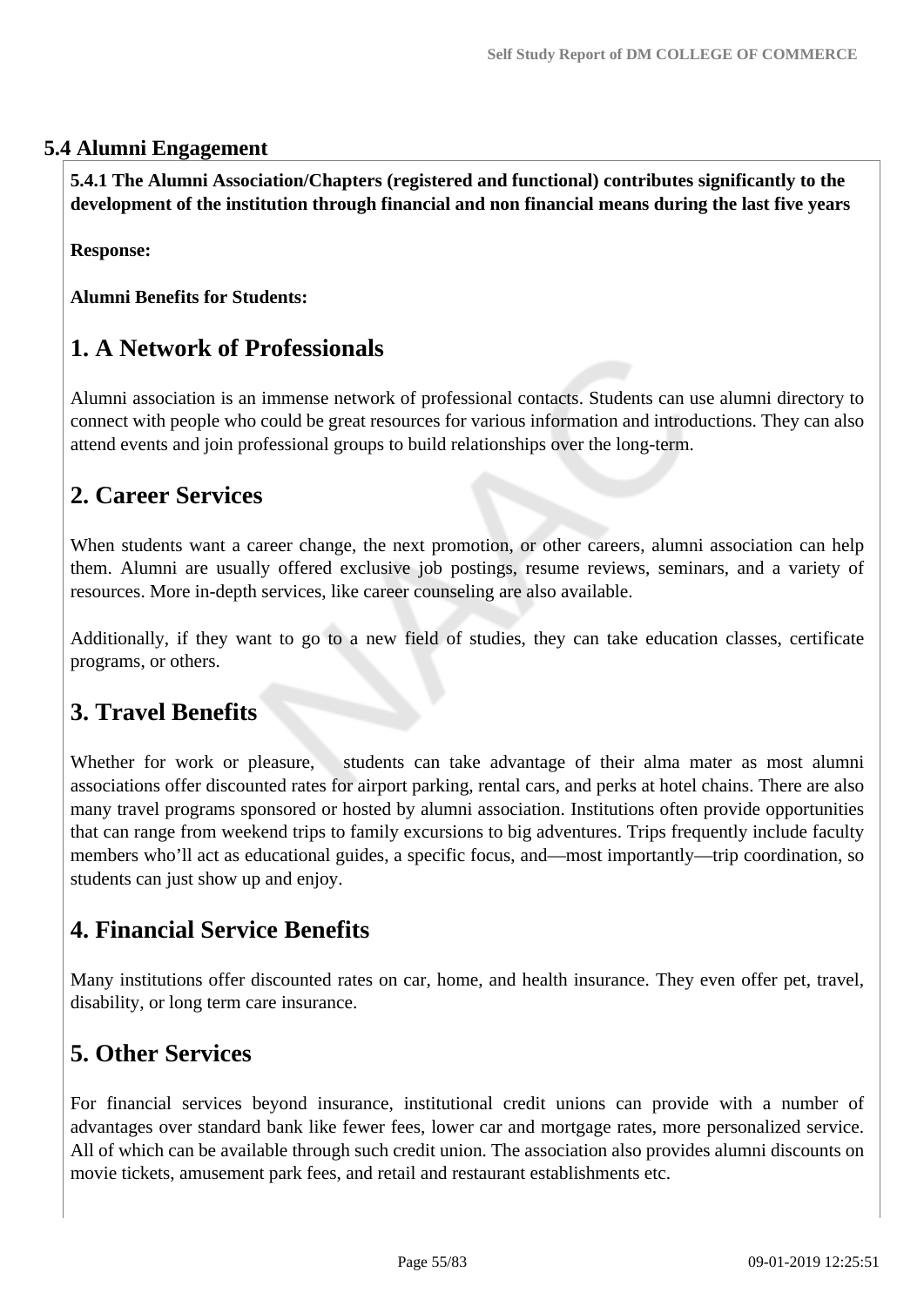## 5.4 Alumni Engagement

**5.4.1 The Alumni Association/Chapters (registered and functional) contributes significantly to the development of the institution through financial and non financial means during the last five years**

**Response:**

**Alumni Benefits for Students:**

# 1. A Network of Professionals

Alumni association is an immense network of professional contacts. Students can use alumni directory to connect with people who could be great resources for various information and introductions. They can also attend events and join professional groups to build relationships over the long-term.

# 2. Career Services

When students want a career change, the next promotion, or other careers, alumni association can help them. Alumni are usually offered exclusive job postings, resume reviews, seminars, and a variety of resources. More in-depth services, like career counseling are also available.

Additionally, if they want to go to a new field of studies, they can take education classes, certificate programs, or others.

# 3. Travel Benefits

Whether for work or pleasure, students can take advantage of their alma mater as most alumni associations offer discounted rates for airport parking, rental cars, and perks at hotel chains. There are also many travel programs sponsored or hosted by alumni association. Institutions often provide opportunities that can range from weekend trips to family excursions to big adventures. Trips frequently include faculty members who'll act as educational guides, a specific focus, and—most importantly—trip coordination, so students can just show up and enjoy.

# 4. Financial Service Benefits

Many institutions offer discounted rates on car, home, and health insurance. They even offer pet, travel, disability, or long term care insurance.

# 5. Other Services

For financial services beyond insurance, institutional credit unions can provide with a number of advantages over standard bank like fewer fees, lower car and mortgage rates, more personalized service. All of which can be available through such credit union. The association also provides alumni discounts on movie tickets, amusement park fees, and retail and restaurant establishments etc.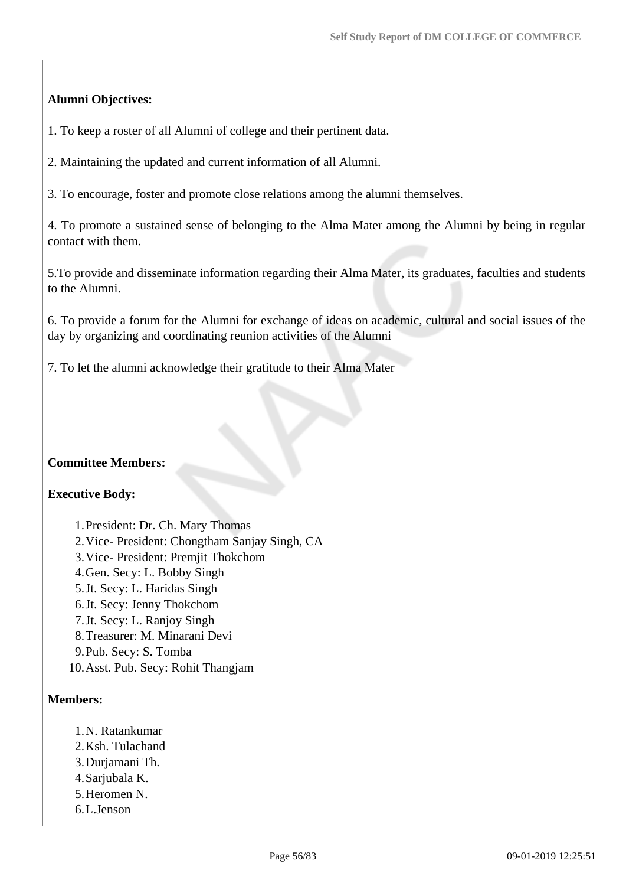**Alumni Objectives:**

1. To keep a roster of all Alumni of college and their pertinent data.

2. Maintaining the updated and current information of all Alumni.

3. To encourage, foster and promote close relations among the alumni themselves.

4. To promote a sustained sense of belonging to the Alma Mater among the Alumni by being in regular contact with them.

5.To provide and disseminate information regarding their Alma Mater, its graduates, faculties and students to the Alumni.

6. To provide a forum for the Alumni for exchange of ideas on academic, cultural and social issues of the day by organizing and coordinating reunion activities of the Alumni

7. To let the alumni acknowledge their gratitude to their Alma Mater

**Committee Members:**

**Executive Body:**

1. President: Dr. Ch. Mary Thomas
2. Vice- President: Chongtham Sanjay Singh, CA
3. Vice- President: Premjit Thokchom
4. Gen. Secy: L. Bobby Singh
5. Jt. Secy: L. Haridas Singh
6. Jt. Secy: Jenny Thokchom
7. Jt. Secy: L. Ranjoy Singh
8. Treasurer: M. Minarani Devi
9. Pub. Secy: S. Tomba
10. Asst. Pub. Secy: Rohit Thangjam

**Members:**

1. N. Ratankumar
2. Ksh. Tulachand
3. Durjamani Th.
4. Sarjubala K.
5. Heromen N.
6. L.Jenson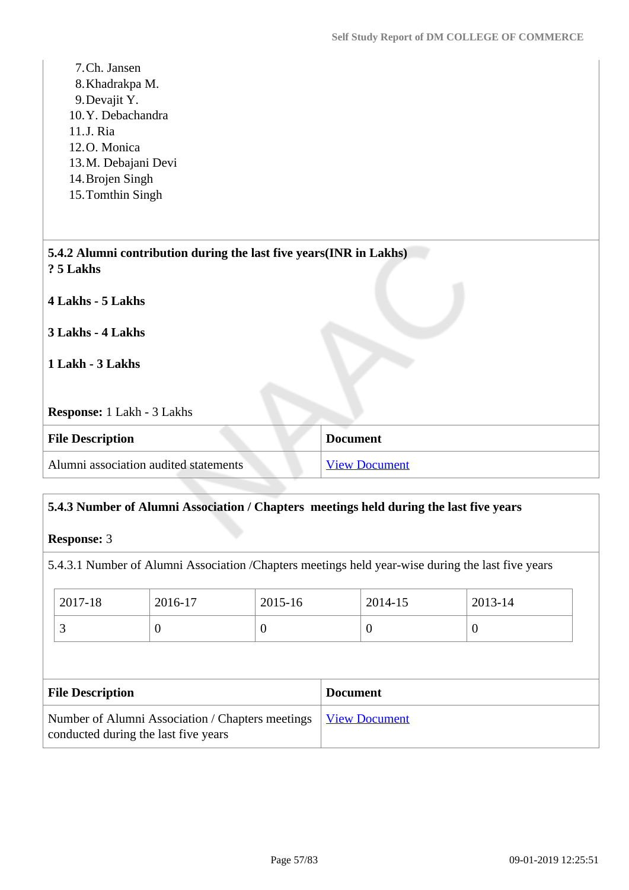7. Ch. Jansen
8. Khadrakpa M.
9. Devajit Y.
10. Y. Debachandra
11. J. Ria
12. O. Monica
13. M. Debajani Devi
14. Brojen Singh
15. Tomthin Singh

**5.4.2 Alumni contribution during the last five years(INR in Lakhs)**
**? 5 Lakhs**

**4 Lakhs - 5 Lakhs**

**3 Lakhs - 4 Lakhs**

**1 Lakh - 3 Lakhs**

**Response:** 1 Lakh - 3 Lakhs

| File Description | Document |
|---|---|
| Alumni association audited statements | View Document |

**5.4.3 Number of Alumni Association / Chapters meetings held during the last five years**

**Response:** 3

5.4.3.1 Number of Alumni Association /Chapters meetings held year-wise during the last five years

| 2017-18 | 2016-17 | 2015-16 | 2014-15 | 2013-14 |
|---|---|---|---|---|
| 3 | 0 | 0 | 0 | 0 |

| File Description | Document |
|---|---|
| Number of Alumni Association / Chapters meetings conducted during the last five years | View Document |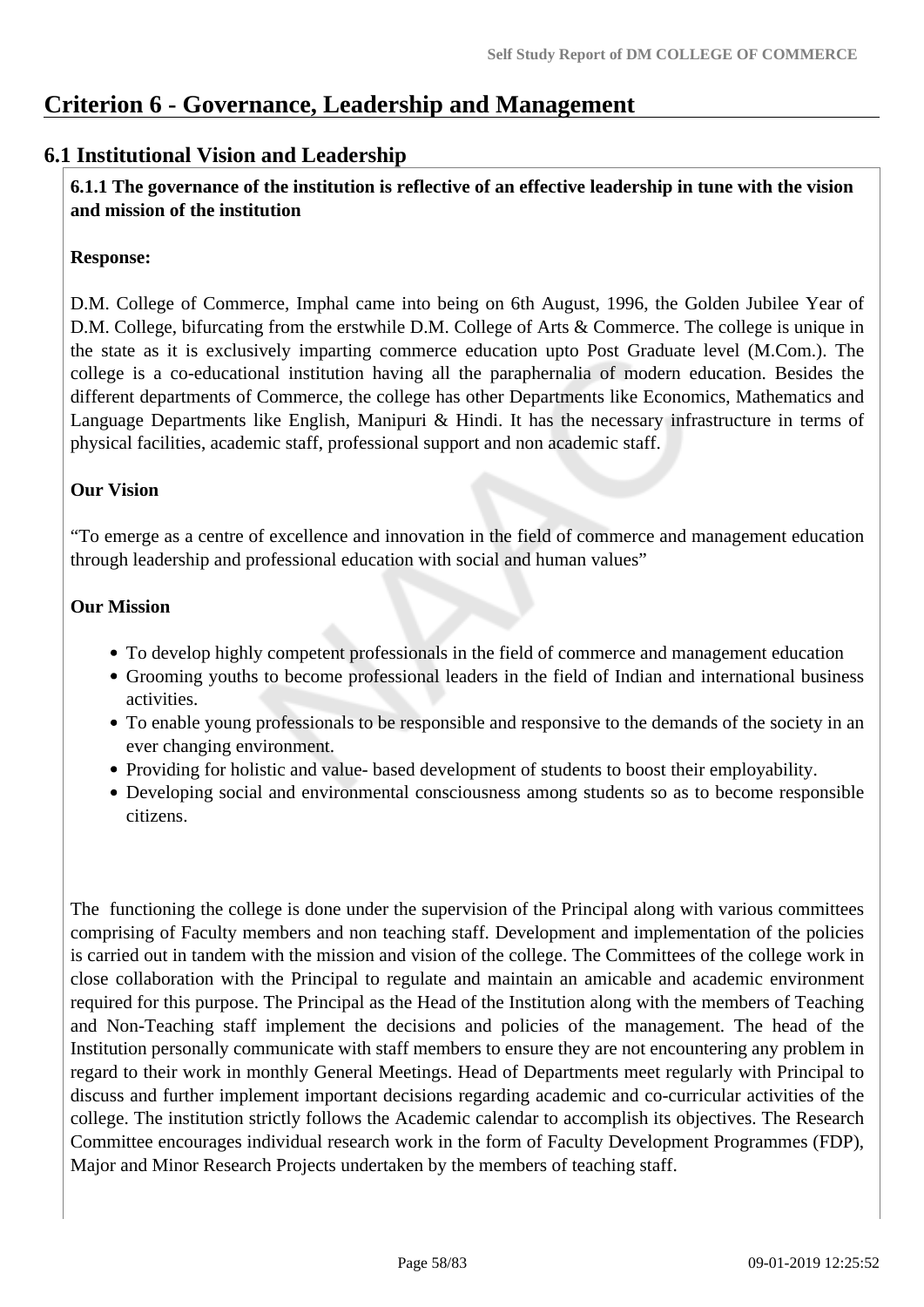# Criterion 6 - Governance, Leadership and Management

## 6.1 Institutional Vision and Leadership

**6.1.1 The governance of the institution is reflective of an effective leadership in tune with the vision and mission of the institution**

**Response:**

D.M. College of Commerce, Imphal came into being on 6th August, 1996, the Golden Jubilee Year of D.M. College, bifurcating from the erstwhile D.M. College of Arts & Commerce. The college is unique in the state as it is exclusively imparting commerce education upto Post Graduate level (M.Com.). The college is a co-educational institution having all the paraphernalia of modern education. Besides the different departments of Commerce, the college has other Departments like Economics, Mathematics and Language Departments like English, Manipuri & Hindi. It has the necessary infrastructure in terms of physical facilities, academic staff, professional support and non academic staff.

**Our Vision**

"To emerge as a centre of excellence and innovation in the field of commerce and management education through leadership and professional education with social and human values"

**Our Mission**

- To develop highly competent professionals in the field of commerce and management education
- Grooming youths to become professional leaders in the field of Indian and international business activities.
- To enable young professionals to be responsible and responsive to the demands of the society in an ever changing environment.
- Providing for holistic and value- based development of students to boost their employability.
- Developing social and environmental consciousness among students so as to become responsible citizens.

The functioning the college is done under the supervision of the Principal along with various committees comprising of Faculty members and non teaching staff. Development and implementation of the policies is carried out in tandem with the mission and vision of the college. The Committees of the college work in close collaboration with the Principal to regulate and maintain an amicable and academic environment required for this purpose. The Principal as the Head of the Institution along with the members of Teaching and Non-Teaching staff implement the decisions and policies of the management. The head of the Institution personally communicate with staff members to ensure they are not encountering any problem in regard to their work in monthly General Meetings. Head of Departments meet regularly with Principal to discuss and further implement important decisions regarding academic and co-curricular activities of the college. The institution strictly follows the Academic calendar to accomplish its objectives. The Research Committee encourages individual research work in the form of Faculty Development Programmes (FDP), Major and Minor Research Projects undertaken by the members of teaching staff.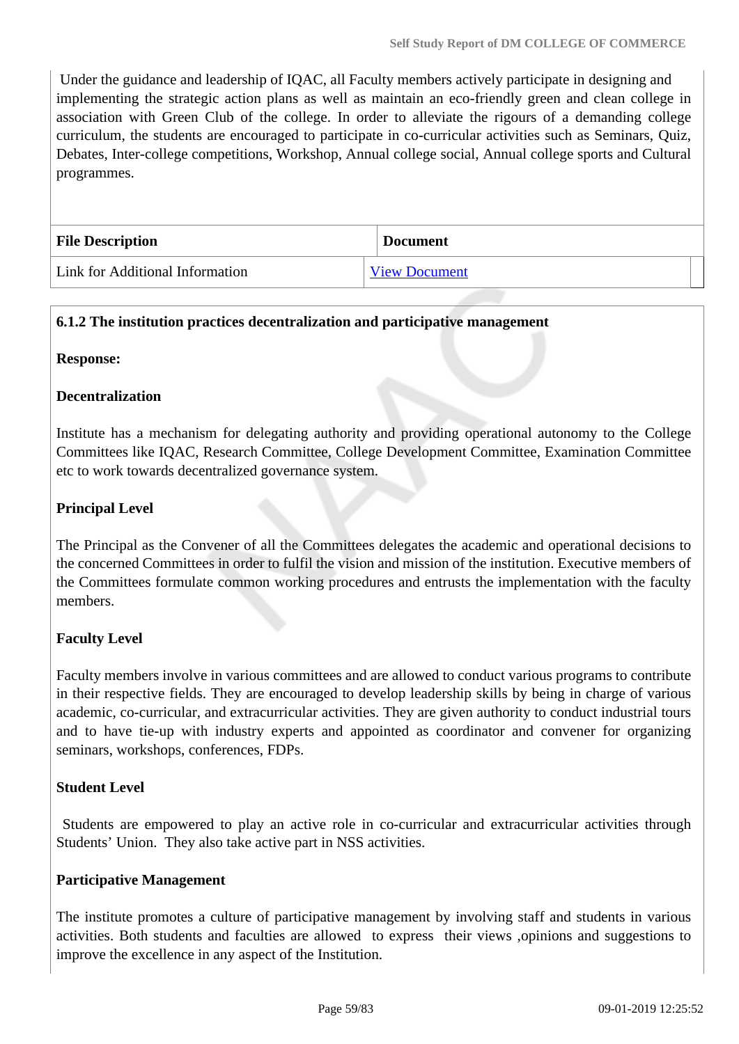Under the guidance and leadership of IQAC, all Faculty members actively participate in designing and implementing the strategic action plans as well as maintain an eco-friendly green and clean college in association with Green Club of the college. In order to alleviate the rigours of a demanding college curriculum, the students are encouraged to participate in co-curricular activities such as Seminars, Quiz, Debates, Inter-college competitions, Workshop, Annual college social, Annual college sports and Cultural programmes.

| File Description | Document |
|---|---|
| Link for Additional Information | View Document |

**6.1.2 The institution practices decentralization and participative management**

**Response:**

**Decentralization**

Institute has a mechanism for delegating authority and providing operational autonomy to the College Committees like IQAC, Research Committee, College Development Committee, Examination Committee etc to work towards decentralized governance system.

**Principal Level**

The Principal as the Convener of all the Committees delegates the academic and operational decisions to the concerned Committees in order to fulfil the vision and mission of the institution. Executive members of the Committees formulate common working procedures and entrusts the implementation with the faculty members.

**Faculty Level**

Faculty members involve in various committees and are allowed to conduct various programs to contribute in their respective fields. They are encouraged to develop leadership skills by being in charge of various academic, co-curricular, and extracurricular activities. They are given authority to conduct industrial tours and to have tie-up with industry experts and appointed as coordinator and convener for organizing seminars, workshops, conferences, FDPs.

**Student Level**

Students are empowered to play an active role in co-curricular and extracurricular activities through Students' Union. They also take active part in NSS activities.

**Participative Management**

The institute promotes a culture of participative management by involving staff and students in various activities. Both students and faculties are allowed to express their views ,opinions and suggestions to improve the excellence in any aspect of the Institution.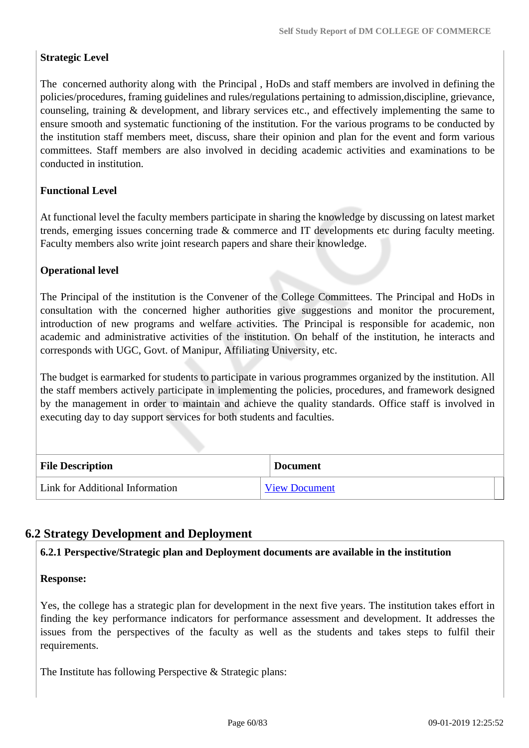**Strategic Level**

The concerned authority along with the Principal , HoDs and staff members are involved in defining the policies/procedures, framing guidelines and rules/regulations pertaining to admission,discipline, grievance, counseling, training & development, and library services etc., and effectively implementing the same to ensure smooth and systematic functioning of the institution. For the various programs to be conducted by the institution staff members meet, discuss, share their opinion and plan for the event and form various committees. Staff members are also involved in deciding academic activities and examinations to be conducted in institution.

**Functional Level**

At functional level the faculty members participate in sharing the knowledge by discussing on latest market trends, emerging issues concerning trade & commerce and IT developments etc during faculty meeting. Faculty members also write joint research papers and share their knowledge.

**Operational level**

The Principal of the institution is the Convener of the College Committees. The Principal and HoDs in consultation with the concerned higher authorities give suggestions and monitor the procurement, introduction of new programs and welfare activities. The Principal is responsible for academic, non academic and administrative activities of the institution. On behalf of the institution, he interacts and corresponds with UGC, Govt. of Manipur, Affiliating University, etc.

The budget is earmarked for students to participate in various programmes organized by the institution. All the staff members actively participate in implementing the policies, procedures, and framework designed by the management in order to maintain and achieve the quality standards. Office staff is involved in executing day to day support services for both students and faculties.

| File Description | Document |
|---|---|
| Link for Additional Information | View Document |

## 6.2 Strategy Development and Deployment

**6.2.1 Perspective/Strategic plan and Deployment documents are available in the institution**

**Response:**

Yes, the college has a strategic plan for development in the next five years. The institution takes effort in finding the key performance indicators for performance assessment and development. It addresses the issues from the perspectives of the faculty as well as the students and takes steps to fulfil their requirements.

The Institute has following Perspective & Strategic plans: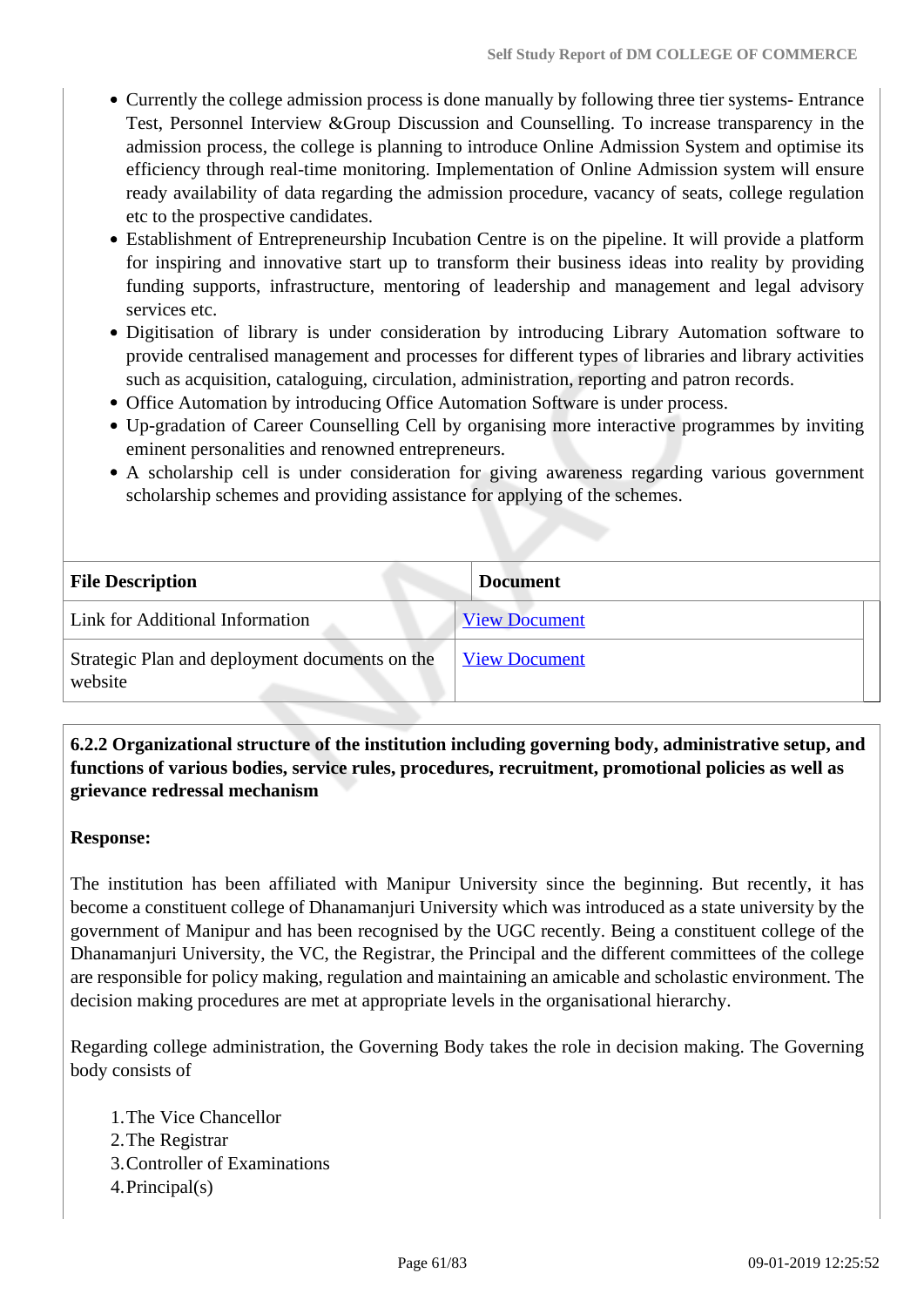- Currently the college admission process is done manually by following three tier systems- Entrance Test, Personnel Interview &Group Discussion and Counselling. To increase transparency in the admission process, the college is planning to introduce Online Admission System and optimise its efficiency through real-time monitoring. Implementation of Online Admission system will ensure ready availability of data regarding the admission procedure, vacancy of seats, college regulation etc to the prospective candidates.
- Establishment of Entrepreneurship Incubation Centre is on the pipeline. It will provide a platform for inspiring and innovative start up to transform their business ideas into reality by providing funding supports, infrastructure, mentoring of leadership and management and legal advisory services etc.
- Digitisation of library is under consideration by introducing Library Automation software to provide centralised management and processes for different types of libraries and library activities such as acquisition, cataloguing, circulation, administration, reporting and patron records.
- Office Automation by introducing Office Automation Software is under process.
- Up-gradation of Career Counselling Cell by organising more interactive programmes by inviting eminent personalities and renowned entrepreneurs.
- A scholarship cell is under consideration for giving awareness regarding various government scholarship schemes and providing assistance for applying of the schemes.

| File Description | Document |
|---|---|
| Link for Additional Information | View Document |
| Strategic Plan and deployment documents on the website | View Document |

**6.2.2 Organizational structure of the institution including governing body, administrative setup, and functions of various bodies, service rules, procedures, recruitment, promotional policies as well as grievance redressal mechanism**

**Response:**

The institution has been affiliated with Manipur University since the beginning. But recently, it has become a constituent college of Dhanamanjuri University which was introduced as a state university by the government of Manipur and has been recognised by the UGC recently. Being a constituent college of the Dhanamanjuri University, the VC, the Registrar, the Principal and the different committees of the college are responsible for policy making, regulation and maintaining an amicable and scholastic environment. The decision making procedures are met at appropriate levels in the organisational hierarchy.

Regarding college administration, the Governing Body takes the role in decision making. The Governing body consists of

1. The Vice Chancellor
2. The Registrar
3. Controller of Examinations
4. Principal(s)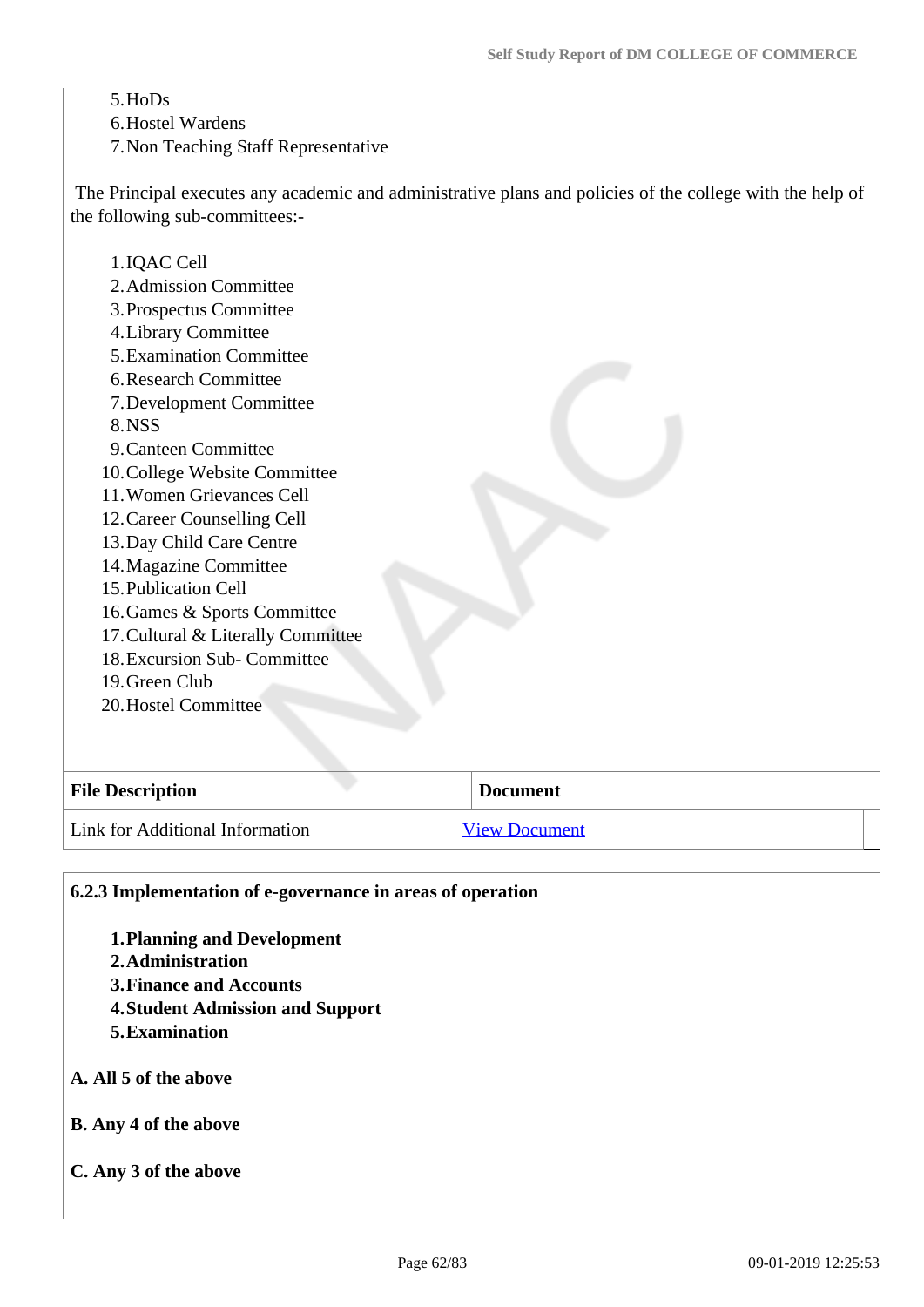5. HoDs
6. Hostel Wardens
7. Non Teaching Staff Representative

The Principal executes any academic and administrative plans and policies of the college with the help of the following sub-committees:-

1. IQAC Cell
2. Admission Committee
3. Prospectus Committee
4. Library Committee
5. Examination Committee
6. Research Committee
7. Development Committee
8. NSS
9. Canteen Committee
10. College Website Committee
11. Women Grievances Cell
12. Career Counselling Cell
13. Day Child Care Centre
14. Magazine Committee
15. Publication Cell
16. Games & Sports Committee
17. Cultural & Literally Committee
18. Excursion Sub- Committee
19. Green Club
20. Hostel Committee

| File Description | Document |
|---|---|
| Link for Additional Information | View Document |

**6.2.3 Implementation of e-governance in areas of operation**

1. **Planning and Development**
2. **Administration**
3. **Finance and Accounts**
4. **Student Admission and Support**
5. **Examination**

**A. All 5 of the above**

**B. Any 4 of the above**

**C. Any 3 of the above**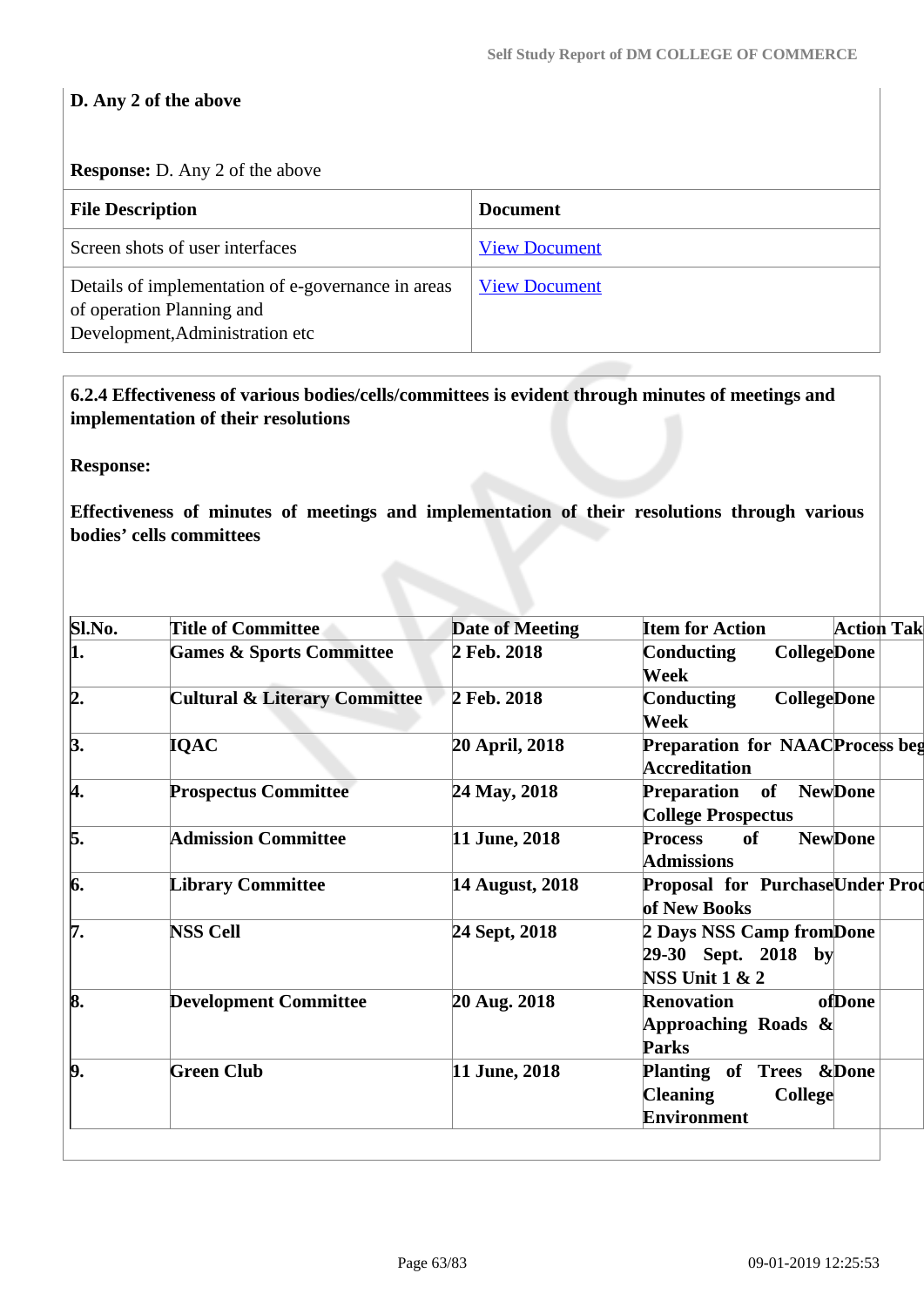**D. Any 2 of the above**

**Response:** D. Any 2 of the above

| File Description | Document |
|---|---|
| Screen shots of user interfaces | View Document |
| Details of implementation of e-governance in areas of operation Planning and Development,Administration etc | View Document |

**6.2.4 Effectiveness of various bodies/cells/committees is evident through minutes of meetings and implementation of their resolutions**

**Response:**

**Effectiveness of minutes of meetings and implementation of their resolutions through various bodies' cells committees**

| Sl.No. | Title of Committee | Date of Meeting | Item for Action | Action Tak |
|---|---|---|---|---|
| 1. | Games & Sports Committee | 2 Feb. 2018 | Conducting College Week | Done |
| 2. | Cultural & Literary Committee | 2 Feb. 2018 | Conducting College Week | Done |
| 3. | IQAC | 20 April, 2018 | Preparation for NAAC Accreditation | Process beg |
| 4. | Prospectus Committee | 24 May, 2018 | Preparation of New College Prospectus | Done |
| 5. | Admission Committee | 11 June, 2018 | Process of New Admissions | Done |
| 6. | Library Committee | 14 August, 2018 | Proposal for Purchase of New Books | Under Proc |
| 7. | NSS Cell | 24 Sept, 2018 | 2 Days NSS Camp from 29-30 Sept. 2018 by NSS Unit 1 & 2 | Done |
| 8. | Development Committee | 20 Aug. 2018 | Renovation of Approaching Roads & Parks | Done |
| 9. | Green Club | 11 June, 2018 | Planting of Trees & Cleaning College Environment | Done |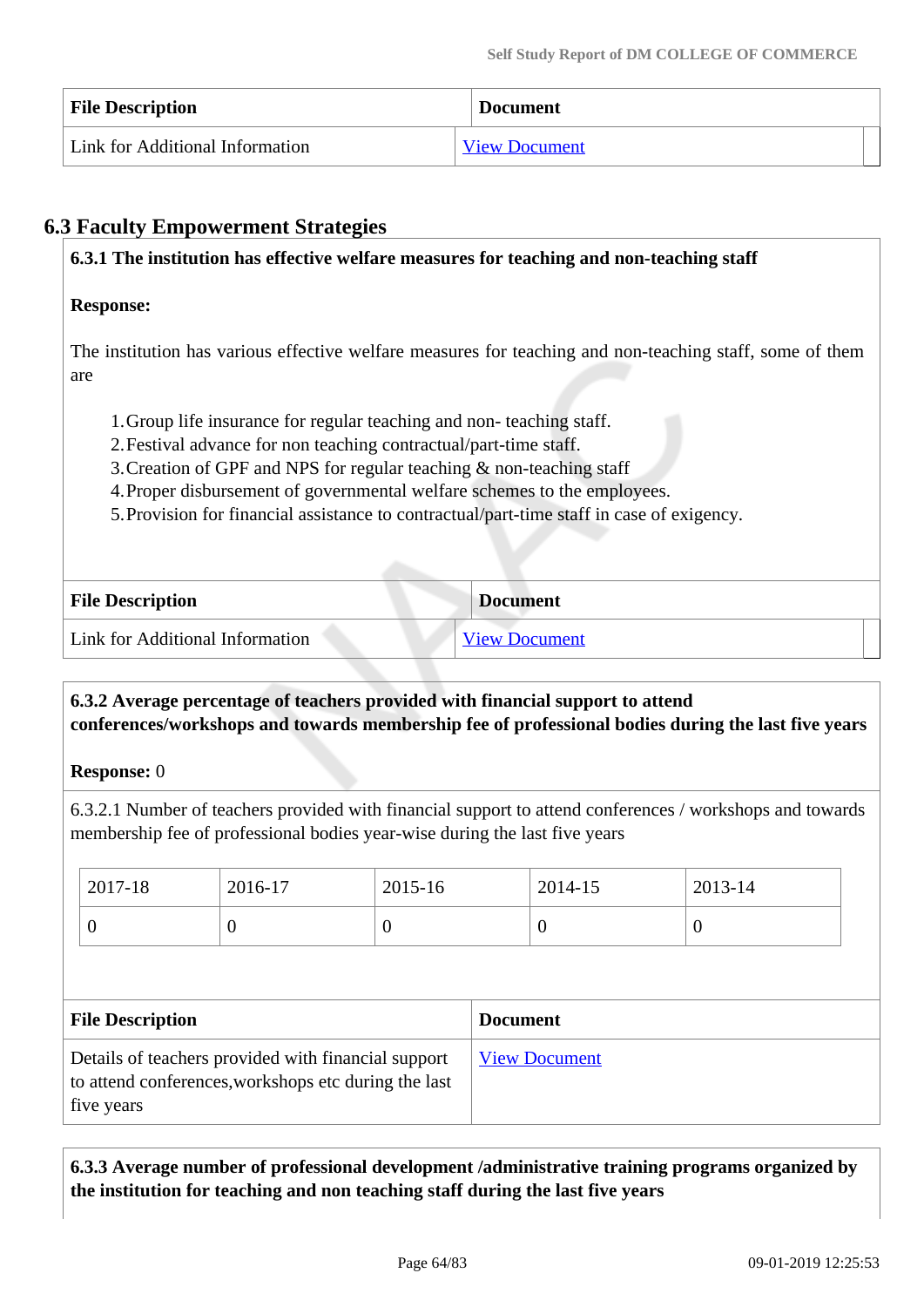| File Description | Document |
| --- | --- |
| Link for Additional Information | View Document |

## 6.3 Faculty Empowerment Strategies

**6.3.1 The institution has effective welfare measures for teaching and non-teaching staff**

**Response:**

The institution has various effective welfare measures for teaching and non-teaching staff, some of them are

1. Group life insurance for regular teaching and non- teaching staff.
2. Festival advance for non teaching contractual/part-time staff.
3. Creation of GPF and NPS for regular teaching & non-teaching staff
4. Proper disbursement of governmental welfare schemes to the employees.
5. Provision for financial assistance to contractual/part-time staff in case of exigency.

| File Description | Document |
| --- | --- |
| Link for Additional Information | View Document |

**6.3.2 Average percentage of teachers provided with financial support to attend conferences/workshops and towards membership fee of professional bodies during the last five years**

**Response:** 0

6.3.2.1 Number of teachers provided with financial support to attend conferences / workshops and towards membership fee of professional bodies year-wise during the last five years

| 2017-18 | 2016-17 | 2015-16 | 2014-15 | 2013-14 |
| --- | --- | --- | --- | --- |
| 0 | 0 | 0 | 0 | 0 |

| File Description | Document |
| --- | --- |
| Details of teachers provided with financial support to attend conferences,workshops etc during the last five years | View Document |

**6.3.3 Average number of professional development /administrative training programs organized by the institution for teaching and non teaching staff during the last five years**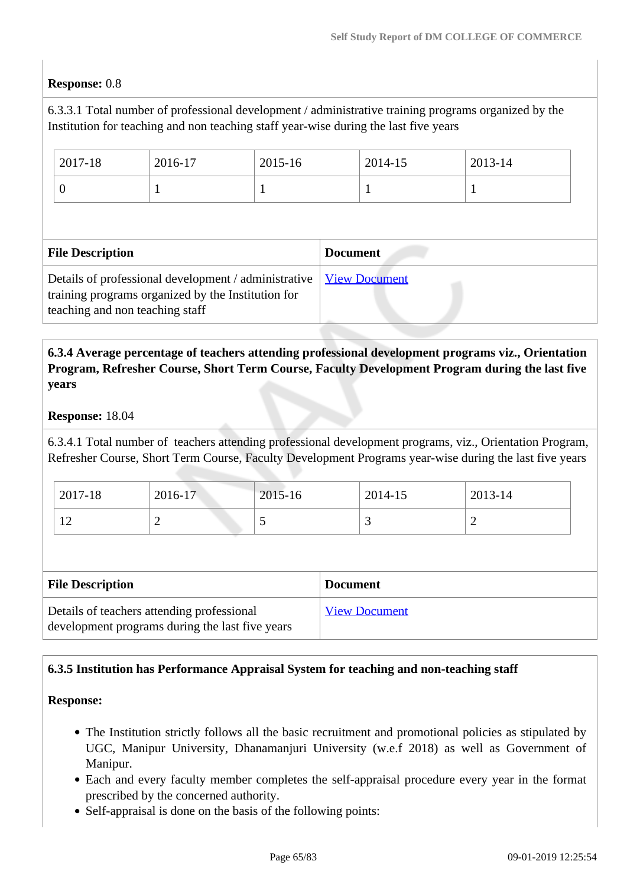**Response:** 0.8

6.3.3.1 Total number of professional development / administrative training programs organized by the Institution for teaching and non teaching staff year-wise during the last five years

| 2017-18 | 2016-17 | 2015-16 | 2014-15 | 2013-14 |
|---|---|---|---|---|
| 0 | 1 | 1 | 1 | 1 |

| File Description | Document |
|---|---|
| Details of professional development / administrative training programs organized by the Institution for teaching and non teaching staff | View Document |

**6.3.4 Average percentage of teachers attending professional development programs viz., Orientation Program, Refresher Course, Short Term Course, Faculty Development Program during the last five years**

**Response:** 18.04

6.3.4.1 Total number of teachers attending professional development programs, viz., Orientation Program, Refresher Course, Short Term Course, Faculty Development Programs year-wise during the last five years

| 2017-18 | 2016-17 | 2015-16 | 2014-15 | 2013-14 |
|---|---|---|---|---|
| 12 | 2 | 5 | 3 | 2 |

| File Description | Document |
|---|---|
| Details of teachers attending professional development programs during the last five years | View Document |

**6.3.5 Institution has Performance Appraisal System for teaching and non-teaching staff**

**Response:**

- The Institution strictly follows all the basic recruitment and promotional policies as stipulated by UGC, Manipur University, Dhanamanjuri University (w.e.f 2018) as well as Government of Manipur.
- Each and every faculty member completes the self-appraisal procedure every year in the format prescribed by the concerned authority.
- Self-appraisal is done on the basis of the following points: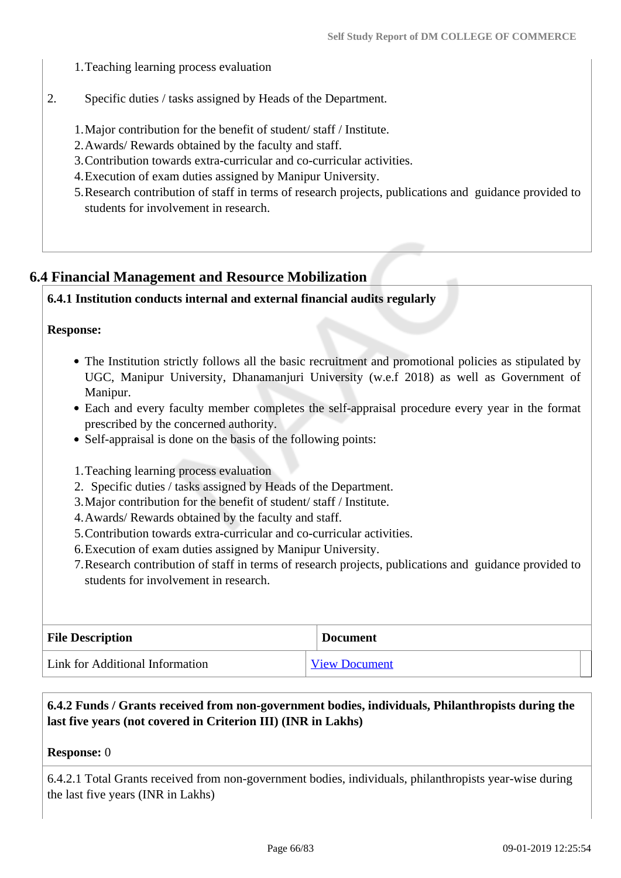1. Teaching learning process evaluation

2. Specific duties / tasks assigned by Heads of the Department.

1. Major contribution for the benefit of student/ staff / Institute.
2. Awards/ Rewards obtained by the faculty and staff.
3. Contribution towards extra-curricular and co-curricular activities.
4. Execution of exam duties assigned by Manipur University.
5. Research contribution of staff in terms of research projects, publications and guidance provided to students for involvement in research.

## 6.4 Financial Management and Resource Mobilization

**6.4.1 Institution conducts internal and external financial audits regularly**

**Response:**

- The Institution strictly follows all the basic recruitment and promotional policies as stipulated by UGC, Manipur University, Dhanamanjuri University (w.e.f 2018) as well as Government of Manipur.
- Each and every faculty member completes the self-appraisal procedure every year in the format prescribed by the concerned authority.
- Self-appraisal is done on the basis of the following points:

1. Teaching learning process evaluation
2. Specific duties / tasks assigned by Heads of the Department.
3. Major contribution for the benefit of student/ staff / Institute.
4. Awards/ Rewards obtained by the faculty and staff.
5. Contribution towards extra-curricular and co-curricular activities.
6. Execution of exam duties assigned by Manipur University.
7. Research contribution of staff in terms of research projects, publications and guidance provided to students for involvement in research.

| File Description | Document |
|---|---|
| Link for Additional Information | View Document |

**6.4.2 Funds / Grants received from non-government bodies, individuals, Philanthropists during the last five years (not covered in Criterion III) (INR in Lakhs)**

**Response:** 0

6.4.2.1 Total Grants received from non-government bodies, individuals, philanthropists year-wise during the last five years (INR in Lakhs)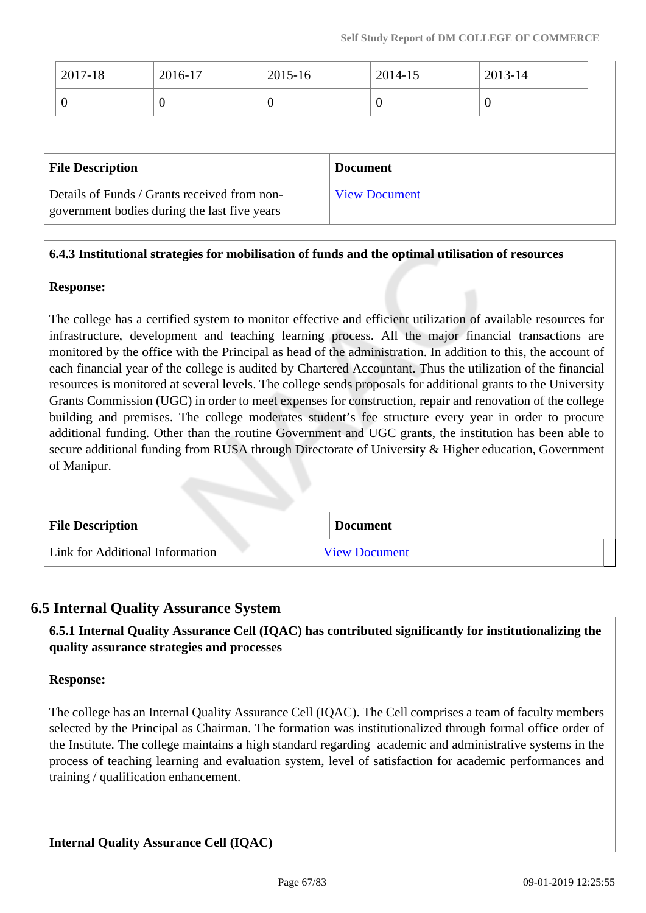| 2017-18 | 2016-17 | 2015-16 | 2014-15 | 2013-14 |
|---|---|---|---|---|
| 0 | 0 | 0 | 0 | 0 |

| File Description | Document |
|---|---|
| Details of Funds / Grants received from non-government bodies during the last five years | View Document |

**6.4.3 Institutional strategies for mobilisation of funds and the optimal utilisation of resources**

**Response:**

The college has a certified system to monitor effective and efficient utilization of available resources for infrastructure, development and teaching learning process. All the major financial transactions are monitored by the office with the Principal as head of the administration. In addition to this, the account of each financial year of the college is audited by Chartered Accountant. Thus the utilization of the financial resources is monitored at several levels. The college sends proposals for additional grants to the University Grants Commission (UGC) in order to meet expenses for construction, repair and renovation of the college building and premises. The college moderates student's fee structure every year in order to procure additional funding. Other than the routine Government and UGC grants, the institution has been able to secure additional funding from RUSA through Directorate of University & Higher education, Government of Manipur.

| File Description | Document |
|---|---|
| Link for Additional Information | View Document |

## 6.5 Internal Quality Assurance System

**6.5.1 Internal Quality Assurance Cell (IQAC) has contributed significantly for institutionalizing the quality assurance strategies and processes**

**Response:**

The college has an Internal Quality Assurance Cell (IQAC). The Cell comprises a team of faculty members selected by the Principal as Chairman. The formation was institutionalized through formal office order of the Institute. The college maintains a high standard regarding academic and administrative systems in the process of teaching learning and evaluation system, level of satisfaction for academic performances and training / qualification enhancement.

**Internal Quality Assurance Cell (IQAC)**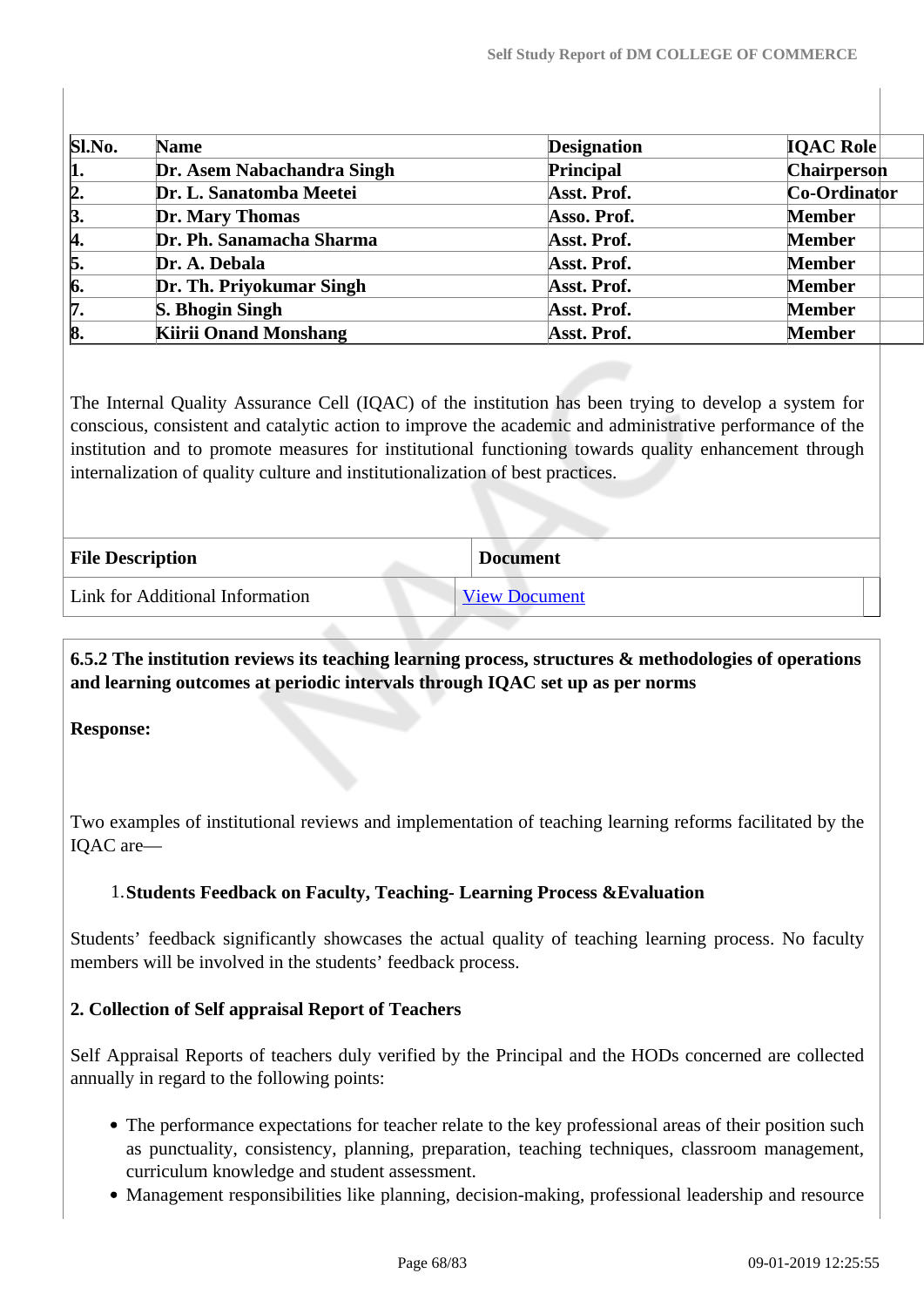| Sl.No. | Name | Designation | IQAC Role |
|---|---|---|---|
| 1. | Dr. Asem Nabachandra Singh | Principal | Chairperson |
| 2. | Dr. L. Sanatomba Meetei | Asst. Prof. | Co-Ordinator |
| 3. | Dr. Mary Thomas | Asso. Prof. | Member |
| 4. | Dr. Ph. Sanamacha Sharma | Asst. Prof. | Member |
| 5. | Dr. A. Debala | Asst. Prof. | Member |
| 6. | Dr. Th. Priyokumar Singh | Asst. Prof. | Member |
| 7. | S. Bhogin Singh | Asst. Prof. | Member |
| 8. | Kiirii Onand Monshang | Asst. Prof. | Member |

The Internal Quality Assurance Cell (IQAC) of the institution has been trying to develop a system for conscious, consistent and catalytic action to improve the academic and administrative performance of the institution and to promote measures for institutional functioning towards quality enhancement through internalization of quality culture and institutionalization of best practices.

| File Description | Document |
|---|---|
| Link for Additional Information | View Document |

**6.5.2 The institution reviews its teaching learning process, structures & methodologies of operations and learning outcomes at periodic intervals through IQAC set up as per norms**

**Response:**

Two examples of institutional reviews and implementation of teaching learning reforms facilitated by the IQAC are—

1. **Students Feedback on Faculty, Teaching- Learning Process &Evaluation**

Students' feedback significantly showcases the actual quality of teaching learning process. No faculty members will be involved in the students' feedback process.

**2. Collection of Self appraisal Report of Teachers**

Self Appraisal Reports of teachers duly verified by the Principal and the HODs concerned are collected annually in regard to the following points:

- The performance expectations for teacher relate to the key professional areas of their position such as punctuality, consistency, planning, preparation, teaching techniques, classroom management, curriculum knowledge and student assessment.
- Management responsibilities like planning, decision-making, professional leadership and resource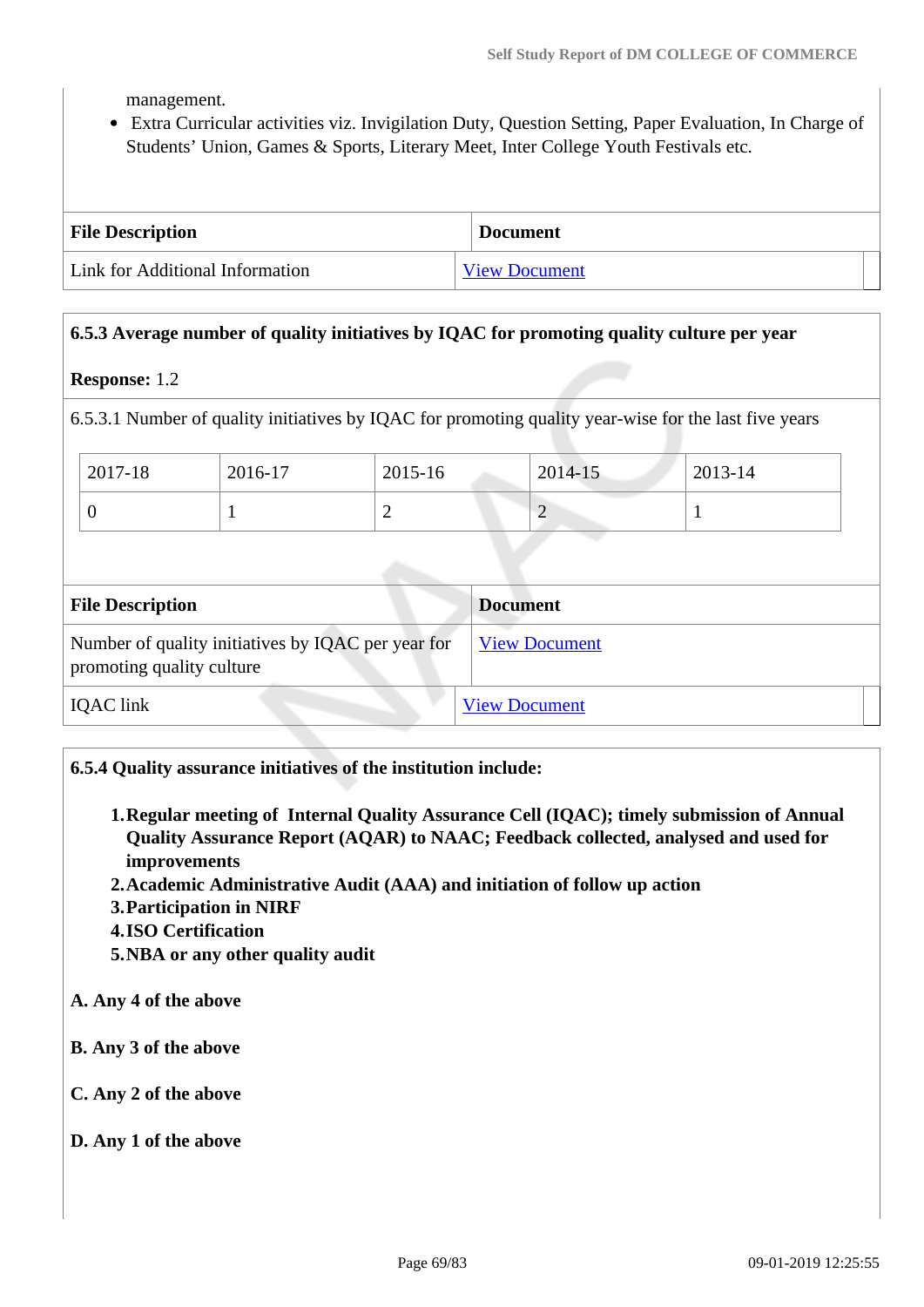management.

- Extra Curricular activities viz. Invigilation Duty, Question Setting, Paper Evaluation, In Charge of Students' Union, Games & Sports, Literary Meet, Inter College Youth Festivals etc.

| File Description | Document |
|---|---|
| Link for Additional Information | View Document |

**6.5.3 Average number of quality initiatives by IQAC for promoting quality culture per year**

**Response:** 1.2

6.5.3.1 Number of quality initiatives by IQAC for promoting quality year-wise for the last five years

| 2017-18 | 2016-17 | 2015-16 | 2014-15 | 2013-14 |
|---|---|---|---|---|
| 0 | 1 | 2 | 2 | 1 |

| File Description | Document |
|---|---|
| Number of quality initiatives by IQAC per year for promoting quality culture | View Document |
| IQAC link | View Document |

**6.5.4 Quality assurance initiatives of the institution include:**

1. **Regular meeting of Internal Quality Assurance Cell (IQAC); timely submission of Annual Quality Assurance Report (AQAR) to NAAC; Feedback collected, analysed and used for improvements**
2. **Academic Administrative Audit (AAA) and initiation of follow up action**
3. **Participation in NIRF**
4. **ISO Certification**
5. **NBA or any other quality audit**

**A. Any 4 of the above**

**B. Any 3 of the above**

**C. Any 2 of the above**

**D. Any 1 of the above**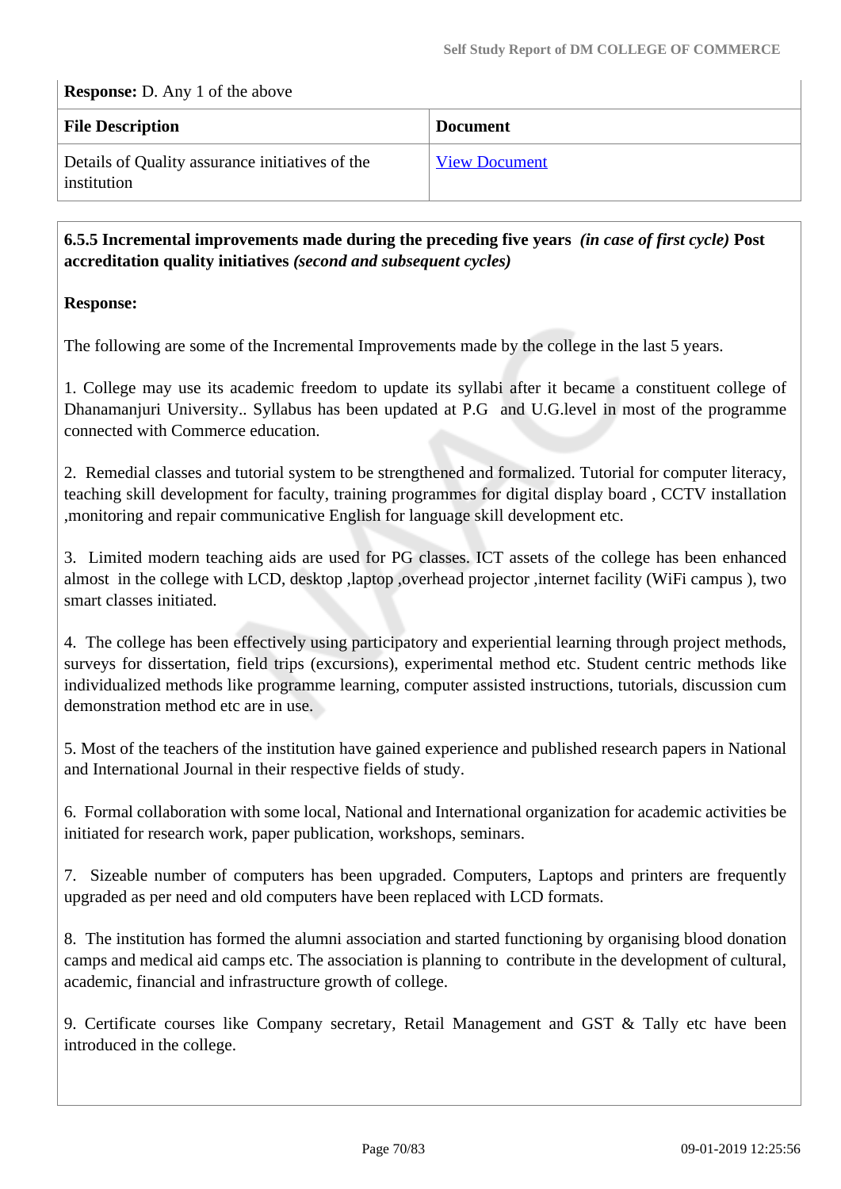**Response:** D. Any 1 of the above

| File Description | Document |
|---|---|
| Details of Quality assurance initiatives of the institution | View Document |

**6.5.5 Incremental improvements made during the preceding five years** ***(in case of first cycle)*** **Post accreditation quality initiatives** ***(second and subsequent cycles)***

**Response:**

The following are some of the Incremental Improvements made by the college in the last 5 years.

1. College may use its academic freedom to update its syllabi after it became a constituent college of Dhanamanjuri University.. Syllabus has been updated at P.G and U.G.level in most of the programme connected with Commerce education.

2. Remedial classes and tutorial system to be strengthened and formalized. Tutorial for computer literacy, teaching skill development for faculty, training programmes for digital display board , CCTV installation ,monitoring and repair communicative English for language skill development etc.

3. Limited modern teaching aids are used for PG classes. ICT assets of the college has been enhanced almost in the college with LCD, desktop ,laptop ,overhead projector ,internet facility (WiFi campus ), two smart classes initiated.

4. The college has been effectively using participatory and experiential learning through project methods, surveys for dissertation, field trips (excursions), experimental method etc. Student centric methods like individualized methods like programme learning, computer assisted instructions, tutorials, discussion cum demonstration method etc are in use.

5. Most of the teachers of the institution have gained experience and published research papers in National and International Journal in their respective fields of study.

6. Formal collaboration with some local, National and International organization for academic activities be initiated for research work, paper publication, workshops, seminars.

7. Sizeable number of computers has been upgraded. Computers, Laptops and printers are frequently upgraded as per need and old computers have been replaced with LCD formats.

8. The institution has formed the alumni association and started functioning by organising blood donation camps and medical aid camps etc. The association is planning to contribute in the development of cultural, academic, financial and infrastructure growth of college.

9. Certificate courses like Company secretary, Retail Management and GST & Tally etc have been introduced in the college.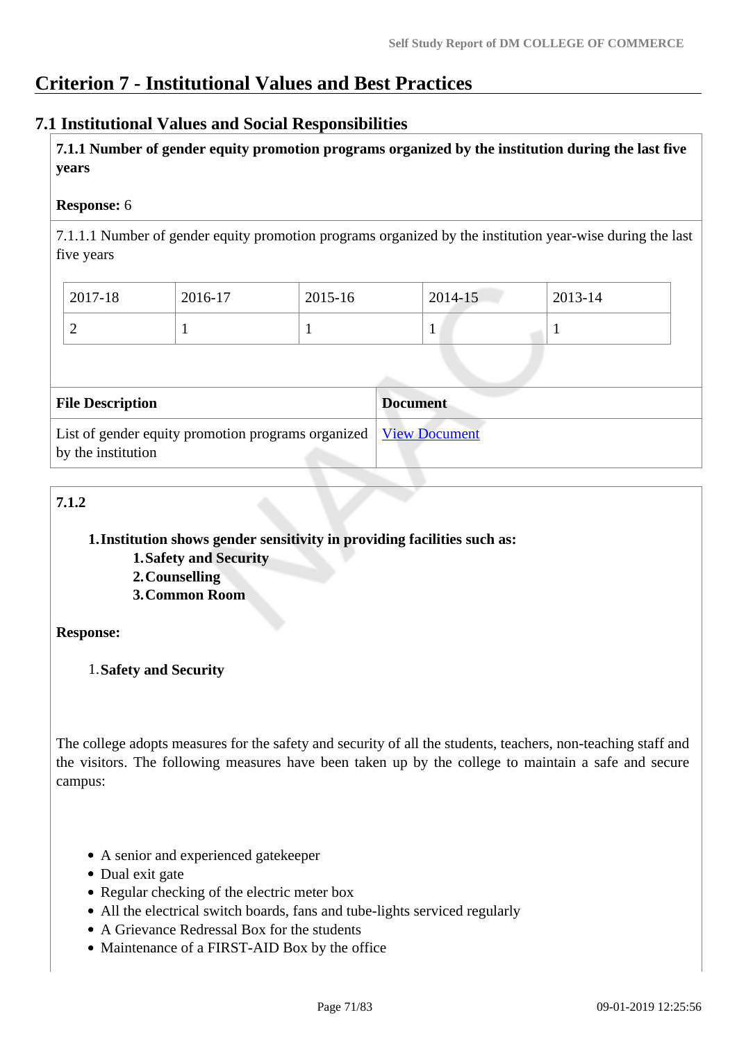# Criterion 7 - Institutional Values and Best Practices

## 7.1 Institutional Values and Social Responsibilities

**7.1.1 Number of gender equity promotion programs organized by the institution during the last five years**

**Response:** 6

7.1.1.1 Number of gender equity promotion programs organized by the institution year-wise during the last five years

| 2017-18 | 2016-17 | 2015-16 | 2014-15 | 2013-14 |
|---|---|---|---|---|
| 2 | 1 | 1 | 1 | 1 |

| File Description | Document |
|---|---|
| List of gender equity promotion programs organized by the institution | View Document |

**7.1.2**

1. **Institution shows gender sensitivity in providing facilities such as:**
   1. **Safety and Security**
   2. **Counselling**
   3. **Common Room**

**Response:**

1. **Safety and Security**

The college adopts measures for the safety and security of all the students, teachers, non-teaching staff and the visitors. The following measures have been taken up by the college to maintain a safe and secure campus:

- A senior and experienced gatekeeper
- Dual exit gate
- Regular checking of the electric meter box
- All the electrical switch boards, fans and tube-lights serviced regularly
- A Grievance Redressal Box for the students
- Maintenance of a FIRST-AID Box by the office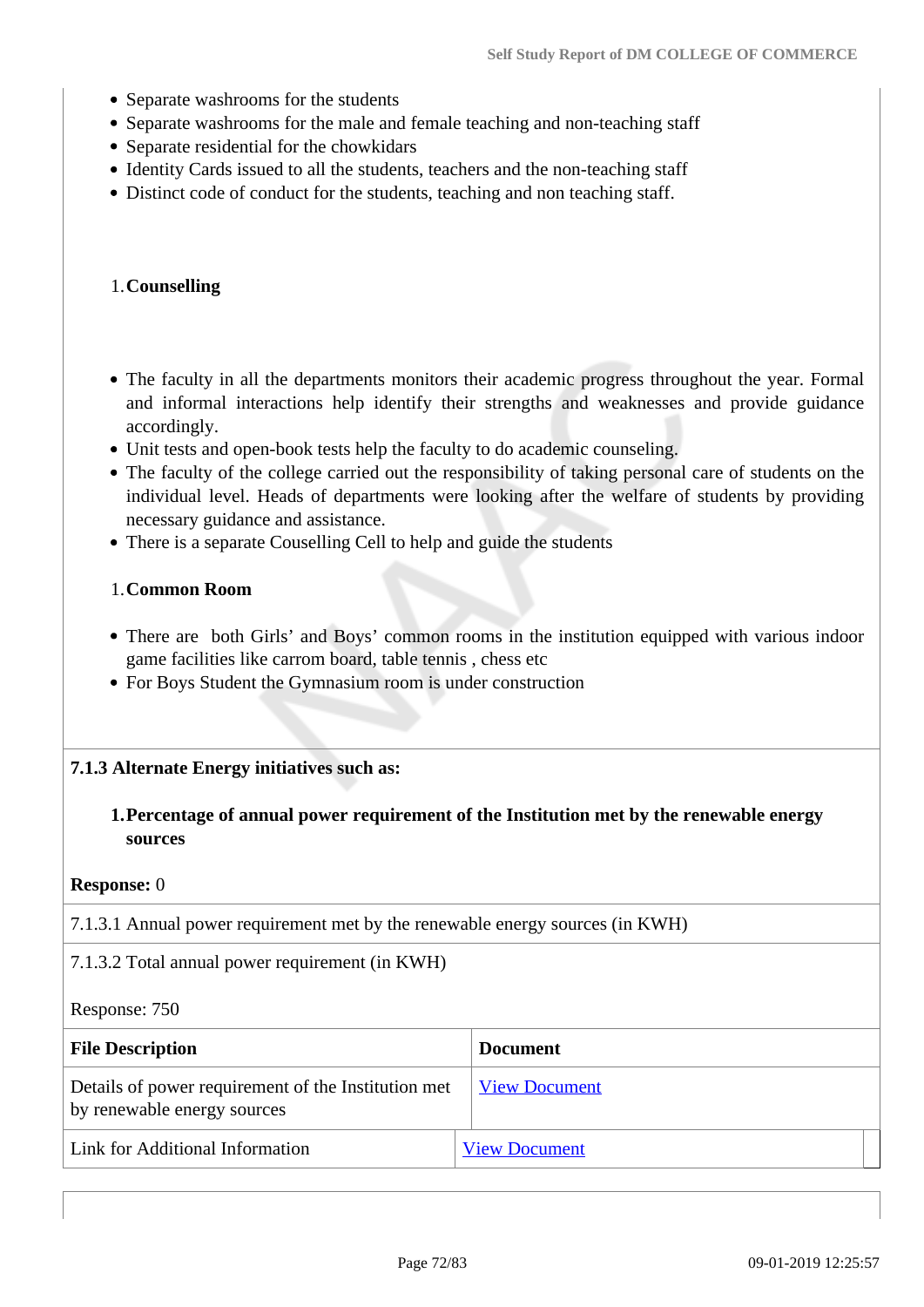- Separate washrooms for the students
- Separate washrooms for the male and female teaching and non-teaching staff
- Separate residential for the chowkidars
- Identity Cards issued to all the students, teachers and the non-teaching staff
- Distinct code of conduct for the students, teaching and non teaching staff.

1. **Counselling**

- The faculty in all the departments monitors their academic progress throughout the year. Formal and informal interactions help identify their strengths and weaknesses and provide guidance accordingly.
- Unit tests and open-book tests help the faculty to do academic counseling.
- The faculty of the college carried out the responsibility of taking personal care of students on the individual level. Heads of departments were looking after the welfare of students by providing necessary guidance and assistance.
- There is a separate Couselling Cell to help and guide the students

1. **Common Room**

- There are both Girls' and Boys' common rooms in the institution equipped with various indoor game facilities like carrom board, table tennis , chess etc
- For Boys Student the Gymnasium room is under construction

**7.1.3 Alternate Energy initiatives such as:**

1. **Percentage of annual power requirement of the Institution met by the renewable energy sources**

**Response:** 0

7.1.3.1 Annual power requirement met by the renewable energy sources (in KWH)

7.1.3.2 Total annual power requirement (in KWH)

Response: 750

| File Description | Document |
|---|---|
| Details of power requirement of the Institution met by renewable energy sources | View Document |
| Link for Additional Information | View Document |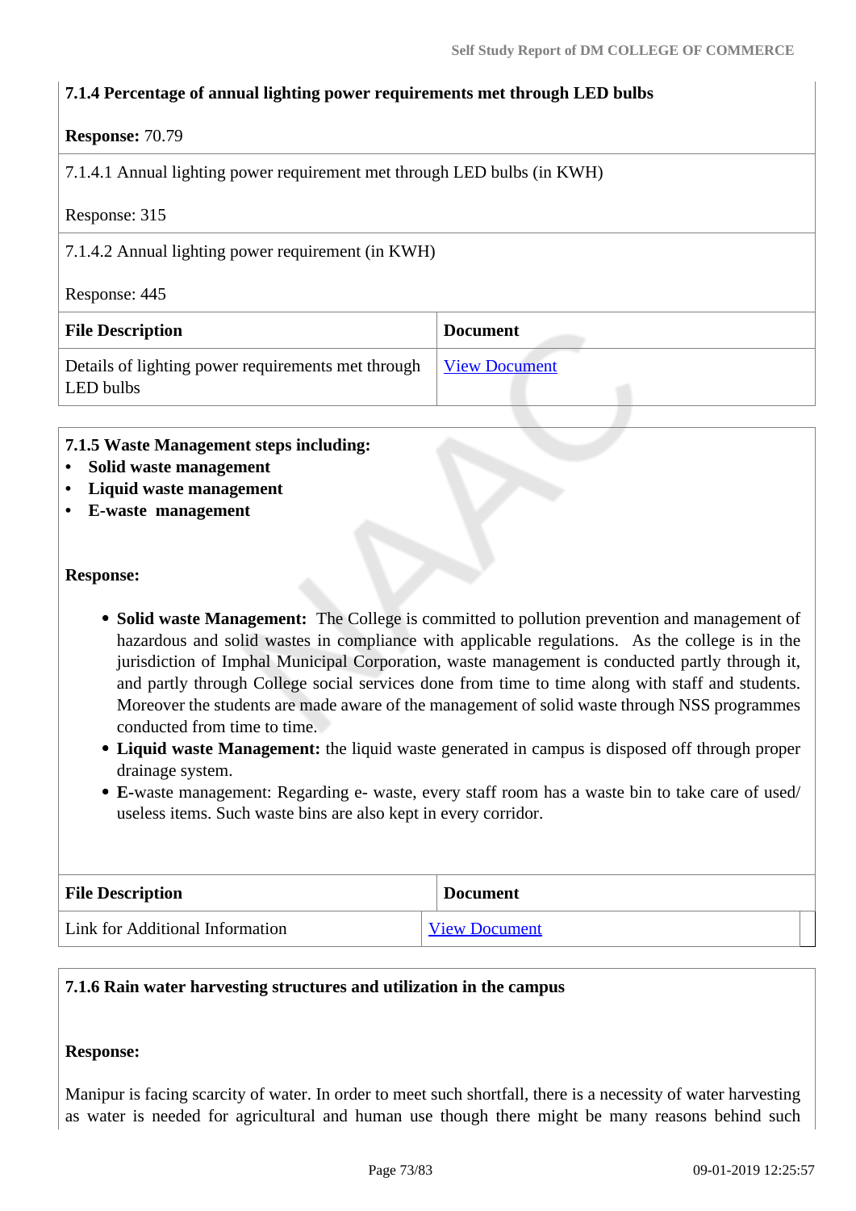**7.1.4 Percentage of annual lighting power requirements met through LED bulbs**

**Response:** 70.79

7.1.4.1 Annual lighting power requirement met through LED bulbs (in KWH)

Response: 315

7.1.4.2 Annual lighting power requirement (in KWH)

Response: 445

| File Description | Document |
|---|---|
| Details of lighting power requirements met through LED bulbs | View Document |

**7.1.5 Waste Management steps including:**

- **Solid waste management**
- **Liquid waste management**
- **E-waste management**

**Response:**

- **Solid waste Management:** The College is committed to pollution prevention and management of hazardous and solid wastes in compliance with applicable regulations. As the college is in the jurisdiction of Imphal Municipal Corporation, waste management is conducted partly through it, and partly through College social services done from time to time along with staff and students. Moreover the students are made aware of the management of solid waste through NSS programmes conducted from time to time.
- **Liquid waste Management:** the liquid waste generated in campus is disposed off through proper drainage system.
- **E**-waste management: Regarding e- waste, every staff room has a waste bin to take care of used/ useless items. Such waste bins are also kept in every corridor.

| File Description | Document |
|---|---|
| Link for Additional Information | View Document |

**7.1.6 Rain water harvesting structures and utilization in the campus**

**Response:**

Manipur is facing scarcity of water. In order to meet such shortfall, there is a necessity of water harvesting as water is needed for agricultural and human use though there might be many reasons behind such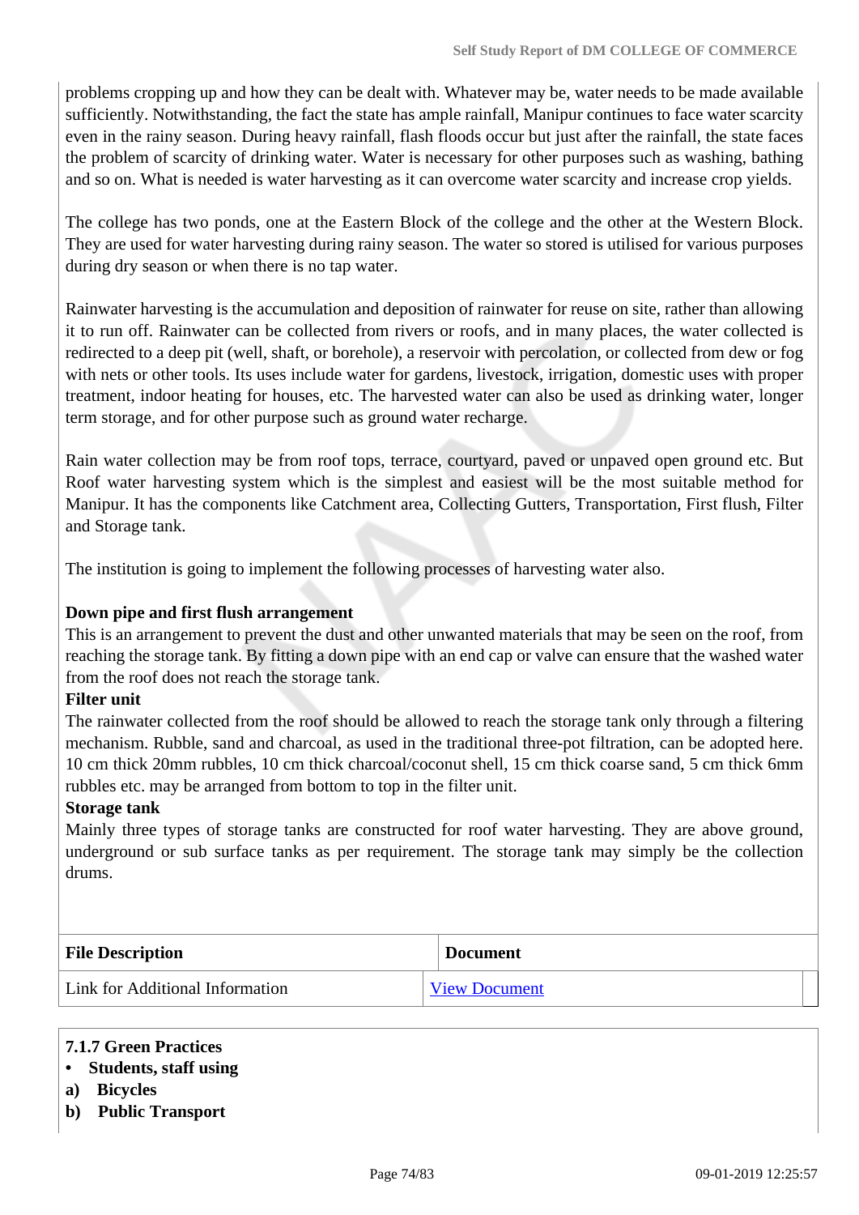problems cropping up and how they can be dealt with. Whatever may be, water needs to be made available sufficiently. Notwithstanding, the fact the state has ample rainfall, Manipur continues to face water scarcity even in the rainy season. During heavy rainfall, flash floods occur but just after the rainfall, the state faces the problem of scarcity of drinking water. Water is necessary for other purposes such as washing, bathing and so on. What is needed is water harvesting as it can overcome water scarcity and increase crop yields.

The college has two ponds, one at the Eastern Block of the college and the other at the Western Block. They are used for water harvesting during rainy season. The water so stored is utilised for various purposes during dry season or when there is no tap water.

Rainwater harvesting is the accumulation and deposition of rainwater for reuse on site, rather than allowing it to run off. Rainwater can be collected from rivers or roofs, and in many places, the water collected is redirected to a deep pit (well, shaft, or borehole), a reservoir with percolation, or collected from dew or fog with nets or other tools. Its uses include water for gardens, livestock, irrigation, domestic uses with proper treatment, indoor heating for houses, etc. The harvested water can also be used as drinking water, longer term storage, and for other purpose such as ground water recharge.

Rain water collection may be from roof tops, terrace, courtyard, paved or unpaved open ground etc. But Roof water harvesting system which is the simplest and easiest will be the most suitable method for Manipur. It has the components like Catchment area, Collecting Gutters, Transportation, First flush, Filter and Storage tank.

The institution is going to implement the following processes of harvesting water also.

**Down pipe and first flush arrangement**
This is an arrangement to prevent the dust and other unwanted materials that may be seen on the roof, from reaching the storage tank. By fitting a down pipe with an end cap or valve can ensure that the washed water from the roof does not reach the storage tank.

**Filter unit**
The rainwater collected from the roof should be allowed to reach the storage tank only through a filtering mechanism. Rubble, sand and charcoal, as used in the traditional three-pot filtration, can be adopted here. 10 cm thick 20mm rubbles, 10 cm thick charcoal/coconut shell, 15 cm thick coarse sand, 5 cm thick 6mm rubbles etc. may be arranged from bottom to top in the filter unit.

**Storage tank**
Mainly three types of storage tanks are constructed for roof water harvesting. They are above ground, underground or sub surface tanks as per requirement. The storage tank may simply be the collection drums.

| File Description | Document |
|---|---|
| Link for Additional Information | View Document |

**7.1.7 Green Practices**

- **Students, staff using**

**a) Bicycles**

**b) Public Transport**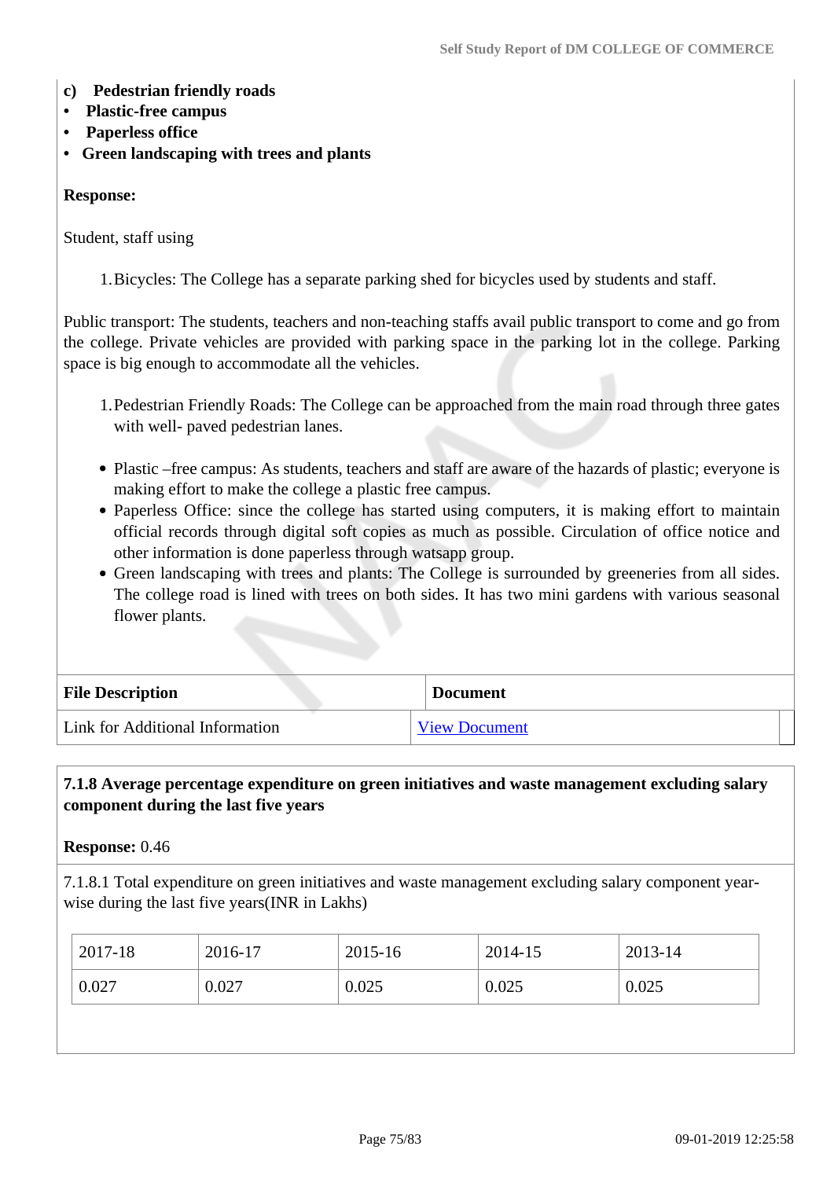**c) Pedestrian friendly roads**
- **Plastic-free campus**
- **Paperless office**
- **Green landscaping with trees and plants**

**Response:**

Student, staff using

1. Bicycles: The College has a separate parking shed for bicycles used by students and staff.

Public transport: The students, teachers and non-teaching staffs avail public transport to come and go from the college. Private vehicles are provided with parking space in the parking lot in the college. Parking space is big enough to accommodate all the vehicles.

1. Pedestrian Friendly Roads: The College can be approached from the main road through three gates with well- paved pedestrian lanes.

- Plastic –free campus: As students, teachers and staff are aware of the hazards of plastic; everyone is making effort to make the college a plastic free campus.
- Paperless Office: since the college has started using computers, it is making effort to maintain official records through digital soft copies as much as possible. Circulation of office notice and other information is done paperless through watsapp group.
- Green landscaping with trees and plants: The College is surrounded by greeneries from all sides. The college road is lined with trees on both sides. It has two mini gardens with various seasonal flower plants.

| File Description | Document |
|---|---|
| Link for Additional Information | View Document |

**7.1.8 Average percentage expenditure on green initiatives and waste management excluding salary component during the last five years**

**Response:** 0.46

7.1.8.1 Total expenditure on green initiatives and waste management excluding salary component year-wise during the last five years(INR in Lakhs)

| 2017-18 | 2016-17 | 2015-16 | 2014-15 | 2013-14 |
|---|---|---|---|---|
| 0.027 | 0.027 | 0.025 | 0.025 | 0.025 |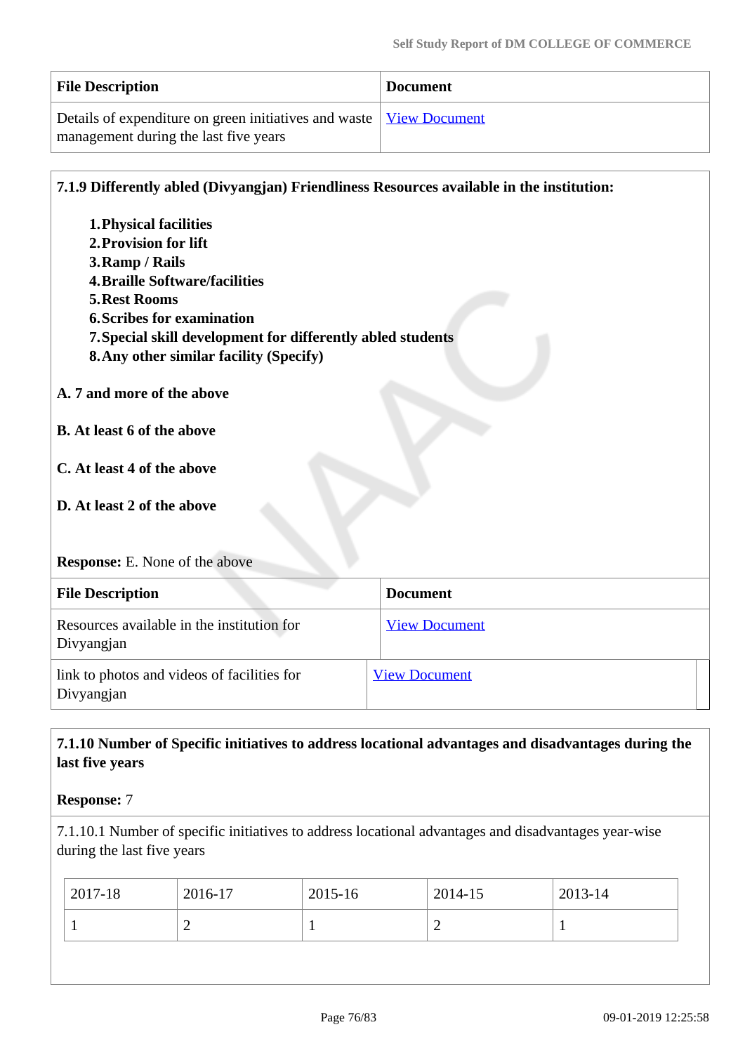| File Description | Document |
|---|---|
| Details of expenditure on green initiatives and waste management during the last five years | View Document |

**7.1.9 Differently abled (Divyangjan) Friendliness Resources available in the institution:**

1. **Physical facilities**
2. **Provision for lift**
3. **Ramp / Rails**
4. **Braille Software/facilities**
5. **Rest Rooms**
6. **Scribes for examination**
7. **Special skill development for differently abled students**
8. **Any other similar facility (Specify)**

**A. 7 and more of the above**

**B. At least 6 of the above**

**C. At least 4 of the above**

**D. At least 2 of the above**

**Response:** E. None of the above

| File Description | Document |
|---|---|
| Resources available in the institution for Divyangjan | View Document |
| link to photos and videos of facilities for Divyangjan | View Document |

**7.1.10 Number of Specific initiatives to address locational advantages and disadvantages during the last five years**

**Response:** 7

7.1.10.1 Number of specific initiatives to address locational advantages and disadvantages year-wise during the last five years

| 2017-18 | 2016-17 | 2015-16 | 2014-15 | 2013-14 |
|---|---|---|---|---|
| 1 | 2 | 1 | 2 | 1 |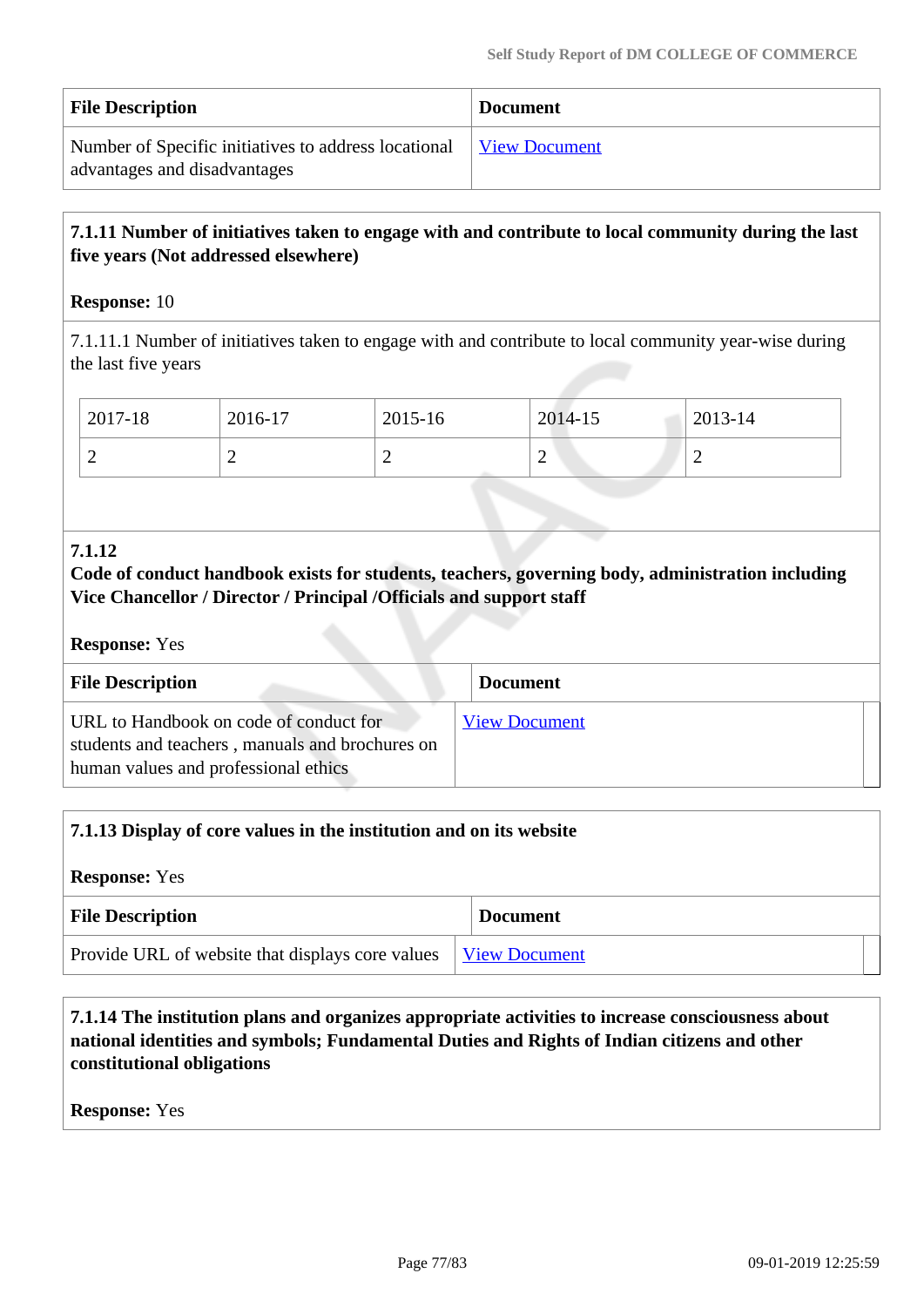| File Description | Document |
|---|---|
| Number of Specific initiatives to address locational advantages and disadvantages | View Document |

**7.1.11 Number of initiatives taken to engage with and contribute to local community during the last five years (Not addressed elsewhere)**

**Response:** 10

7.1.11.1 Number of initiatives taken to engage with and contribute to local community year-wise during the last five years

| 2017-18 | 2016-17 | 2015-16 | 2014-15 | 2013-14 |
|---|---|---|---|---|
| 2 | 2 | 2 | 2 | 2 |

**7.1.12**
**Code of conduct handbook exists for students, teachers, governing body, administration including Vice Chancellor / Director / Principal /Officials and support staff**

**Response:** Yes

| File Description | Document |
|---|---|
| URL to Handbook on code of conduct for students and teachers , manuals and brochures on human values and professional ethics | View Document |

**7.1.13 Display of core values in the institution and on its website**

**Response:** Yes

| File Description | Document |
|---|---|
| Provide URL of website that displays core values | View Document |

**7.1.14 The institution plans and organizes appropriate activities to increase consciousness about national identities and symbols; Fundamental Duties and Rights of Indian citizens and other constitutional obligations**

**Response:** Yes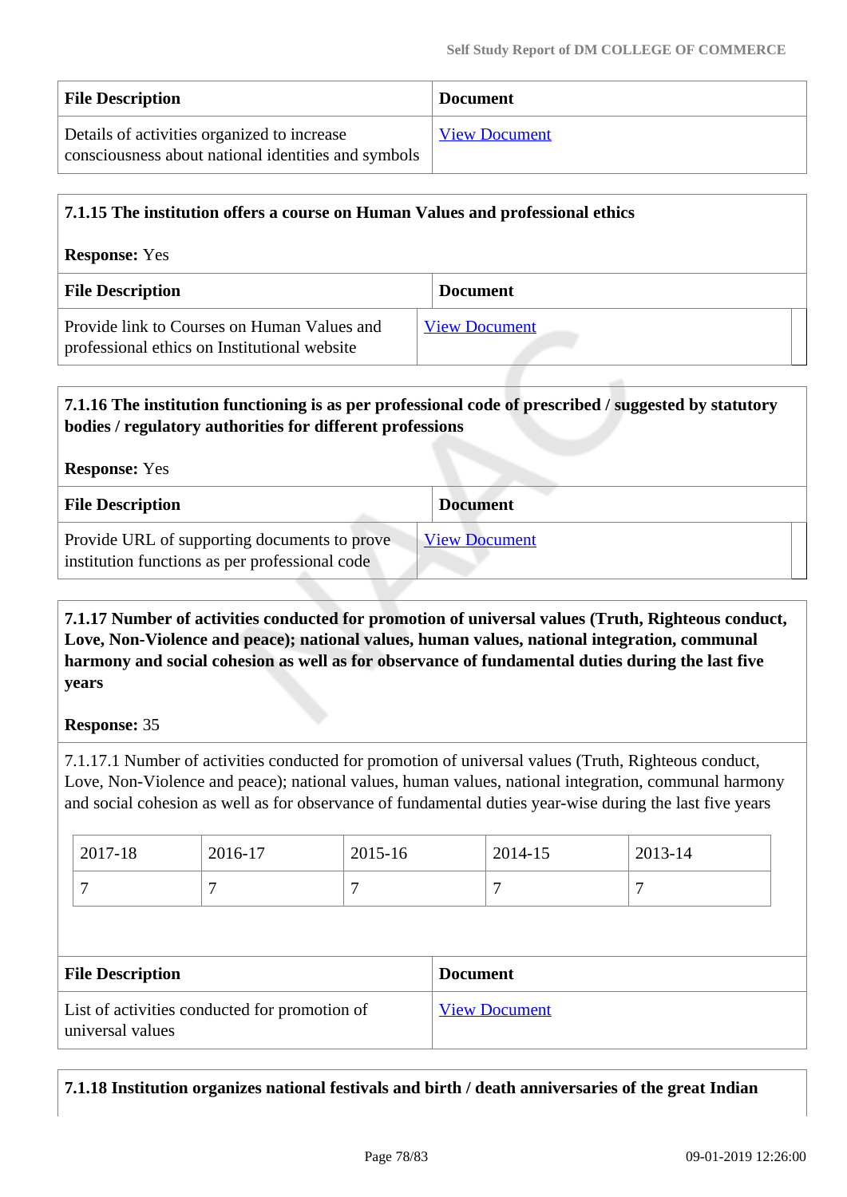| File Description | Document |
|---|---|
| Details of activities organized to increase consciousness about national identities and symbols | View Document |

**7.1.15 The institution offers a course on Human Values and professional ethics**

**Response:** Yes

| File Description | Document |
|---|---|
| Provide link to Courses on Human Values and professional ethics on Institutional website | View Document |

**7.1.16 The institution functioning is as per professional code of prescribed / suggested by statutory bodies / regulatory authorities for different professions**

**Response:** Yes

| File Description | Document |
|---|---|
| Provide URL of supporting documents to prove institution functions as per professional code | View Document |

**7.1.17 Number of activities conducted for promotion of universal values (Truth, Righteous conduct, Love, Non-Violence and peace); national values, human values, national integration, communal harmony and social cohesion as well as for observance of fundamental duties during the last five years**

**Response:** 35

7.1.17.1 Number of activities conducted for promotion of universal values (Truth, Righteous conduct, Love, Non-Violence and peace); national values, human values, national integration, communal harmony and social cohesion as well as for observance of fundamental duties year-wise during the last five years

| 2017-18 | 2016-17 | 2015-16 | 2014-15 | 2013-14 |
|---|---|---|---|---|
| 7 | 7 | 7 | 7 | 7 |

| File Description | Document |
|---|---|
| List of activities conducted for promotion of universal values | View Document |

**7.1.18 Institution organizes national festivals and birth / death anniversaries of the great Indian**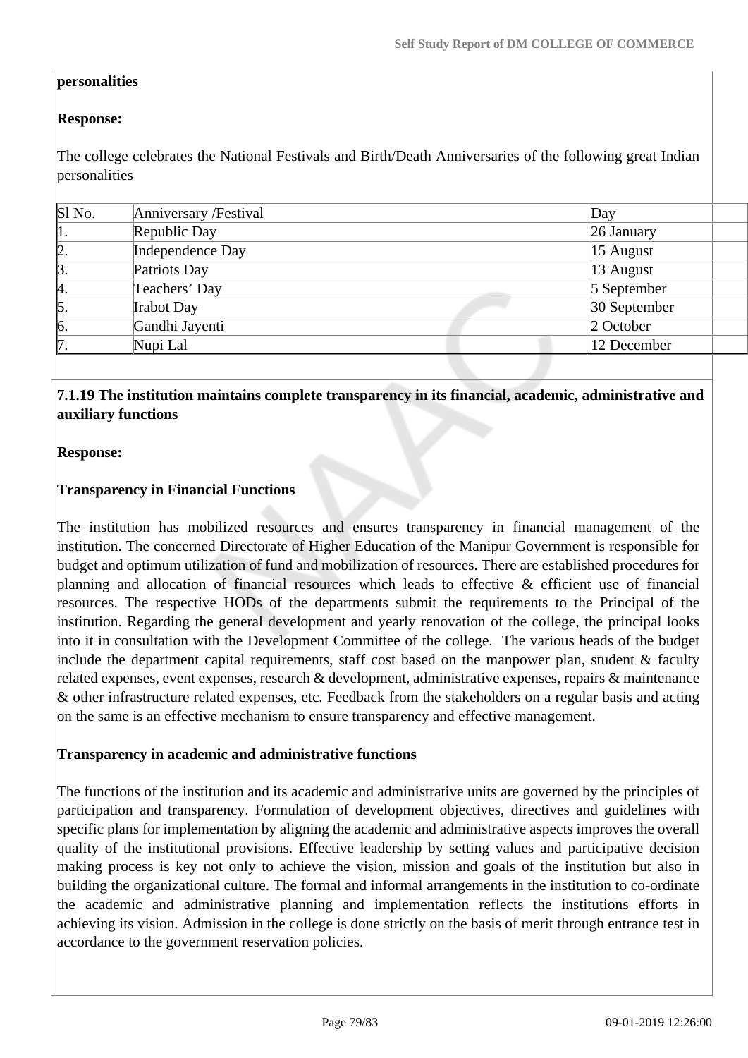**personalities**

**Response:**

The college celebrates the National Festivals and Birth/Death Anniversaries of the following great Indian personalities

| Sl No. | Anniversary /Festival | Day |
|---|---|---|
| 1. | Republic Day | 26 January |
| 2. | Independence Day | 15 August |
| 3. | Patriots Day | 13 August |
| 4. | Teachers' Day | 5 September |
| 5. | Irabot Day | 30 September |
| 6. | Gandhi Jayenti | 2 October |
| 7. | Nupi Lal | 12 December |

**7.1.19 The institution maintains complete transparency in its financial, academic, administrative and auxiliary functions**

**Response:**

**Transparency in Financial Functions**

The institution has mobilized resources and ensures transparency in financial management of the institution. The concerned Directorate of Higher Education of the Manipur Government is responsible for budget and optimum utilization of fund and mobilization of resources. There are established procedures for planning and allocation of financial resources which leads to effective & efficient use of financial resources. The respective HODs of the departments submit the requirements to the Principal of the institution. Regarding the general development and yearly renovation of the college, the principal looks into it in consultation with the Development Committee of the college. The various heads of the budget include the department capital requirements, staff cost based on the manpower plan, student & faculty related expenses, event expenses, research & development, administrative expenses, repairs & maintenance & other infrastructure related expenses, etc. Feedback from the stakeholders on a regular basis and acting on the same is an effective mechanism to ensure transparency and effective management.

**Transparency in academic and administrative functions**

The functions of the institution and its academic and administrative units are governed by the principles of participation and transparency. Formulation of development objectives, directives and guidelines with specific plans for implementation by aligning the academic and administrative aspects improves the overall quality of the institutional provisions. Effective leadership by setting values and participative decision making process is key not only to achieve the vision, mission and goals of the institution but also in building the organizational culture. The formal and informal arrangements in the institution to co-ordinate the academic and administrative planning and implementation reflects the institutions efforts in achieving its vision. Admission in the college is done strictly on the basis of merit through entrance test in accordance to the government reservation policies.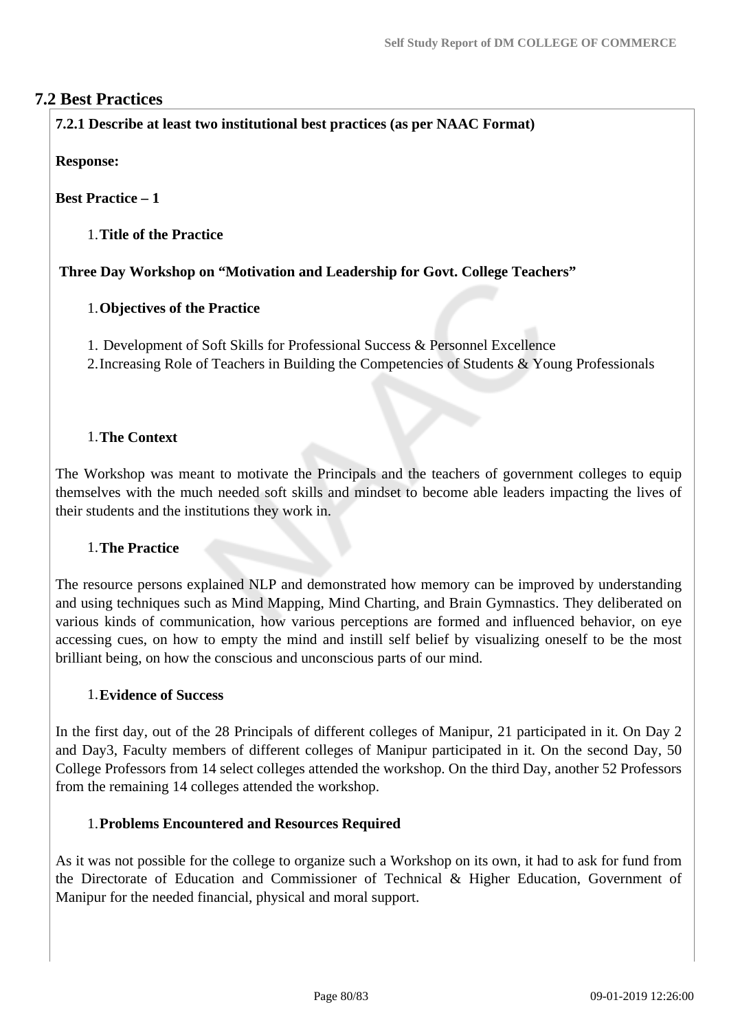## 7.2 Best Practices

**7.2.1 Describe at least two institutional best practices (as per NAAC Format)**

**Response:**

**Best Practice – 1**

1. **Title of the Practice**

**Three Day Workshop on "Motivation and Leadership for Govt. College Teachers"**

1. **Objectives of the Practice**

1. Development of Soft Skills for Professional Success & Personnel Excellence
2. Increasing Role of Teachers in Building the Competencies of Students & Young Professionals

1. **The Context**

The Workshop was meant to motivate the Principals and the teachers of government colleges to equip themselves with the much needed soft skills and mindset to become able leaders impacting the lives of their students and the institutions they work in.

1. **The Practice**

The resource persons explained NLP and demonstrated how memory can be improved by understanding and using techniques such as Mind Mapping, Mind Charting, and Brain Gymnastics. They deliberated on various kinds of communication, how various perceptions are formed and influenced behavior, on eye accessing cues, on how to empty the mind and instill self belief by visualizing oneself to be the most brilliant being, on how the conscious and unconscious parts of our mind.

1. **Evidence of Success**

In the first day, out of the 28 Principals of different colleges of Manipur, 21 participated in it. On Day 2 and Day3, Faculty members of different colleges of Manipur participated in it. On the second Day, 50 College Professors from 14 select colleges attended the workshop. On the third Day, another 52 Professors from the remaining 14 colleges attended the workshop.

1. **Problems Encountered and Resources Required**

As it was not possible for the college to organize such a Workshop on its own, it had to ask for fund from the Directorate of Education and Commissioner of Technical & Higher Education, Government of Manipur for the needed financial, physical and moral support.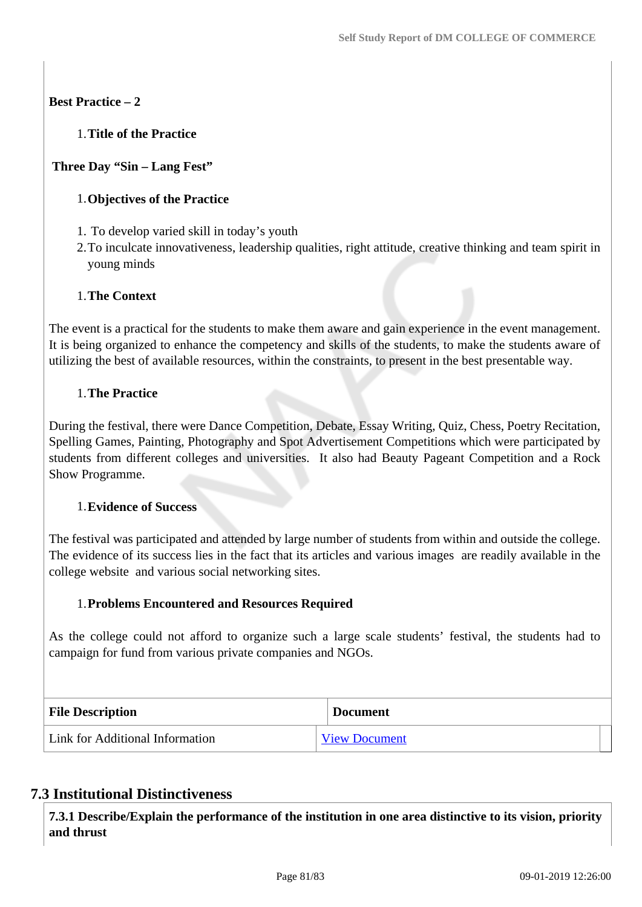**Best Practice – 2**

1. **Title of the Practice**

**Three Day "Sin – Lang Fest"**

1. **Objectives of the Practice**

1. To develop varied skill in today's youth
2. To inculcate innovativeness, leadership qualities, right attitude, creative thinking and team spirit in young minds

1. **The Context**

The event is a practical for the students to make them aware and gain experience in the event management. It is being organized to enhance the competency and skills of the students, to make the students aware of utilizing the best of available resources, within the constraints, to present in the best presentable way.

1. **The Practice**

During the festival, there were Dance Competition, Debate, Essay Writing, Quiz, Chess, Poetry Recitation, Spelling Games, Painting, Photography and Spot Advertisement Competitions which were participated by students from different colleges and universities. It also had Beauty Pageant Competition and a Rock Show Programme.

1. **Evidence of Success**

The festival was participated and attended by large number of students from within and outside the college. The evidence of its success lies in the fact that its articles and various images are readily available in the college website and various social networking sites.

1. **Problems Encountered and Resources Required**

As the college could not afford to organize such a large scale students' festival, the students had to campaign for fund from various private companies and NGOs.

| File Description | Document |
|---|---|
| Link for Additional Information | View Document |

## 7.3 Institutional Distinctiveness

**7.3.1 Describe/Explain the performance of the institution in one area distinctive to its vision, priority and thrust**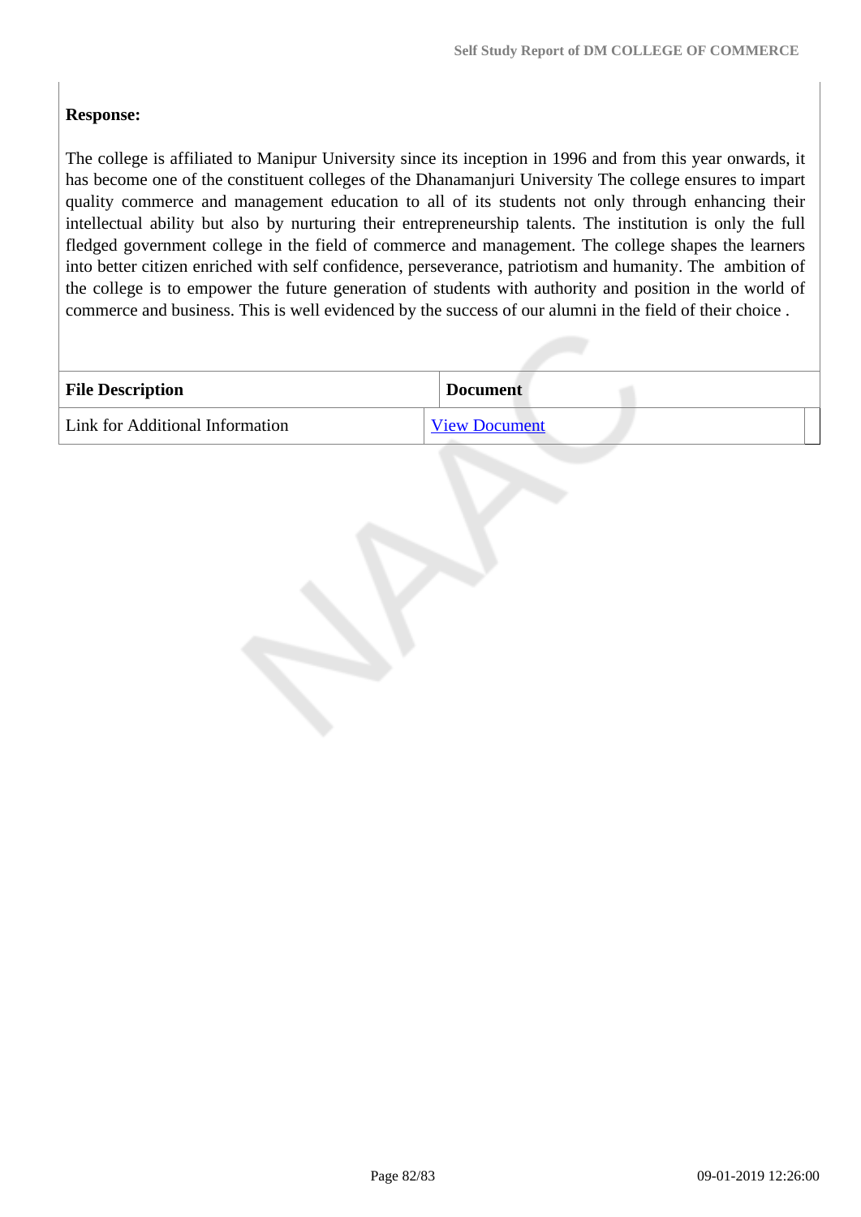**Response:**

The college is affiliated to Manipur University since its inception in 1996 and from this year onwards, it has become one of the constituent colleges of the Dhanamanjuri University The college ensures to impart quality commerce and management education to all of its students not only through enhancing their intellectual ability but also by nurturing their entrepreneurship talents. The institution is only the full fledged government college in the field of commerce and management. The college shapes the learners into better citizen enriched with self confidence, perseverance, patriotism and humanity. The ambition of the college is to empower the future generation of students with authority and position in the world of commerce and business. This is well evidenced by the success of our alumni in the field of their choice .

| File Description | Document |
|---|---|
| Link for Additional Information | View Document |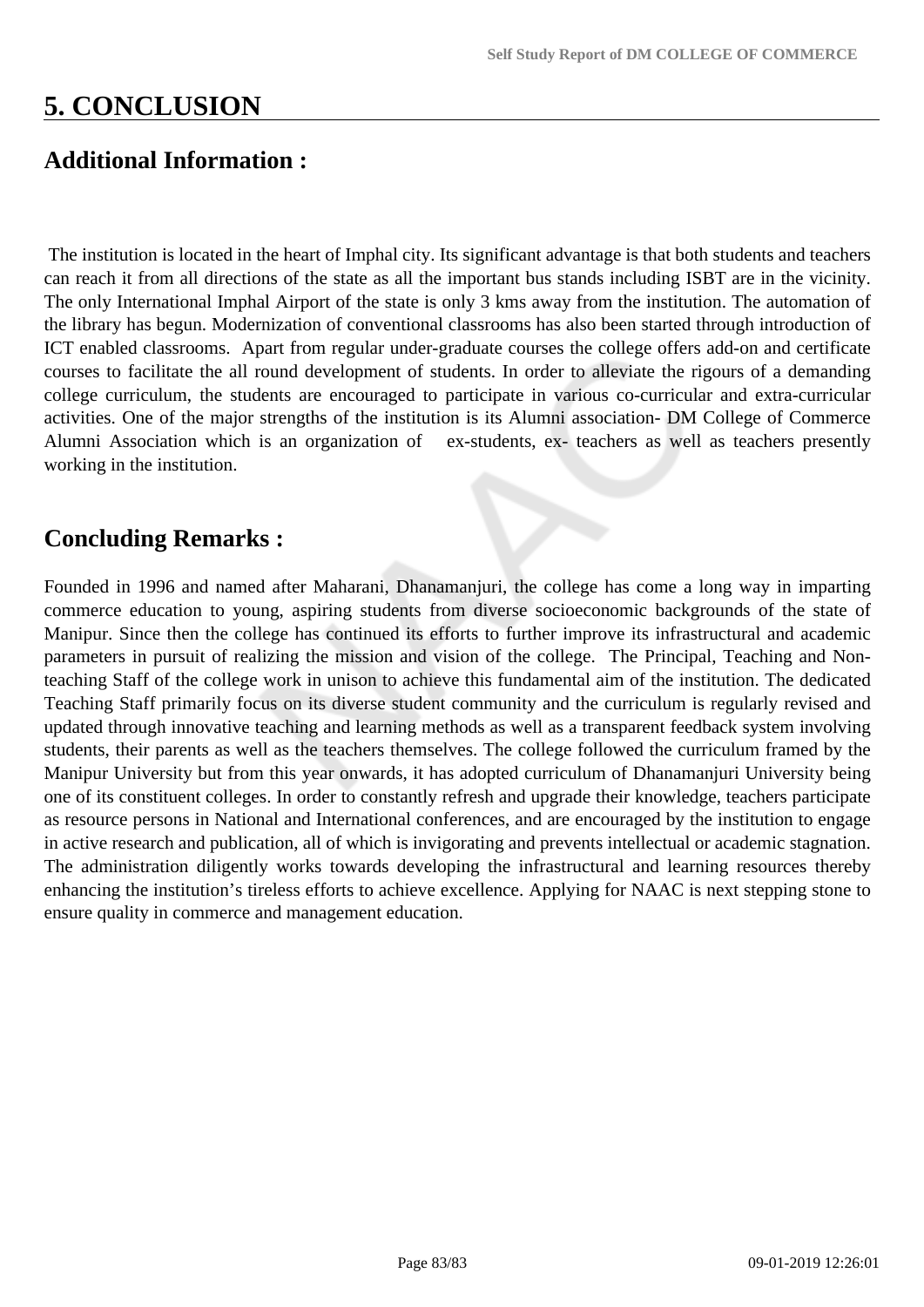# 5. CONCLUSION

## Additional Information :

The institution is located in the heart of Imphal city. Its significant advantage is that both students and teachers can reach it from all directions of the state as all the important bus stands including ISBT are in the vicinity. The only International Imphal Airport of the state is only 3 kms away from the institution. The automation of the library has begun. Modernization of conventional classrooms has also been started through introduction of ICT enabled classrooms. Apart from regular under-graduate courses the college offers add-on and certificate courses to facilitate the all round development of students. In order to alleviate the rigours of a demanding college curriculum, the students are encouraged to participate in various co-curricular and extra-curricular activities. One of the major strengths of the institution is its Alumni association- DM College of Commerce Alumni Association which is an organization of ex-students, ex- teachers as well as teachers presently working in the institution.

## Concluding Remarks :

Founded in 1996 and named after Maharani, Dhanamanjuri, the college has come a long way in imparting commerce education to young, aspiring students from diverse socioeconomic backgrounds of the state of Manipur. Since then the college has continued its efforts to further improve its infrastructural and academic parameters in pursuit of realizing the mission and vision of the college. The Principal, Teaching and Non-teaching Staff of the college work in unison to achieve this fundamental aim of the institution. The dedicated Teaching Staff primarily focus on its diverse student community and the curriculum is regularly revised and updated through innovative teaching and learning methods as well as a transparent feedback system involving students, their parents as well as the teachers themselves. The college followed the curriculum framed by the Manipur University but from this year onwards, it has adopted curriculum of Dhanamanjuri University being one of its constituent colleges. In order to constantly refresh and upgrade their knowledge, teachers participate as resource persons in National and International conferences, and are encouraged by the institution to engage in active research and publication, all of which is invigorating and prevents intellectual or academic stagnation. The administration diligently works towards developing the infrastructural and learning resources thereby enhancing the institution's tireless efforts to achieve excellence. Applying for NAAC is next stepping stone to ensure quality in commerce and management education.